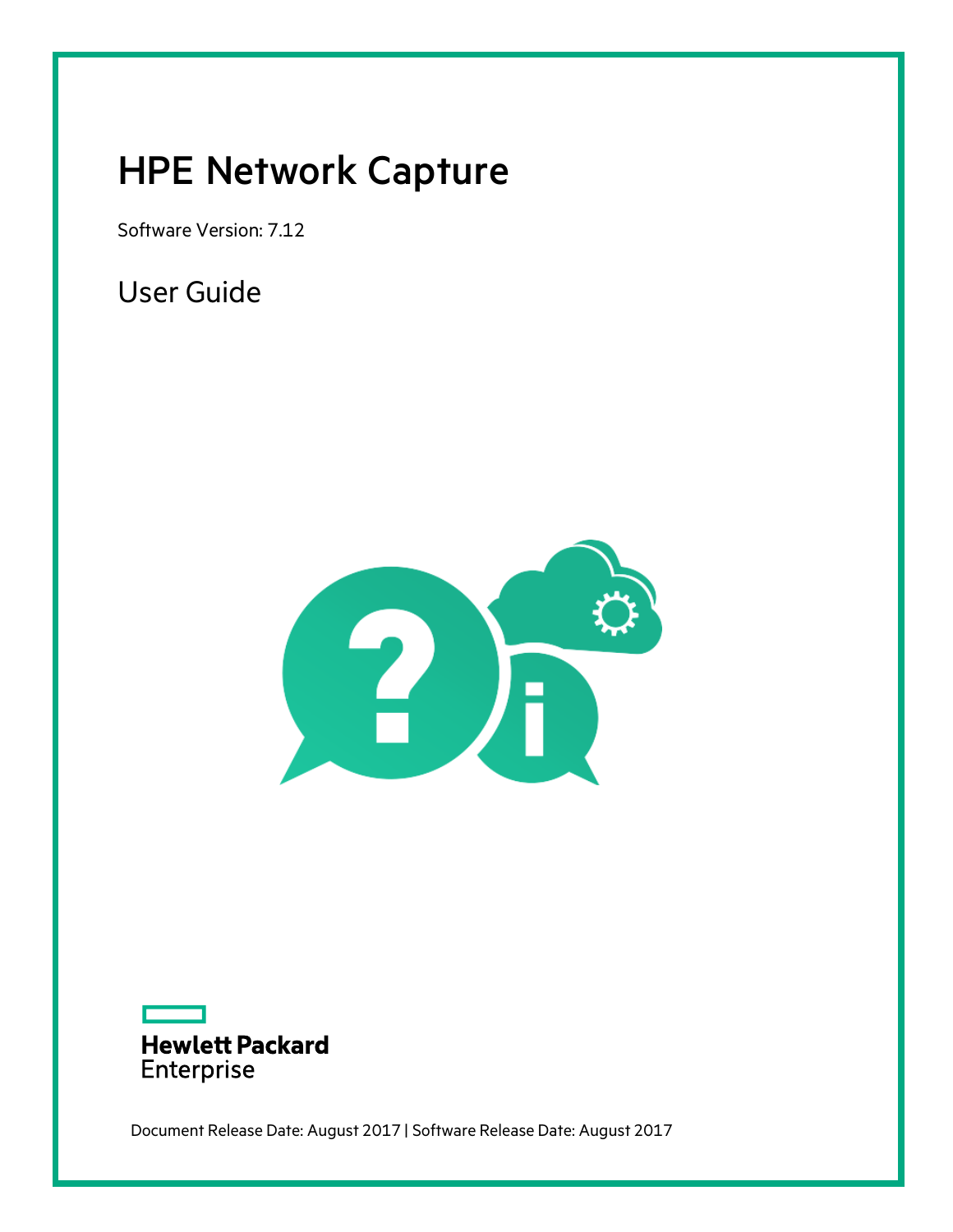# HPE Network Capture

Software Version: 7.12

## User Guide

Hewlett Packard Enterprise

Document Release Date: August 2017 | Software Release Date: August 2017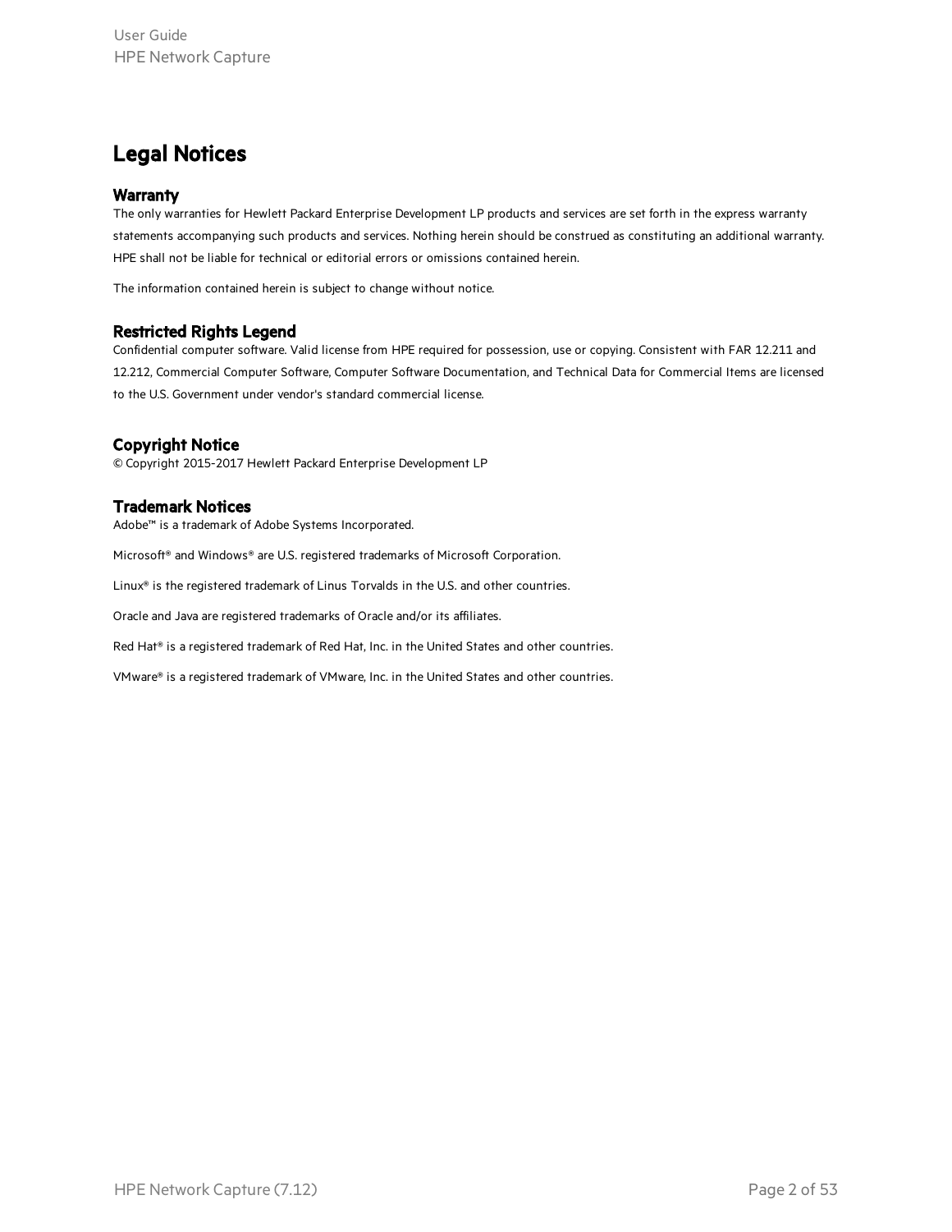# Legal Notices

## Warranty

The only warranties for Hewlett Packard Enterprise Development LP products and services are set forth in the express warranty statements accompanying such products and services. Nothing herein should be construed as constituting an additional warranty. HPE shall not be liable for technical or editorial errors or omissions contained herein.

The information contained herein is subject to change without notice.

## Restricted Rights Legend

Confidential computer software. Valid license from HPE required for possession, use or copying. Consistent with FAR 12.211 and 12.212, Commercial Computer Software, Computer Software Documentation, and Technical Data for Commercial Items are licensed to the U.S. Government under vendor's standard commercial license.

## Copyright Notice

© Copyright 2015-2017 Hewlett Packard Enterprise Development LP

## Trademark Notices

Adobe™ is a trademark of Adobe Systems Incorporated.

Microsoft® and Windows® are U.S. registered trademarks of Microsoft Corporation.

Linux® is the registered trademark of Linus Torvalds in the U.S. and other countries.

Oracle and Java are registered trademarks of Oracle and/or its affiliates.

Red Hat® is a registered trademark of Red Hat, Inc. in the United States and other countries.

VMware® is a registered trademark of VMware, Inc. in the United States and other countries.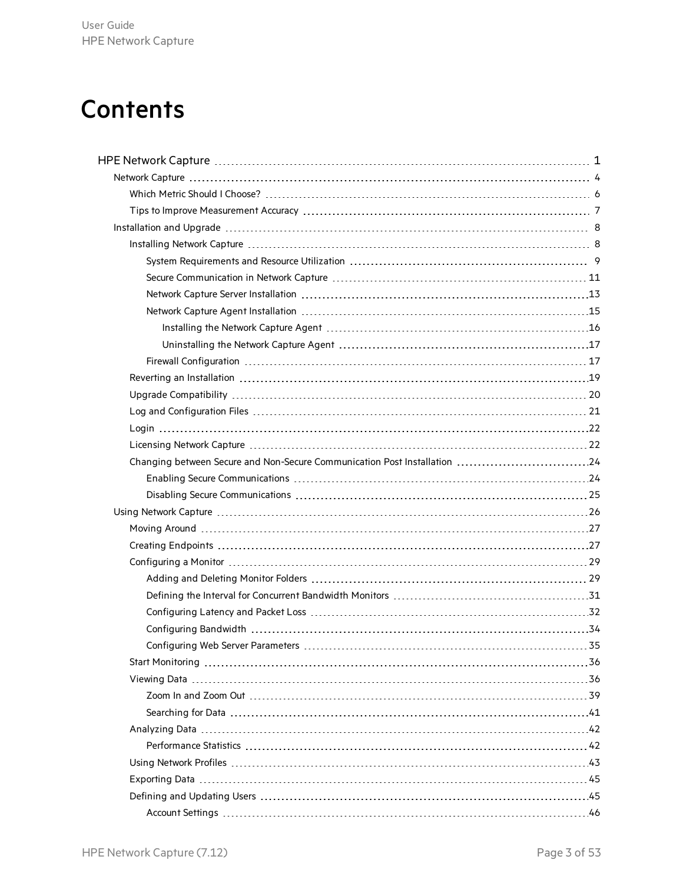# Contents

- HPE Network Capture 1
  - Network Capture 4
    - Which Metric Should I Choose? 6
    - Tips to Improve Measurement Accuracy 7
  - Installation and Upgrade 8
    - Installing Network Capture 8
      - System Requirements and Resource Utilization 9
      - Secure Communication in Network Capture 11
      - Network Capture Server Installation 13
      - Network Capture Agent Installation 15
        - Installing the Network Capture Agent 16
        - Uninstalling the Network Capture Agent 17
      - Firewall Configuration 17
    - Reverting an Installation 19
    - Upgrade Compatibility 20
    - Log and Configuration Files 21
    - Login 22
    - Licensing Network Capture 22
    - Changing between Secure and Non-Secure Communication Post Installation 24
      - Enabling Secure Communications 24
      - Disabling Secure Communications 25
  - Using Network Capture 26
    - Moving Around 27
    - Creating Endpoints 27
    - Configuring a Monitor 29
      - Adding and Deleting Monitor Folders 29
      - Defining the Interval for Concurrent Bandwidth Monitors 31
      - Configuring Latency and Packet Loss 32
      - Configuring Bandwidth 34
      - Configuring Web Server Parameters 35
    - Start Monitoring 36
    - Viewing Data 36
      - Zoom In and Zoom Out 39
      - Searching for Data 41
    - Analyzing Data 42
      - Performance Statistics 42
    - Using Network Profiles 43
    - Exporting Data 45
    - Defining and Updating Users 45
      - Account Settings 46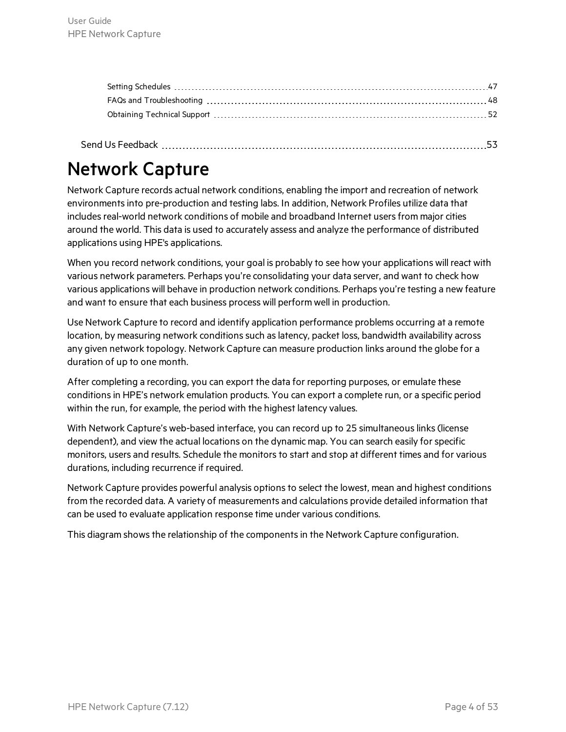Setting Schedules 47
FAQs and Troubleshooting 48
Obtaining Technical Support 52

Send Us Feedback 53

# Network Capture

Network Capture records actual network conditions, enabling the import and recreation of network environments into pre-production and testing labs. In addition, Network Profiles utilize data that includes real-world network conditions of mobile and broadband Internet users from major cities around the world. This data is used to accurately assess and analyze the performance of distributed applications using HPE's applications.

When you record network conditions, your goal is probably to see how your applications will react with various network parameters. Perhaps you're consolidating your data server, and want to check how various applications will behave in production network conditions. Perhaps you're testing a new feature and want to ensure that each business process will perform well in production.

Use Network Capture to record and identify application performance problems occurring at a remote location, by measuring network conditions such as latency, packet loss, bandwidth availability across any given network topology. Network Capture can measure production links around the globe for a duration of up to one month.

After completing a recording, you can export the data for reporting purposes, or emulate these conditions in HPE's network emulation products. You can export a complete run, or a specific period within the run, for example, the period with the highest latency values.

With Network Capture's web-based interface, you can record up to 25 simultaneous links (license dependent), and view the actual locations on the dynamic map. You can search easily for specific monitors, users and results. Schedule the monitors to start and stop at different times and for various durations, including recurrence if required.

Network Capture provides powerful analysis options to select the lowest, mean and highest conditions from the recorded data. A variety of measurements and calculations provide detailed information that can be used to evaluate application response time under various conditions.

This diagram shows the relationship of the components in the Network Capture configuration.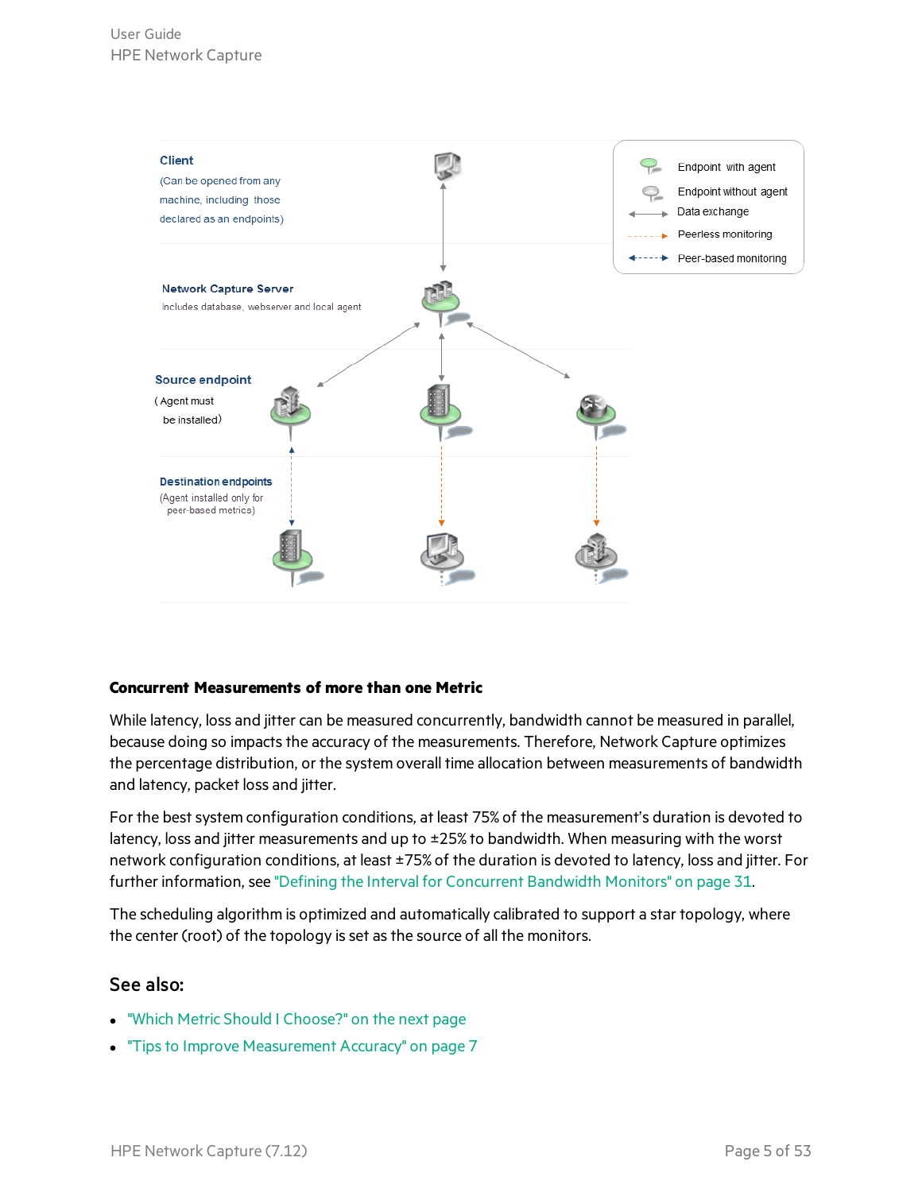### Concurrent Measurements of more than one Metric

While latency, loss and jitter can be measured concurrently, bandwidth cannot be measured in parallel, because doing so impacts the accuracy of the measurements. Therefore, Network Capture optimizes the percentage distribution, or the system overall time allocation between measurements of bandwidth and latency, packet loss and jitter.

For the best system configuration conditions, at least 75% of the measurement's duration is devoted to latency, loss and jitter measurements and up to ±25% to bandwidth. When measuring with the worst network configuration conditions, at least ±75% of the duration is devoted to latency, loss and jitter. For further information, see "Defining the Interval for Concurrent Bandwidth Monitors" on page 31.

The scheduling algorithm is optimized and automatically calibrated to support a star topology, where the center (root) of the topology is set as the source of all the monitors.

## See also:

- "Which Metric Should I Choose?" on the next page
- "Tips to Improve Measurement Accuracy" on page 7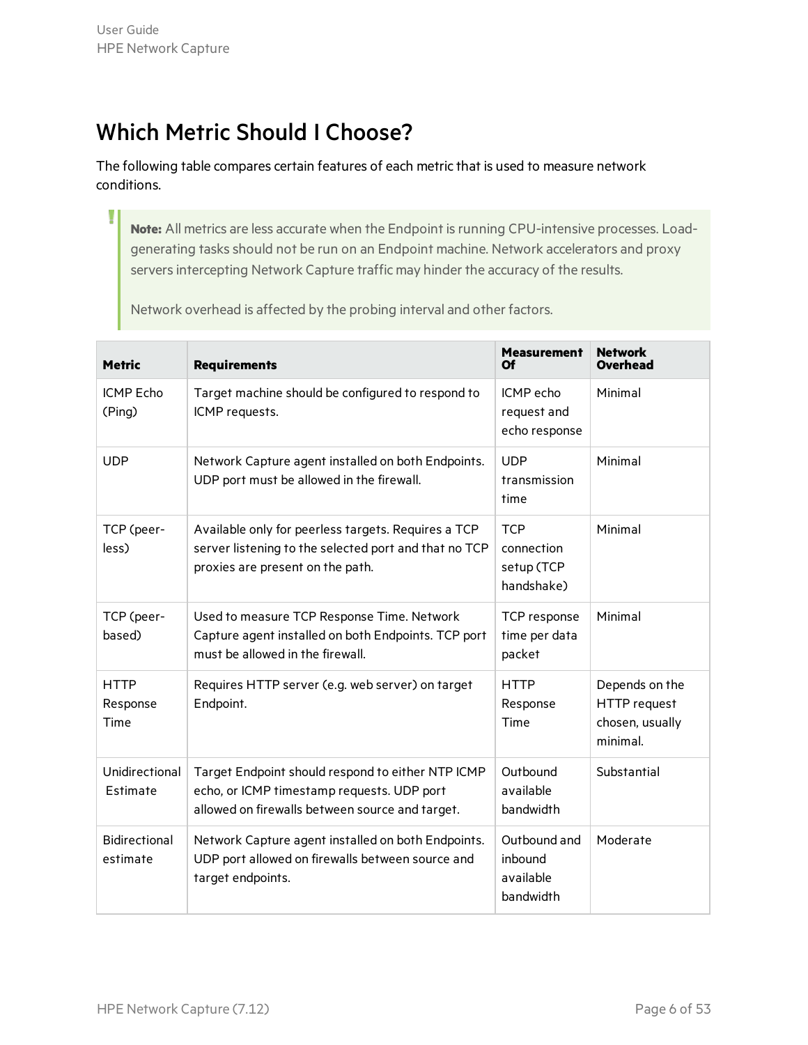# Which Metric Should I Choose?

The following table compares certain features of each metric that is used to measure network conditions.

> **Note:** All metrics are less accurate when the Endpoint is running CPU-intensive processes. Load-generating tasks should not be run on an Endpoint machine. Network accelerators and proxy servers intercepting Network Capture traffic may hinder the accuracy of the results.
>
> Network overhead is affected by the probing interval and other factors.

| Metric | Requirements | Measurement Of | Network Overhead |
|---|---|---|---|
| ICMP Echo (Ping) | Target machine should be configured to respond to ICMP requests. | ICMP echo request and echo response | Minimal |
| UDP | Network Capture agent installed on both Endpoints. UDP port must be allowed in the firewall. | UDP transmission time | Minimal |
| TCP (peer-less) | Available only for peerless targets. Requires a TCP server listening to the selected port and that no TCP proxies are present on the path. | TCP connection setup (TCP handshake) | Minimal |
| TCP (peer-based) | Used to measure TCP Response Time. Network Capture agent installed on both Endpoints. TCP port must be allowed in the firewall. | TCP response time per data packet | Minimal |
| HTTP Response Time | Requires HTTP server (e.g. web server) on target Endpoint. | HTTP Response Time | Depends on the HTTP request chosen, usually minimal. |
| Unidirectional Estimate | Target Endpoint should respond to either NTP ICMP echo, or ICMP timestamp requests. UDP port allowed on firewalls between source and target. | Outbound available bandwidth | Substantial |
| Bidirectional estimate | Network Capture agent installed on both Endpoints. UDP port allowed on firewalls between source and target endpoints. | Outbound and inbound available bandwidth | Moderate |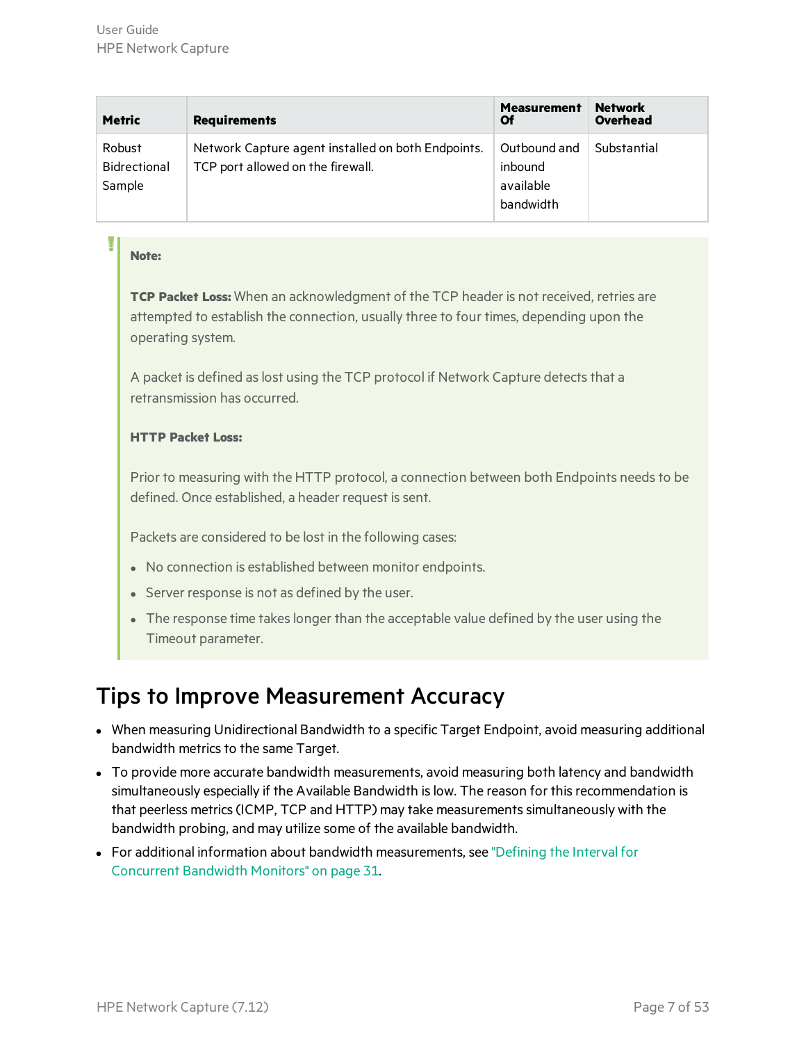| Metric | Requirements | Measurement Of | Network Overhead |
| --- | --- | --- | --- |
| Robust Bidrectional Sample | Network Capture agent installed on both Endpoints. TCP port allowed on the firewall. | Outbound and inbound available bandwidth | Substantial |

> **Note:**
>
> **TCP Packet Loss:** When an acknowledgment of the TCP header is not received, retries are attempted to establish the connection, usually three to four times, depending upon the operating system.
>
> A packet is defined as lost using the TCP protocol if Network Capture detects that a retransmission has occurred.
>
> **HTTP Packet Loss:**
>
> Prior to measuring with the HTTP protocol, a connection between both Endpoints needs to be defined. Once established, a header request is sent.
>
> Packets are considered to be lost in the following cases:
>
> - No connection is established between monitor endpoints.
> - Server response is not as defined by the user.
> - The response time takes longer than the acceptable value defined by the user using the Timeout parameter.

## Tips to Improve Measurement Accuracy

- When measuring Unidirectional Bandwidth to a specific Target Endpoint, avoid measuring additional bandwidth metrics to the same Target.
- To provide more accurate bandwidth measurements, avoid measuring both latency and bandwidth simultaneously especially if the Available Bandwidth is low. The reason for this recommendation is that peerless metrics (ICMP, TCP and HTTP) may take measurements simultaneously with the bandwidth probing, and may utilize some of the available bandwidth.
- For additional information about bandwidth measurements, see "Defining the Interval for Concurrent Bandwidth Monitors" on page 31.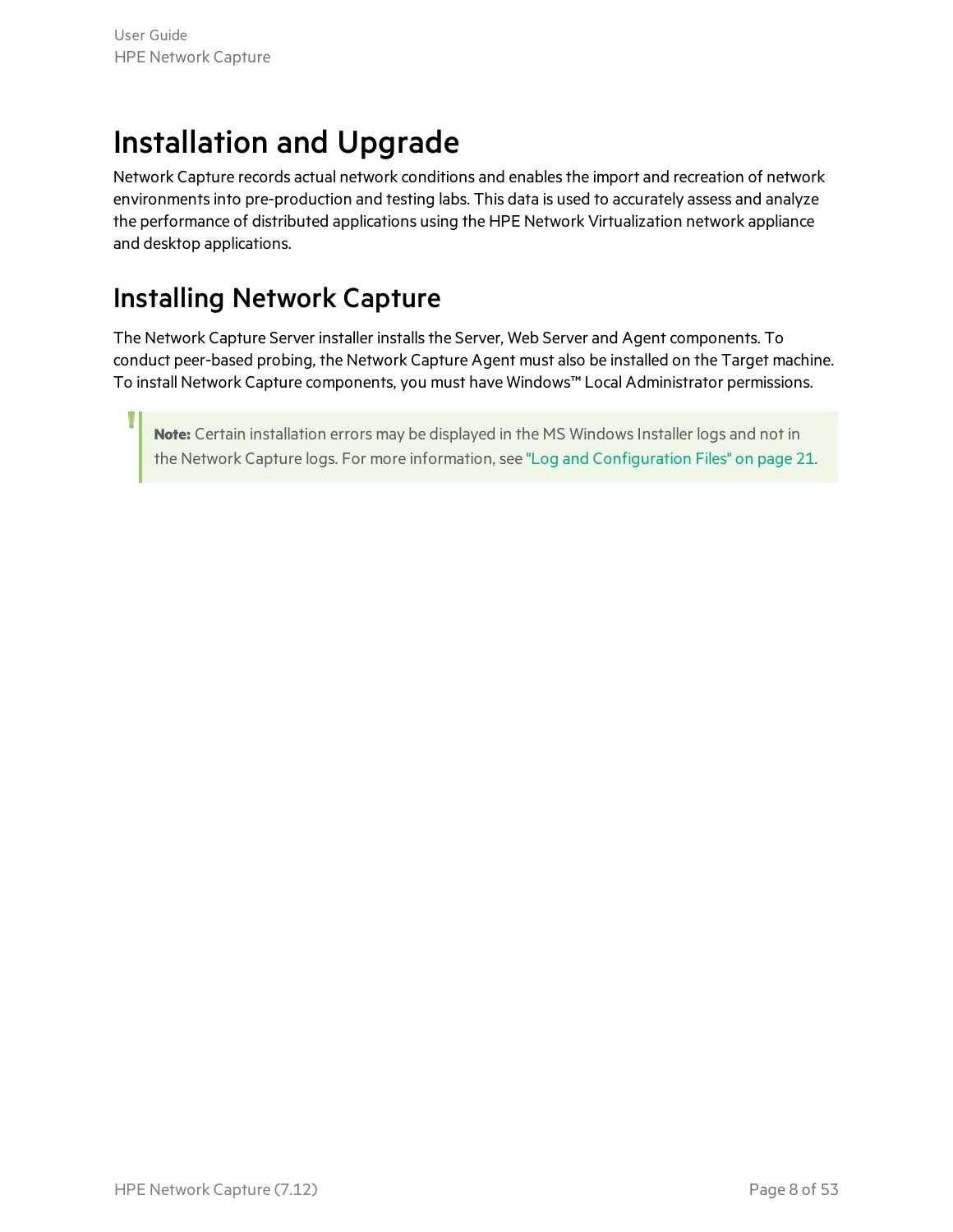# Installation and Upgrade

Network Capture records actual network conditions and enables the import and recreation of network environments into pre-production and testing labs. This data is used to accurately assess and analyze the performance of distributed applications using the HPE Network Virtualization network appliance and desktop applications.

## Installing Network Capture

The Network Capture Server installer installs the Server, Web Server and Agent components. To conduct peer-based probing, the Network Capture Agent must also be installed on the Target machine. To install Network Capture components, you must have Windows™ Local Administrator permissions.

> **Note:** Certain installation errors may be displayed in the MS Windows Installer logs and not in the Network Capture logs. For more information, see "Log and Configuration Files" on page 21.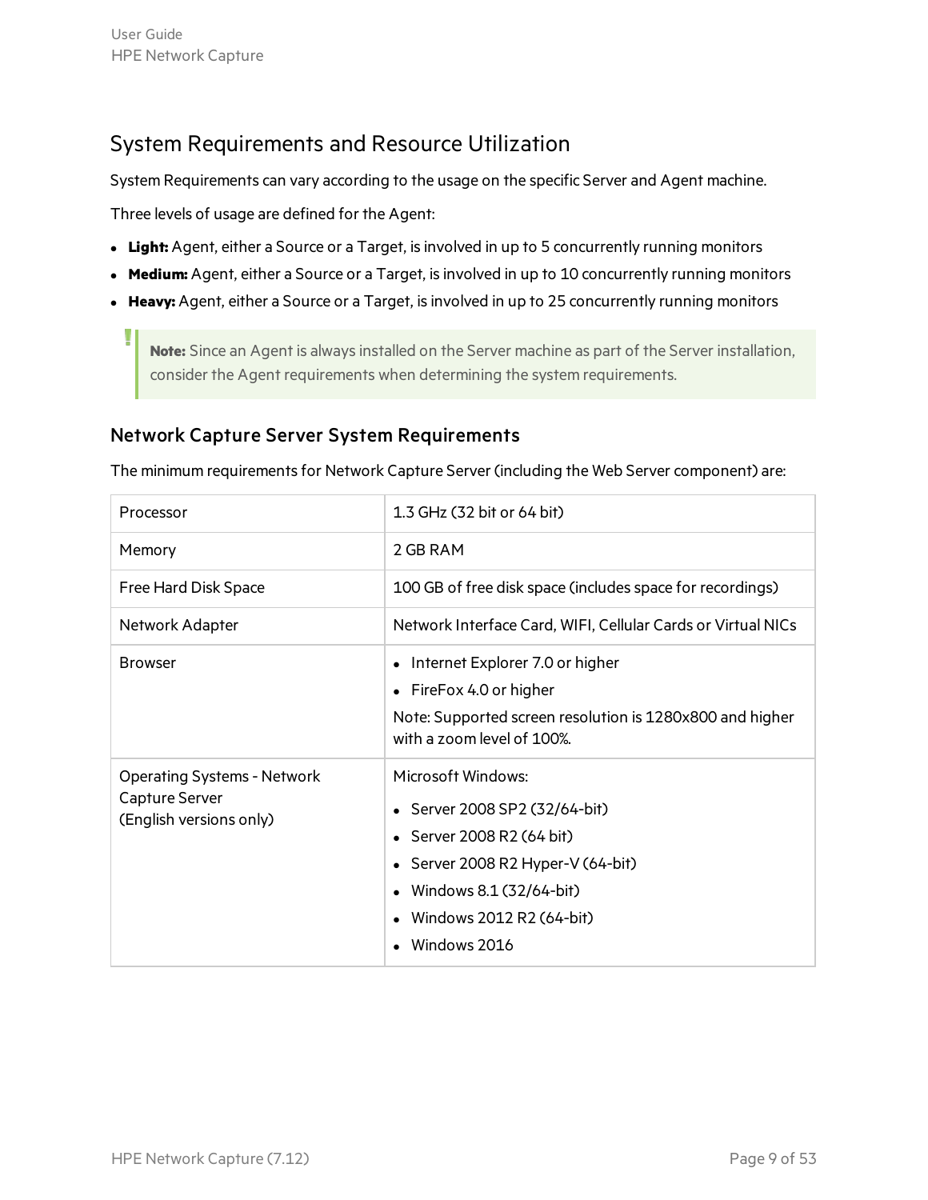## System Requirements and Resource Utilization

System Requirements can vary according to the usage on the specific Server and Agent machine.

Three levels of usage are defined for the Agent:

- **Light:** Agent, either a Source or a Target, is involved in up to 5 concurrently running monitors
- **Medium:** Agent, either a Source or a Target, is involved in up to 10 concurrently running monitors
- **Heavy:** Agent, either a Source or a Target, is involved in up to 25 concurrently running monitors

> **Note:** Since an Agent is always installed on the Server machine as part of the Server installation, consider the Agent requirements when determining the system requirements.

### Network Capture Server System Requirements

The minimum requirements for Network Capture Server (including the Web Server component) are:

| | |
|---|---|
| Processor | 1.3 GHz (32 bit or 64 bit) |
| Memory | 2 GB RAM |
| Free Hard Disk Space | 100 GB of free disk space (includes space for recordings) |
| Network Adapter | Network Interface Card, WIFI, Cellular Cards or Virtual NICs |
| Browser | • Internet Explorer 7.0 or higher<br>• FireFox 4.0 or higher<br>Note: Supported screen resolution is 1280x800 and higher with a zoom level of 100%. |
| Operating Systems - Network Capture Server (English versions only) | Microsoft Windows:<br>• Server 2008 SP2 (32/64-bit)<br>• Server 2008 R2 (64 bit)<br>• Server 2008 R2 Hyper-V (64-bit)<br>• Windows 8.1 (32/64-bit)<br>• Windows 2012 R2 (64-bit)<br>• Windows 2016 |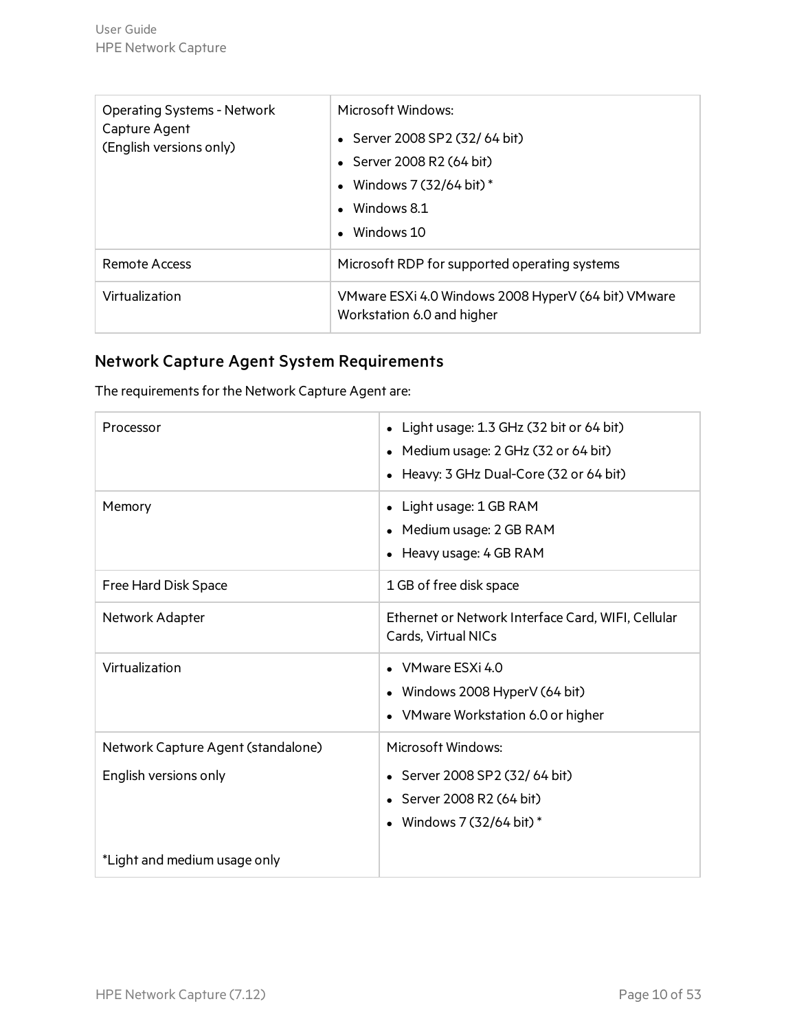| Operating Systems - Network Capture Agent (English versions only) | Microsoft Windows:<br>• Server 2008 SP2 (32/ 64 bit)<br>• Server 2008 R2 (64 bit)<br>• Windows 7 (32/64 bit) *<br>• Windows 8.1<br>• Windows 10 |
|---|---|
| Remote Access | Microsoft RDP for supported operating systems |
| Virtualization | VMware ESXi 4.0 Windows 2008 HyperV (64 bit) VMware Workstation 6.0 and higher |

### Network Capture Agent System Requirements

The requirements for the Network Capture Agent are:

| Processor | • Light usage: 1.3 GHz (32 bit or 64 bit)<br>• Medium usage: 2 GHz (32 or 64 bit)<br>• Heavy: 3 GHz Dual-Core (32 or 64 bit) |
|---|---|
| Memory | • Light usage: 1 GB RAM<br>• Medium usage: 2 GB RAM<br>• Heavy usage: 4 GB RAM |
| Free Hard Disk Space | 1 GB of free disk space |
| Network Adapter | Ethernet or Network Interface Card, WIFI, Cellular Cards, Virtual NICs |
| Virtualization | • VMware ESXi 4.0<br>• Windows 2008 HyperV (64 bit)<br>• VMware Workstation 6.0 or higher |
| Network Capture Agent (standalone)<br><br>English versions only<br><br>*Light and medium usage only | Microsoft Windows:<br>• Server 2008 SP2 (32/ 64 bit)<br>• Server 2008 R2 (64 bit)<br>• Windows 7 (32/64 bit) * |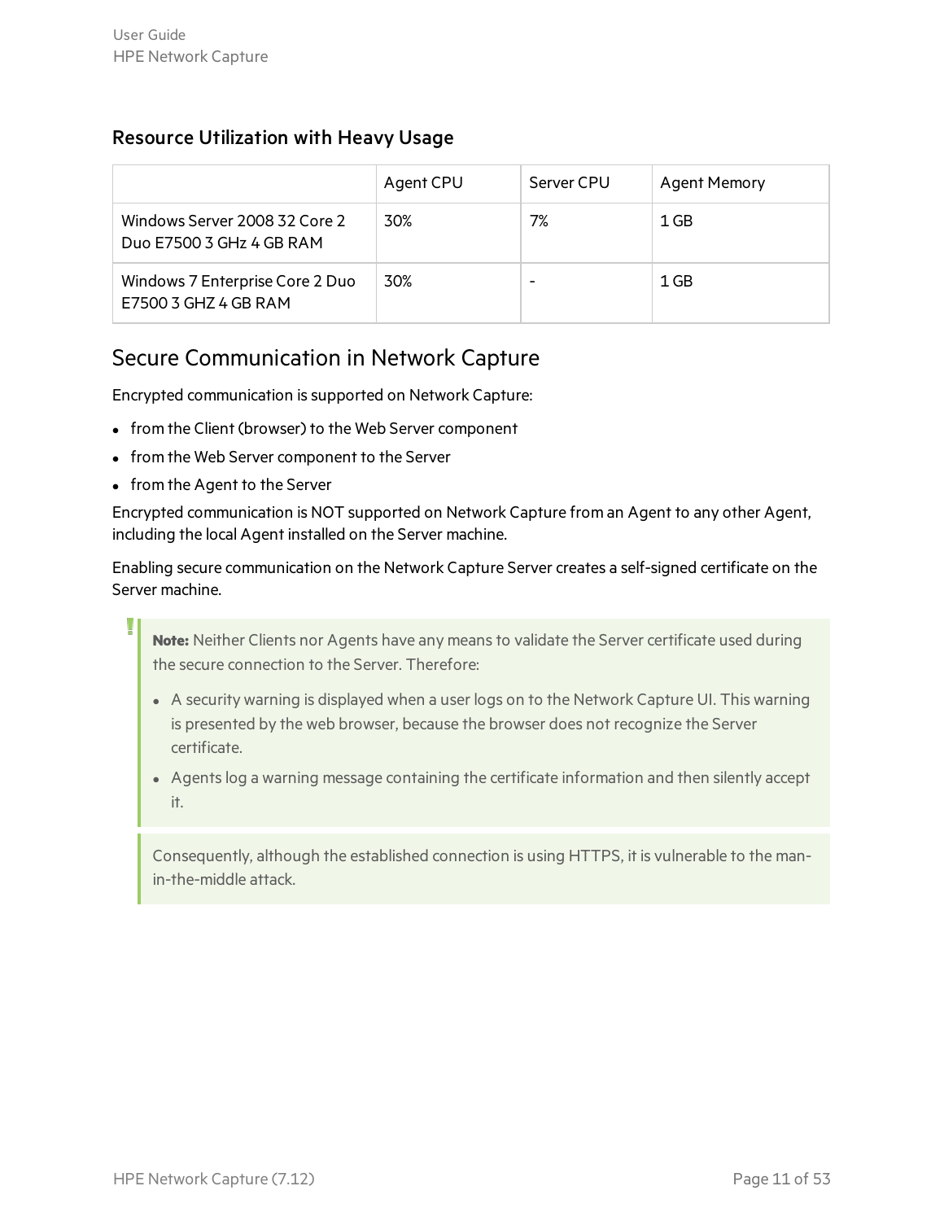### Resource Utilization with Heavy Usage

| | Agent CPU | Server CPU | Agent Memory |
|---|---|---|---|
| Windows Server 2008 32 Core 2 Duo E7500 3 GHz 4 GB RAM | 30% | 7% | 1 GB |
| Windows 7 Enterprise Core 2 Duo E7500 3 GHZ 4 GB RAM | 30% | - | 1 GB |

## Secure Communication in Network Capture

Encrypted communication is supported on Network Capture:

- from the Client (browser) to the Web Server component
- from the Web Server component to the Server
- from the Agent to the Server

Encrypted communication is NOT supported on Network Capture from an Agent to any other Agent, including the local Agent installed on the Server machine.

Enabling secure communication on the Network Capture Server creates a self-signed certificate on the Server machine.

> **Note:** Neither Clients nor Agents have any means to validate the Server certificate used during the secure connection to the Server. Therefore:
>
> - A security warning is displayed when a user logs on to the Network Capture UI. This warning is presented by the web browser, because the browser does not recognize the Server certificate.
> - Agents log a warning message containing the certificate information and then silently accept it.

> Consequently, although the established connection is using HTTPS, it is vulnerable to the man-in-the-middle attack.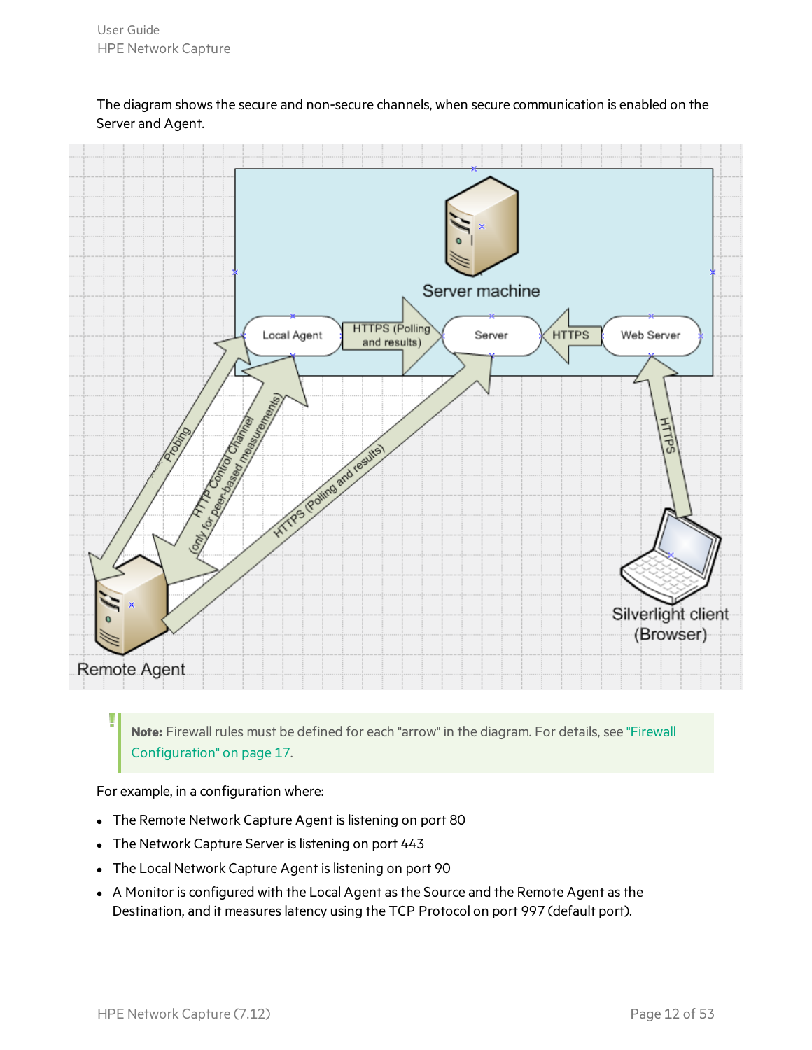The diagram shows the secure and non-secure channels, when secure communication is enabled on the Server and Agent.

> **Note:** Firewall rules must be defined for each "arrow" in the diagram. For details, see "Firewall Configuration" on page 17.

For example, in a configuration where:

- The Remote Network Capture Agent is listening on port 80
- The Network Capture Server is listening on port 443
- The Local Network Capture Agent is listening on port 90
- A Monitor is configured with the Local Agent as the Source and the Remote Agent as the Destination, and it measures latency using the TCP Protocol on port 997 (default port).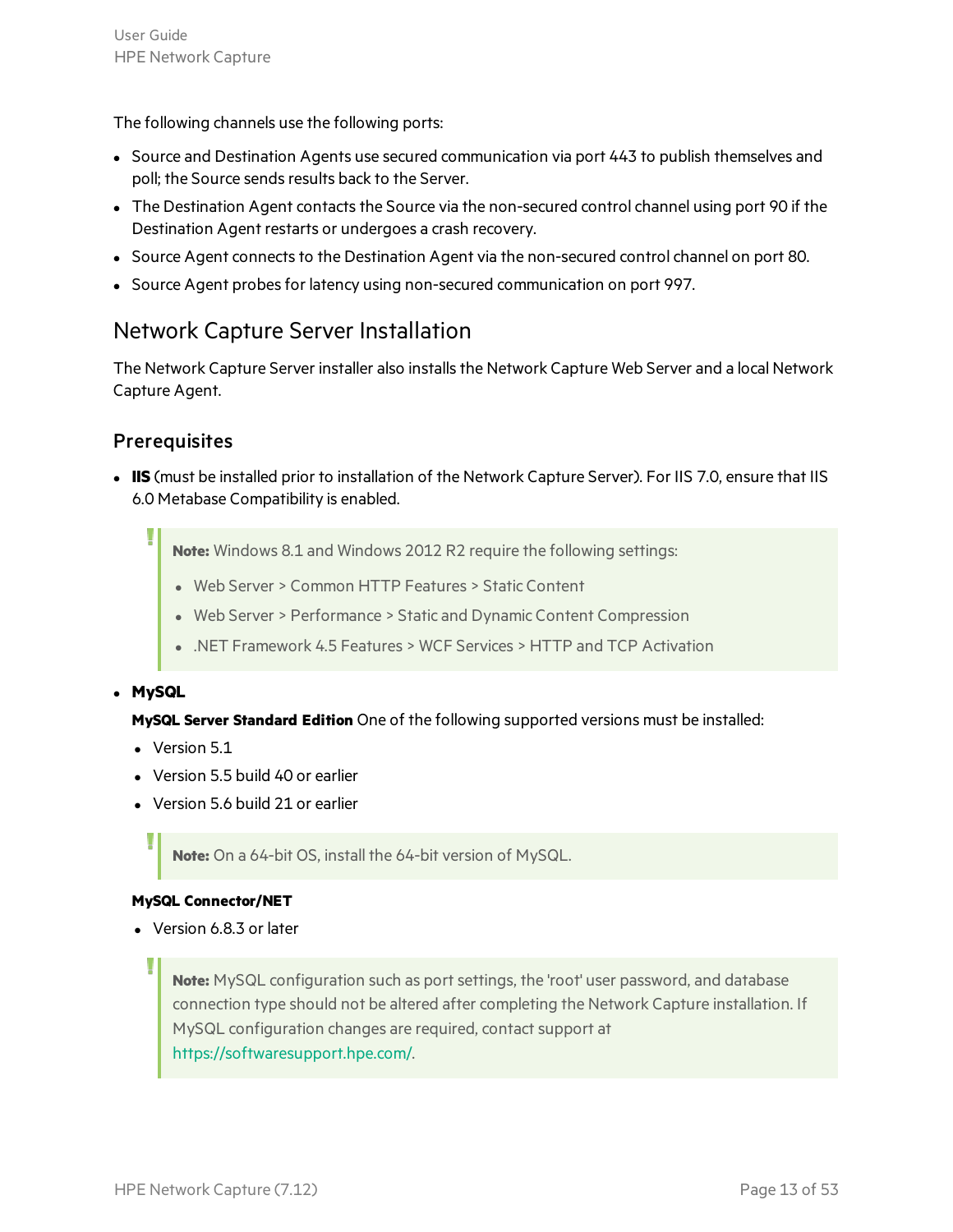The following channels use the following ports:

- Source and Destination Agents use secured communication via port 443 to publish themselves and poll; the Source sends results back to the Server.
- The Destination Agent contacts the Source via the non-secured control channel using port 90 if the Destination Agent restarts or undergoes a crash recovery.
- Source Agent connects to the Destination Agent via the non-secured control channel on port 80.
- Source Agent probes for latency using non-secured communication on port 997.

## Network Capture Server Installation

The Network Capture Server installer also installs the Network Capture Web Server and a local Network Capture Agent.

### Prerequisites

- **IIS** (must be installed prior to installation of the Network Capture Server). For IIS 7.0, ensure that IIS 6.0 Metabase Compatibility is enabled.

  > **Note:** Windows 8.1 and Windows 2012 R2 require the following settings:
  >
  > - Web Server > Common HTTP Features > Static Content
  > - Web Server > Performance > Static and Dynamic Content Compression
  > - .NET Framework 4.5 Features > WCF Services > HTTP and TCP Activation

- **MySQL**

  **MySQL Server Standard Edition** One of the following supported versions must be installed:

  - Version 5.1
  - Version 5.5 build 40 or earlier
  - Version 5.6 build 21 or earlier

  > **Note:** On a 64-bit OS, install the 64-bit version of MySQL.

  **MySQL Connector/NET**

  - Version 6.8.3 or later

  > **Note:** MySQL configuration such as port settings, the 'root' user password, and database connection type should not be altered after completing the Network Capture installation. If MySQL configuration changes are required, contact support at https://softwaresupport.hpe.com/.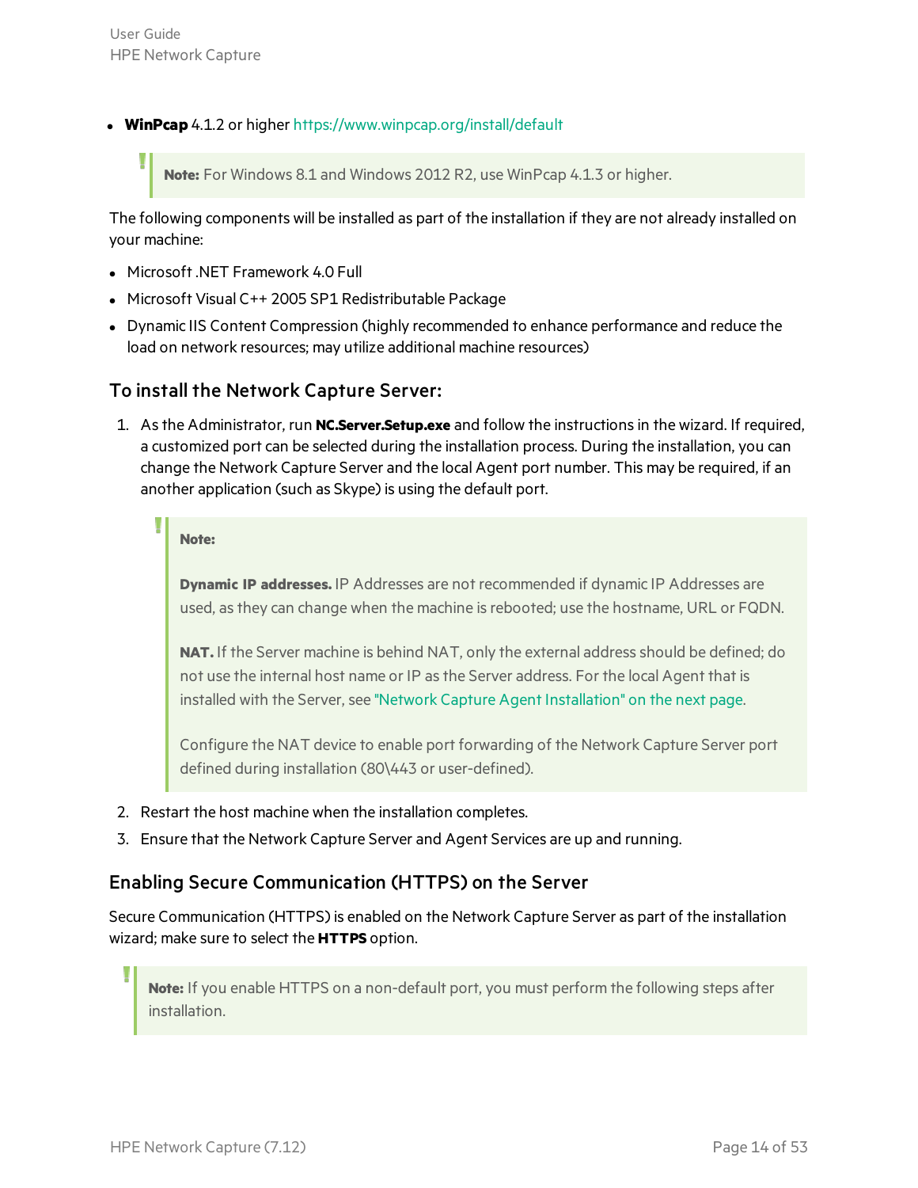- **WinPcap** 4.1.2 or higher https://www.winpcap.org/install/default

> **Note:** For Windows 8.1 and Windows 2012 R2, use WinPcap 4.1.3 or higher.

The following components will be installed as part of the installation if they are not already installed on your machine:

- Microsoft .NET Framework 4.0 Full
- Microsoft Visual C++ 2005 SP1 Redistributable Package
- Dynamic IIS Content Compression (highly recommended to enhance performance and reduce the load on network resources; may utilize additional machine resources)

### To install the Network Capture Server:

1. As the Administrator, run **NC.Server.Setup.exe** and follow the instructions in the wizard. If required, a customized port can be selected during the installation process. During the installation, you can change the Network Capture Server and the local Agent port number. This may be required, if an another application (such as Skype) is using the default port.

   > **Note:**
   >
   > **Dynamic IP addresses.** IP Addresses are not recommended if dynamic IP Addresses are used, as they can change when the machine is rebooted; use the hostname, URL or FQDN.
   >
   > **NAT.** If the Server machine is behind NAT, only the external address should be defined; do not use the internal host name or IP as the Server address. For the local Agent that is installed with the Server, see "Network Capture Agent Installation" on the next page.
   >
   > Configure the NAT device to enable port forwarding of the Network Capture Server port defined during installation (80\443 or user-defined).

2. Restart the host machine when the installation completes.
3. Ensure that the Network Capture Server and Agent Services are up and running.

## Enabling Secure Communication (HTTPS) on the Server

Secure Communication (HTTPS) is enabled on the Network Capture Server as part of the installation wizard; make sure to select the **HTTPS** option.

> **Note:** If you enable HTTPS on a non-default port, you must perform the following steps after installation.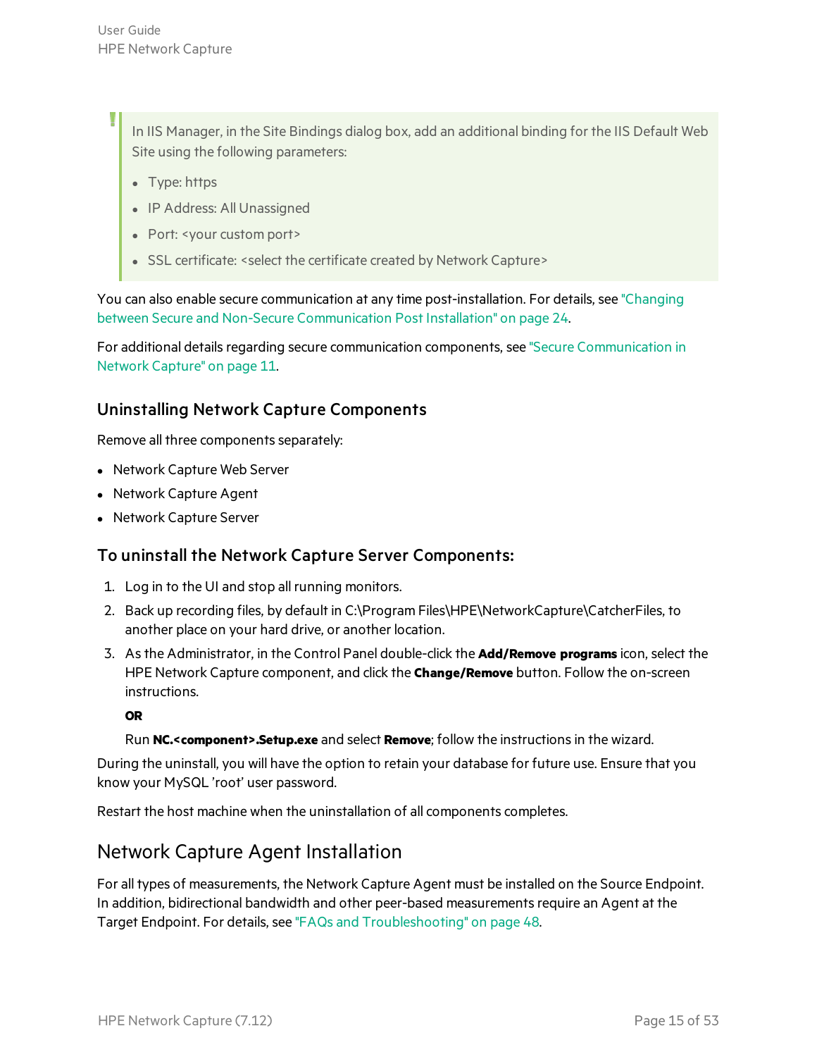> In IIS Manager, in the Site Bindings dialog box, add an additional binding for the IIS Default Web Site using the following parameters:
>
> - Type: https
> - IP Address: All Unassigned
> - Port: <your custom port>
> - SSL certificate: <select the certificate created by Network Capture>

You can also enable secure communication at any time post-installation. For details, see "Changing between Secure and Non-Secure Communication Post Installation" on page 24.

For additional details regarding secure communication components, see "Secure Communication in Network Capture" on page 11.

### Uninstalling Network Capture Components

Remove all three components separately:

- Network Capture Web Server
- Network Capture Agent
- Network Capture Server

### To uninstall the Network Capture Server Components:

1. Log in to the UI and stop all running monitors.
2. Back up recording files, by default in C:\Program Files\HPE\NetworkCapture\CatcherFiles, to another place on your hard drive, or another location.
3. As the Administrator, in the Control Panel double-click the **Add/Remove programs** icon, select the HPE Network Capture component, and click the **Change/Remove** button. Follow the on-screen instructions.

   **OR**

   Run **NC.<component>.Setup.exe** and select **Remove**; follow the instructions in the wizard.

During the uninstall, you will have the option to retain your database for future use. Ensure that you know your MySQL 'root' user password.

Restart the host machine when the uninstallation of all components completes.

## Network Capture Agent Installation

For all types of measurements, the Network Capture Agent must be installed on the Source Endpoint. In addition, bidirectional bandwidth and other peer-based measurements require an Agent at the Target Endpoint. For details, see "FAQs and Troubleshooting" on page 48.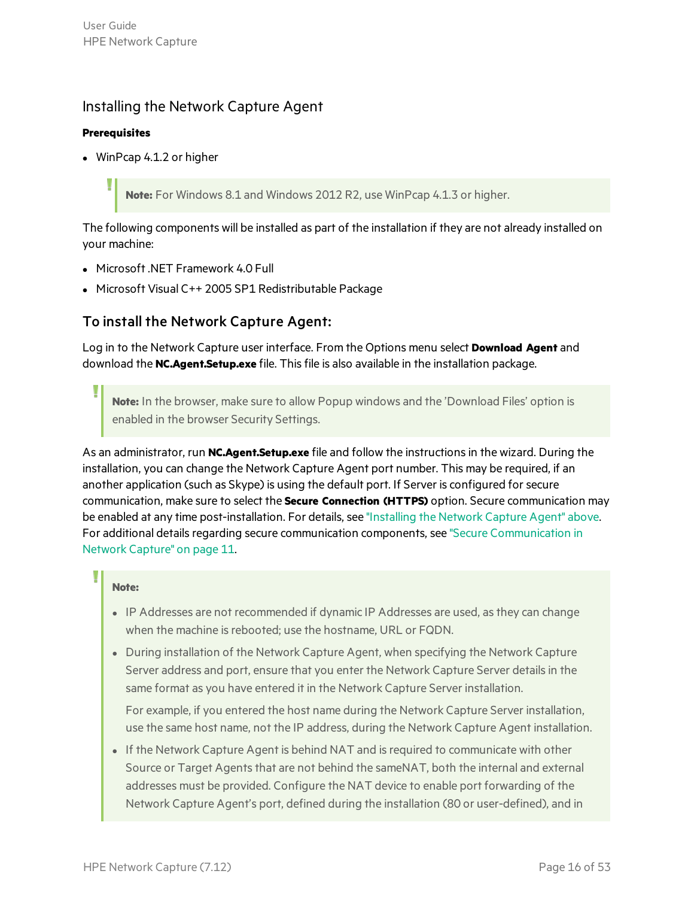## Installing the Network Capture Agent

**Prerequisites**

- WinPcap 4.1.2 or higher

> **Note:** For Windows 8.1 and Windows 2012 R2, use WinPcap 4.1.3 or higher.

The following components will be installed as part of the installation if they are not already installed on your machine:

- Microsoft .NET Framework 4.0 Full
- Microsoft Visual C++ 2005 SP1 Redistributable Package

### To install the Network Capture Agent:

Log in to the Network Capture user interface. From the Options menu select **Download Agent** and download the **NC.Agent.Setup.exe** file. This file is also available in the installation package.

> **Note:** In the browser, make sure to allow Popup windows and the 'Download Files' option is enabled in the browser Security Settings.

As an administrator, run **NC.Agent.Setup.exe** file and follow the instructions in the wizard. During the installation, you can change the Network Capture Agent port number. This may be required, if an another application (such as Skype) is using the default port. If Server is configured for secure communication, make sure to select the **Secure Connection (HTTPS)** option. Secure communication may be enabled at any time post-installation. For details, see "Installing the Network Capture Agent" above. For additional details regarding secure communication components, see "Secure Communication in Network Capture" on page 11.

> **Note:**
>
> - IP Addresses are not recommended if dynamic IP Addresses are used, as they can change when the machine is rebooted; use the hostname, URL or FQDN.
> - During installation of the Network Capture Agent, when specifying the Network Capture Server address and port, ensure that you enter the Network Capture Server details in the same format as you have entered it in the Network Capture Server installation.
>
>   For example, if you entered the host name during the Network Capture Server installation, use the same host name, not the IP address, during the Network Capture Agent installation.
> - If the Network Capture Agent is behind NAT and is required to communicate with other Source or Target Agents that are not behind the sameNAT, both the internal and external addresses must be provided. Configure the NAT device to enable port forwarding of the Network Capture Agent's port, defined during the installation (80 or user-defined), and in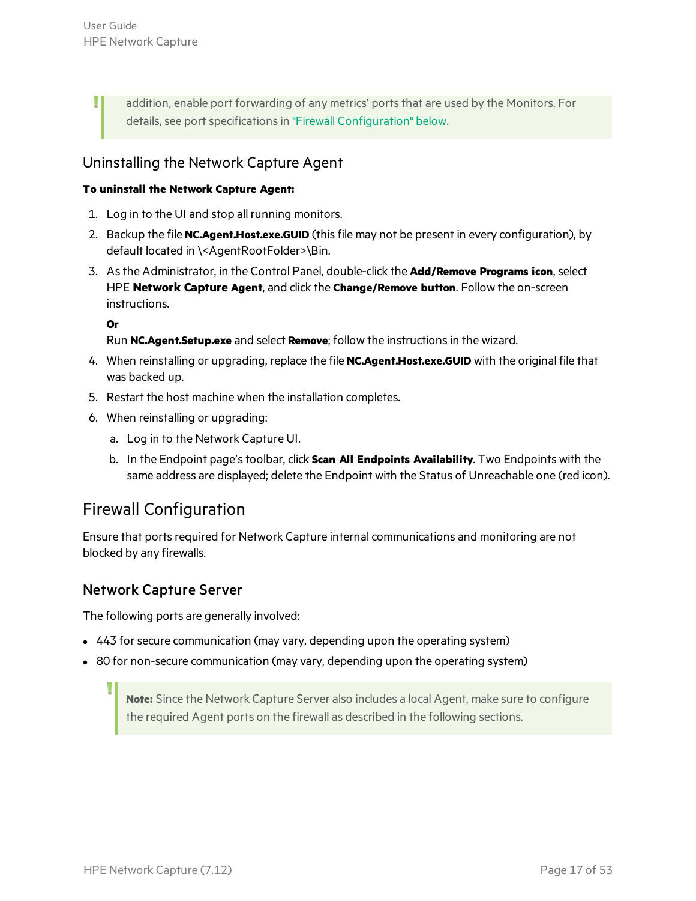> addition, enable port forwarding of any metrics' ports that are used by the Monitors. For details, see port specifications in "Firewall Configuration" below.

### Uninstalling the Network Capture Agent

**To uninstall the Network Capture Agent:**

1. Log in to the UI and stop all running monitors.
2. Backup the file **NC.Agent.Host.exe.GUID** (this file may not be present in every configuration), by default located in \<AgentRootFolder>\Bin.
3. As the Administrator, in the Control Panel, double-click the **Add/Remove Programs icon**, select HPE **Network Capture Agent**, and click the **Change/Remove button**. Follow the on-screen instructions.

   **Or**

   Run **NC.Agent.Setup.exe** and select **Remove**; follow the instructions in the wizard.
4. When reinstalling or upgrading, replace the file **NC.Agent.Host.exe.GUID** with the original file that was backed up.
5. Restart the host machine when the installation completes.
6. When reinstalling or upgrading:
   a. Log in to the Network Capture UI.
   b. In the Endpoint page's toolbar, click **Scan All Endpoints Availability**. Two Endpoints with the same address are displayed; delete the Endpoint with the Status of Unreachable one (red icon).

## Firewall Configuration

Ensure that ports required for Network Capture internal communications and monitoring are not blocked by any firewalls.

### Network Capture Server

The following ports are generally involved:

- 443 for secure communication (may vary, depending upon the operating system)
- 80 for non-secure communication (may vary, depending upon the operating system)

> **Note:** Since the Network Capture Server also includes a local Agent, make sure to configure the required Agent ports on the firewall as described in the following sections.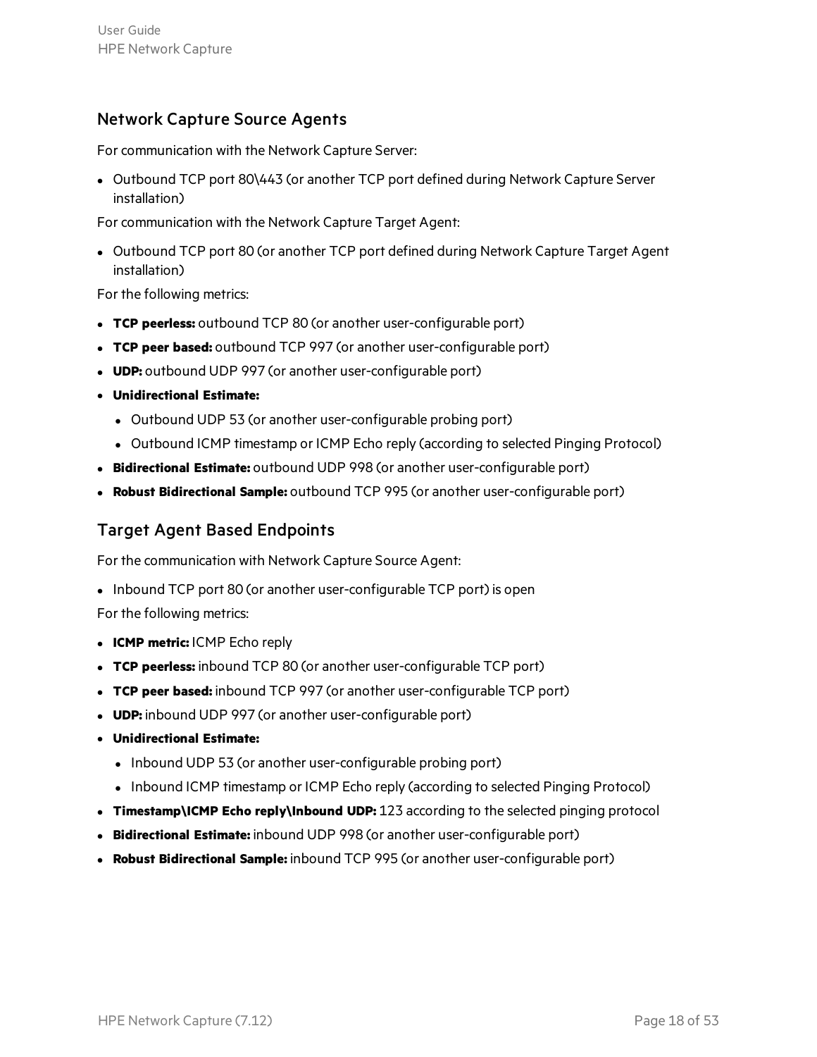## Network Capture Source Agents

For communication with the Network Capture Server:

- Outbound TCP port 80\443 (or another TCP port defined during Network Capture Server installation)

For communication with the Network Capture Target Agent:

- Outbound TCP port 80 (or another TCP port defined during Network Capture Target Agent installation)

For the following metrics:

- **TCP peerless:** outbound TCP 80 (or another user-configurable port)
- **TCP peer based:** outbound TCP 997 (or another user-configurable port)
- **UDP:** outbound UDP 997 (or another user-configurable port)
- **Unidirectional Estimate:**
  - Outbound UDP 53 (or another user-configurable probing port)
  - Outbound ICMP timestamp or ICMP Echo reply (according to selected Pinging Protocol)
- **Bidirectional Estimate:** outbound UDP 998 (or another user-configurable port)
- **Robust Bidirectional Sample:** outbound TCP 995 (or another user-configurable port)

## Target Agent Based Endpoints

For the communication with Network Capture Source Agent:

- Inbound TCP port 80 (or another user-configurable TCP port) is open

For the following metrics:

- **ICMP metric:** ICMP Echo reply
- **TCP peerless:** inbound TCP 80 (or another user-configurable TCP port)
- **TCP peer based:** inbound TCP 997 (or another user-configurable TCP port)
- **UDP:** inbound UDP 997 (or another user-configurable port)
- **Unidirectional Estimate:**
  - Inbound UDP 53 (or another user-configurable probing port)
  - Inbound ICMP timestamp or ICMP Echo reply (according to selected Pinging Protocol)
- **Timestamp\ICMP Echo reply\Inbound UDP:** 123 according to the selected pinging protocol
- **Bidirectional Estimate:** inbound UDP 998 (or another user-configurable port)
- **Robust Bidirectional Sample:** inbound TCP 995 (or another user-configurable port)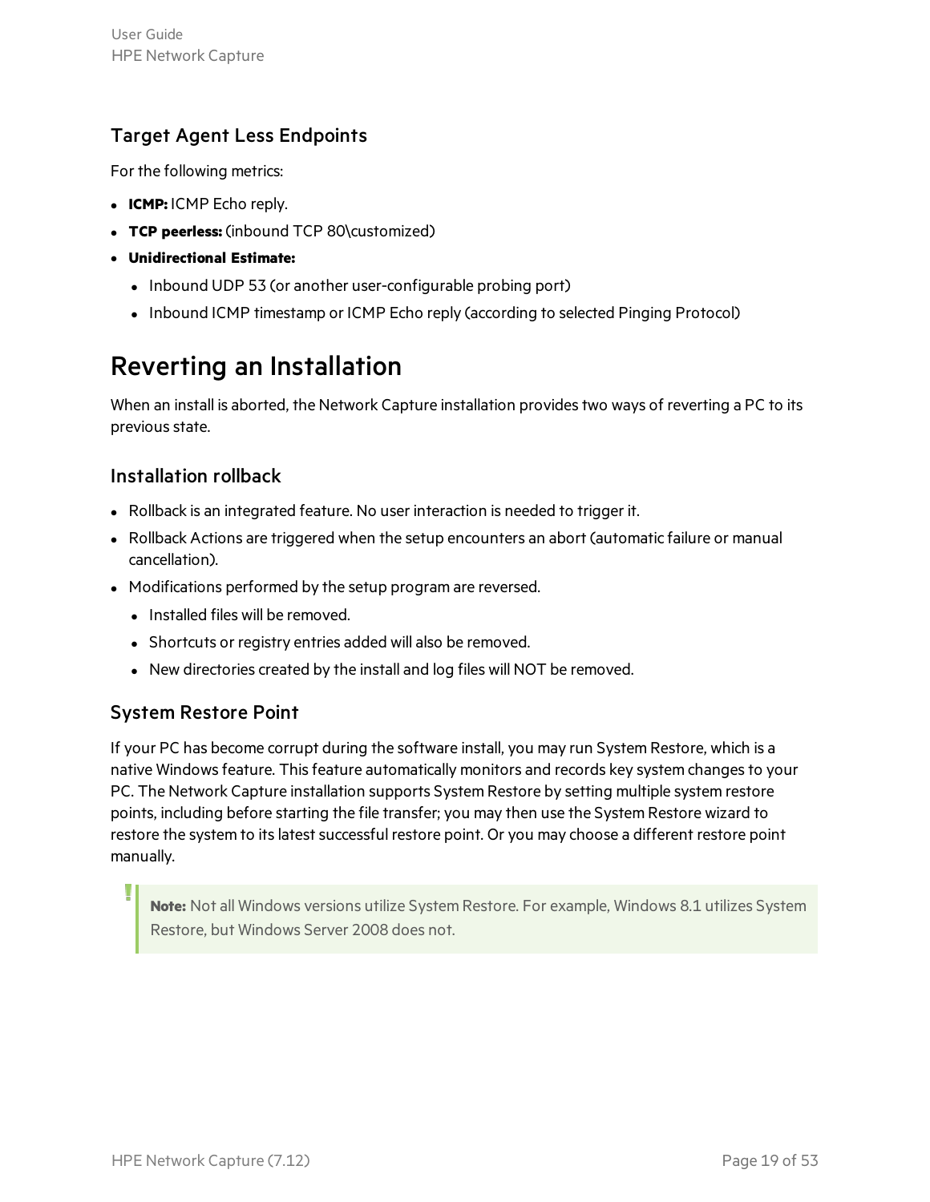### Target Agent Less Endpoints

For the following metrics:

- **ICMP:** ICMP Echo reply.
- **TCP peerless:** (inbound TCP 80\customized)
- **Unidirectional Estimate:**
  - Inbound UDP 53 (or another user-configurable probing port)
  - Inbound ICMP timestamp or ICMP Echo reply (according to selected Pinging Protocol)

## Reverting an Installation

When an install is aborted, the Network Capture installation provides two ways of reverting a PC to its previous state.

### Installation rollback

- Rollback is an integrated feature. No user interaction is needed to trigger it.
- Rollback Actions are triggered when the setup encounters an abort (automatic failure or manual cancellation).
- Modifications performed by the setup program are reversed.
  - Installed files will be removed.
  - Shortcuts or registry entries added will also be removed.
  - New directories created by the install and log files will NOT be removed.

### System Restore Point

If your PC has become corrupt during the software install, you may run System Restore, which is a native Windows feature. This feature automatically monitors and records key system changes to your PC. The Network Capture installation supports System Restore by setting multiple system restore points, including before starting the file transfer; you may then use the System Restore wizard to restore the system to its latest successful restore point. Or you may choose a different restore point manually.

> **Note:** Not all Windows versions utilize System Restore. For example, Windows 8.1 utilizes System Restore, but Windows Server 2008 does not.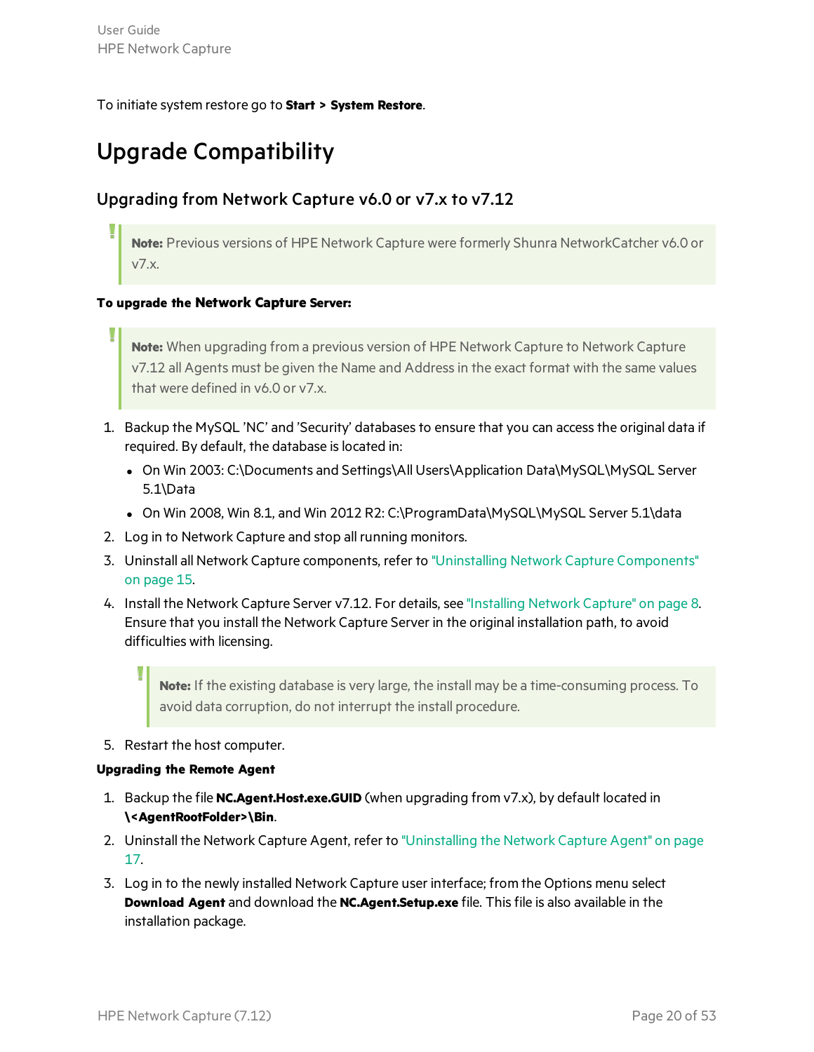To initiate system restore go to **Start > System Restore**.

# Upgrade Compatibility

## Upgrading from Network Capture v6.0 or v7.x to v7.12

> **Note:** Previous versions of HPE Network Capture were formerly Shunra NetworkCatcher v6.0 or v7.x.

**To upgrade the Network Capture Server:**

> **Note:** When upgrading from a previous version of HPE Network Capture to Network Capture v7.12 all Agents must be given the Name and Address in the exact format with the same values that were defined in v6.0 or v7.x.

1. Backup the MySQL 'NC' and 'Security' databases to ensure that you can access the original data if required. By default, the database is located in:
   - On Win 2003: C:\Documents and Settings\All Users\Application Data\MySQL\MySQL Server 5.1\Data
   - On Win 2008, Win 8.1, and Win 2012 R2: C:\ProgramData\MySQL\MySQL Server 5.1\data
2. Log in to Network Capture and stop all running monitors.
3. Uninstall all Network Capture components, refer to "Uninstalling Network Capture Components" on page 15.
4. Install the Network Capture Server v7.12. For details, see "Installing Network Capture" on page 8. Ensure that you install the Network Capture Server in the original installation path, to avoid difficulties with licensing.

   > **Note:** If the existing database is very large, the install may be a time-consuming process. To avoid data corruption, do not interrupt the install procedure.

5. Restart the host computer.

**Upgrading the Remote Agent**

1. Backup the file **NC.Agent.Host.exe.GUID** (when upgrading from v7.x), by default located in **\<AgentRootFolder>\Bin**.
2. Uninstall the Network Capture Agent, refer to "Uninstalling the Network Capture Agent" on page 17.
3. Log in to the newly installed Network Capture user interface; from the Options menu select **Download Agent** and download the **NC.Agent.Setup.exe** file. This file is also available in the installation package.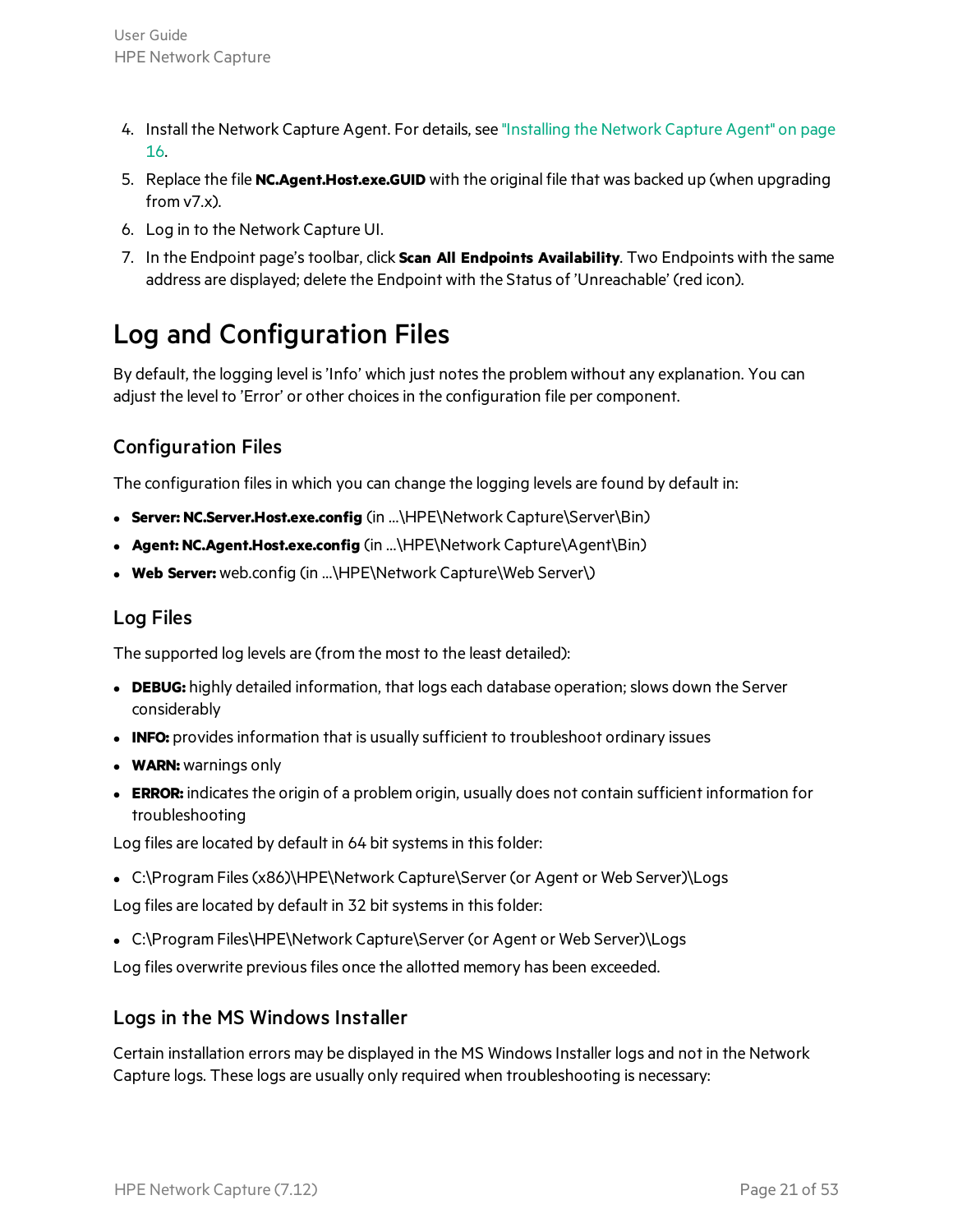4. Install the Network Capture Agent. For details, see "Installing the Network Capture Agent" on page 16.
5. Replace the file **NC.Agent.Host.exe.GUID** with the original file that was backed up (when upgrading from v7.x).
6. Log in to the Network Capture UI.
7. In the Endpoint page's toolbar, click **Scan All Endpoints Availability**. Two Endpoints with the same address are displayed; delete the Endpoint with the Status of 'Unreachable' (red icon).

# Log and Configuration Files

By default, the logging level is 'Info' which just notes the problem without any explanation. You can adjust the level to 'Error' or other choices in the configuration file per component.

## Configuration Files

The configuration files in which you can change the logging levels are found by default in:

- **Server: NC.Server.Host.exe.config** (in ...\HPE\Network Capture\Server\Bin)
- **Agent: NC.Agent.Host.exe.config** (in ...\HPE\Network Capture\Agent\Bin)
- **Web Server:** web.config (in ...\HPE\Network Capture\Web Server\)

## Log Files

The supported log levels are (from the most to the least detailed):

- **DEBUG:** highly detailed information, that logs each database operation; slows down the Server considerably
- **INFO:** provides information that is usually sufficient to troubleshoot ordinary issues
- **WARN:** warnings only
- **ERROR:** indicates the origin of a problem origin, usually does not contain sufficient information for troubleshooting

Log files are located by default in 64 bit systems in this folder:

- C:\Program Files (x86)\HPE\Network Capture\Server (or Agent or Web Server)\Logs

Log files are located by default in 32 bit systems in this folder:

- C:\Program Files\HPE\Network Capture\Server (or Agent or Web Server)\Logs

Log files overwrite previous files once the allotted memory has been exceeded.

## Logs in the MS Windows Installer

Certain installation errors may be displayed in the MS Windows Installer logs and not in the Network Capture logs. These logs are usually only required when troubleshooting is necessary: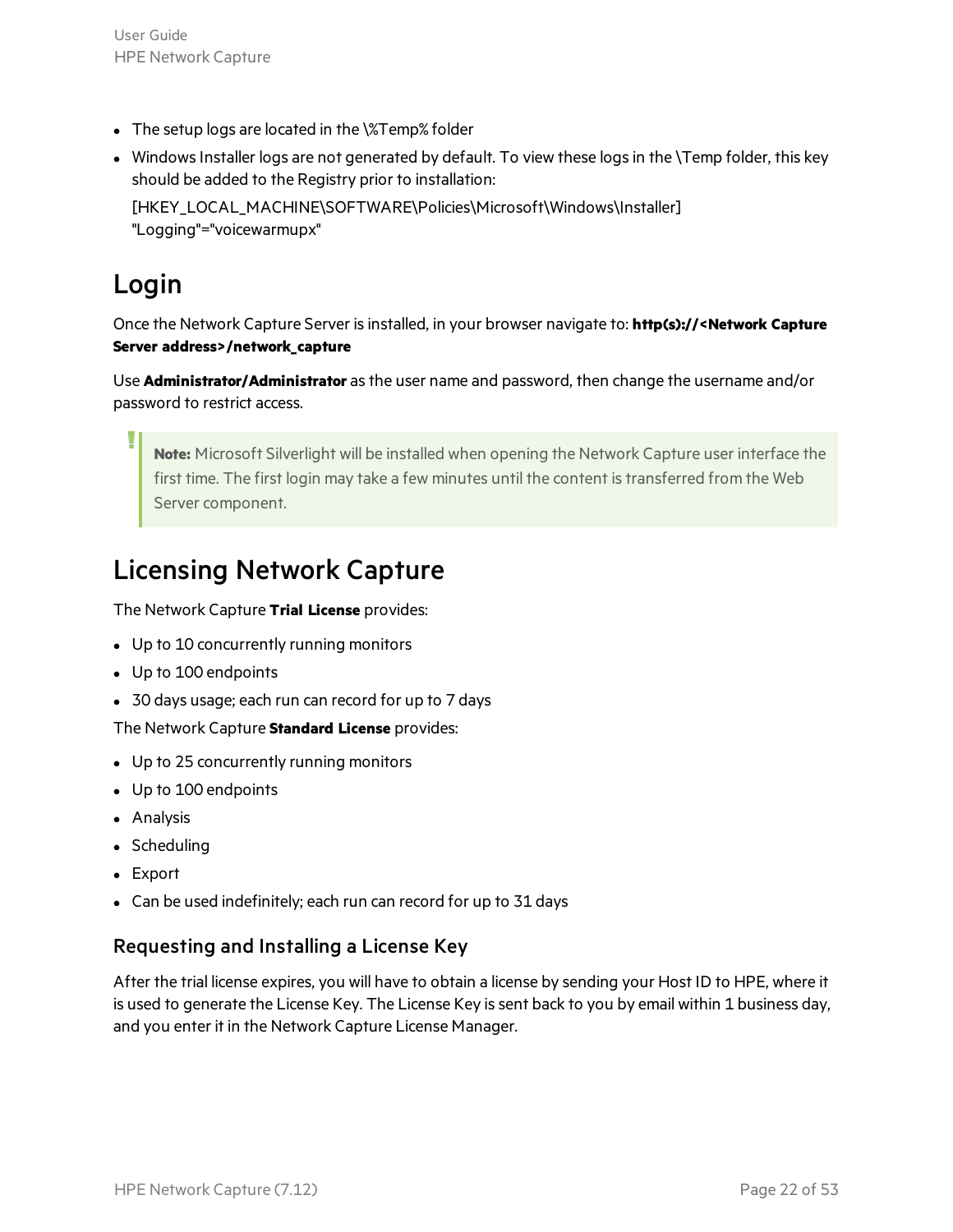- The setup logs are located in the \%Temp% folder
- Windows Installer logs are not generated by default. To view these logs in the \Temp folder, this key should be added to the Registry prior to installation:

  [HKEY_LOCAL_MACHINE\SOFTWARE\Policies\Microsoft\Windows\Installer]
  "Logging"="voicewarmupx"

# Login

Once the Network Capture Server is installed, in your browser navigate to: **http(s)://<Network Capture Server address>/network_capture**

Use **Administrator/Administrator** as the user name and password, then change the username and/or password to restrict access.

> **Note:** Microsoft Silverlight will be installed when opening the Network Capture user interface the first time. The first login may take a few minutes until the content is transferred from the Web Server component.

# Licensing Network Capture

The Network Capture **Trial License** provides:

- Up to 10 concurrently running monitors
- Up to 100 endpoints
- 30 days usage; each run can record for up to 7 days

The Network Capture **Standard License** provides:

- Up to 25 concurrently running monitors
- Up to 100 endpoints
- Analysis
- Scheduling
- Export
- Can be used indefinitely; each run can record for up to 31 days

## Requesting and Installing a License Key

After the trial license expires, you will have to obtain a license by sending your Host ID to HPE, where it is used to generate the License Key. The License Key is sent back to you by email within 1 business day, and you enter it in the Network Capture License Manager.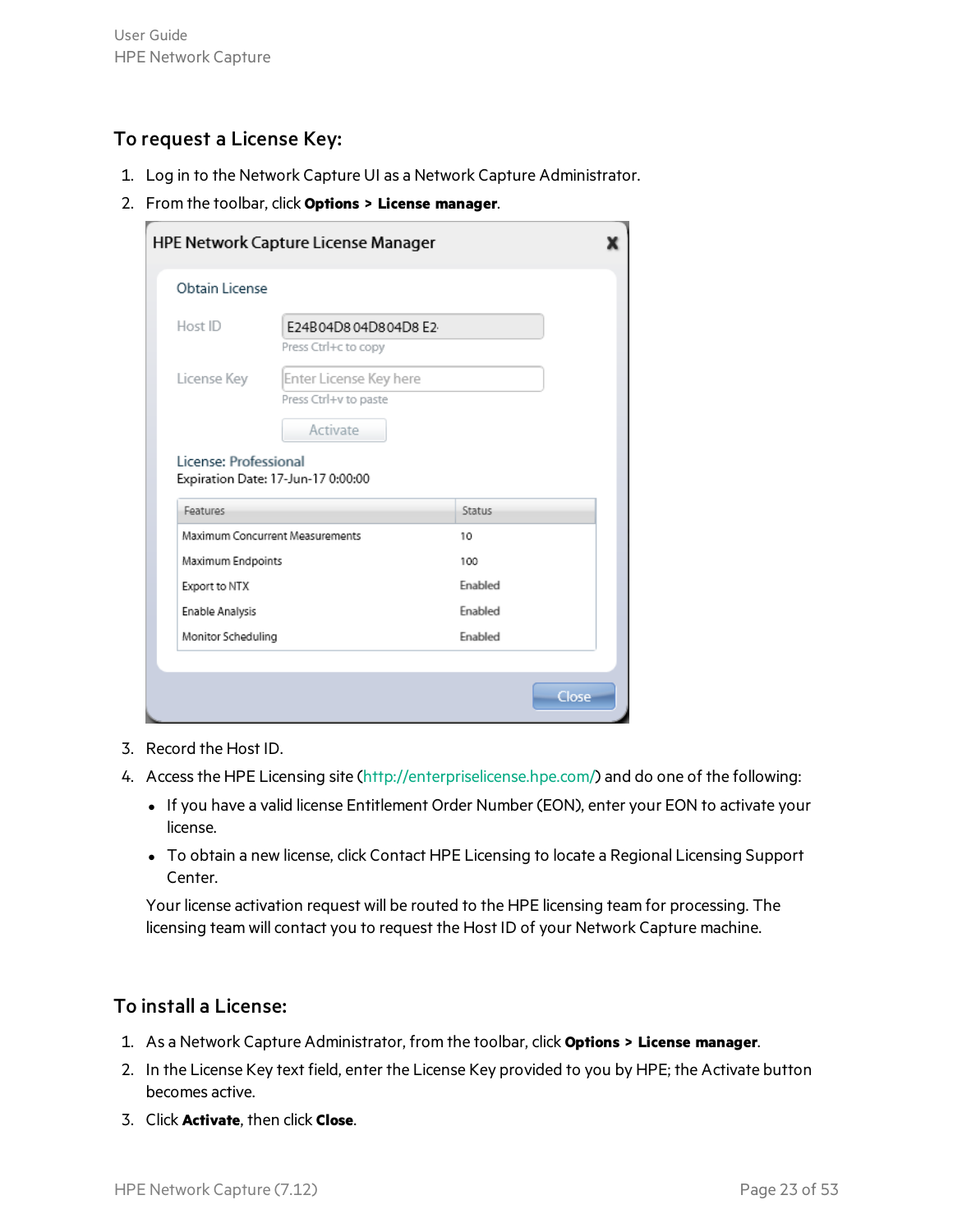### To request a License Key:

1. Log in to the Network Capture UI as a Network Capture Administrator.
2. From the toolbar, click **Options > License manager**.
3. Record the Host ID.
4. Access the HPE Licensing site (http://enterpriselicense.hpe.com/) and do one of the following:
   - If you have a valid license Entitlement Order Number (EON), enter your EON to activate your license.
   - To obtain a new license, click Contact HPE Licensing to locate a Regional Licensing Support Center.

   Your license activation request will be routed to the HPE licensing team for processing. The licensing team will contact you to request the Host ID of your Network Capture machine.

### To install a License:

1. As a Network Capture Administrator, from the toolbar, click **Options > License manager**.
2. In the License Key text field, enter the License Key provided to you by HPE; the Activate button becomes active.
3. Click **Activate**, then click **Close**.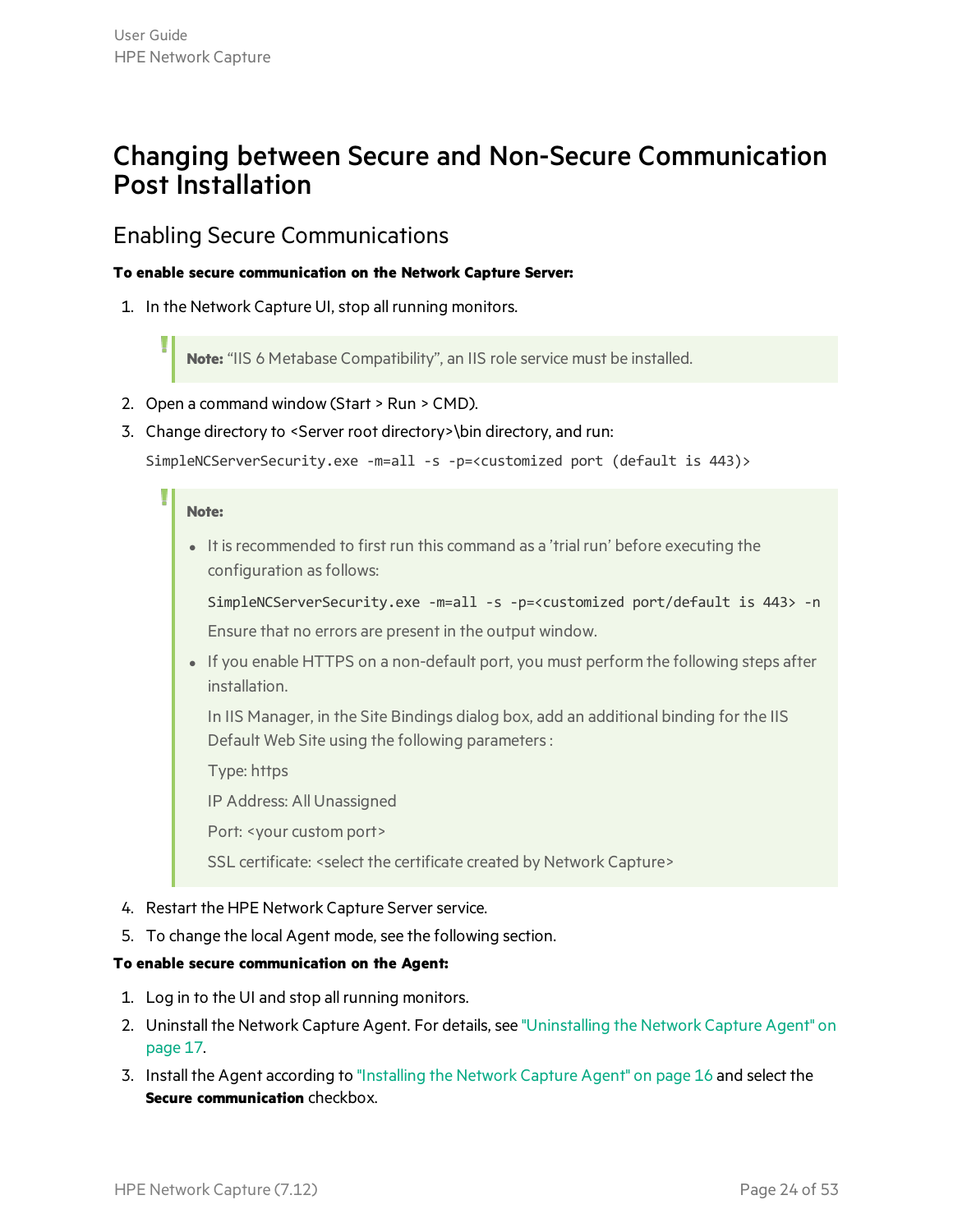# Changing between Secure and Non-Secure Communication Post Installation

## Enabling Secure Communications

**To enable secure communication on the Network Capture Server:**

1. In the Network Capture UI, stop all running monitors.

   > **Note:** “IIS 6 Metabase Compatibility”, an IIS role service must be installed.

2. Open a command window (Start > Run > CMD).
3. Change directory to <Server root directory>\bin directory, and run:

   ```
   SimpleNCServerSecurity.exe -m=all -s -p=<customized port (default is 443)>
   ```

   > **Note:**
   >
   > - It is recommended to first run this command as a ’trial run’ before executing the configuration as follows:
   >
   >   ```
   >   SimpleNCServerSecurity.exe -m=all -s -p=<customized port/default is 443> -n
   >   ```
   >
   >   Ensure that no errors are present in the output window.
   > - If you enable HTTPS on a non-default port, you must perform the following steps after installation.
   >
   >   In IIS Manager, in the Site Bindings dialog box, add an additional binding for the IIS Default Web Site using the following parameters :
   >
   >   Type: https
   >
   >   IP Address: All Unassigned
   >
   >   Port: <your custom port>
   >
   >   SSL certificate: <select the certificate created by Network Capture>

4. Restart the HPE Network Capture Server service.
5. To change the local Agent mode, see the following section.

**To enable secure communication on the Agent:**

1. Log in to the UI and stop all running monitors.
2. Uninstall the Network Capture Agent. For details, see "Uninstalling the Network Capture Agent" on page 17.
3. Install the Agent according to "Installing the Network Capture Agent" on page 16 and select the **Secure communication** checkbox.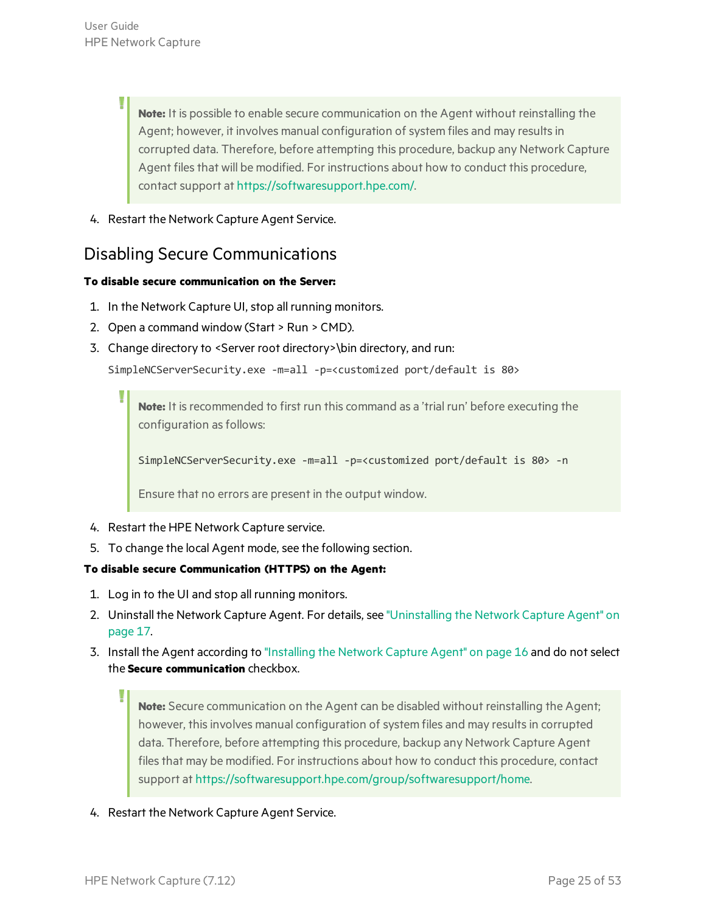> **Note:** It is possible to enable secure communication on the Agent without reinstalling the Agent; however, it involves manual configuration of system files and may results in corrupted data. Therefore, before attempting this procedure, backup any Network Capture Agent files that will be modified. For instructions about how to conduct this procedure, contact support at https://softwaresupport.hpe.com/.

4. Restart the Network Capture Agent Service.

## Disabling Secure Communications

**To disable secure communication on the Server:**

1. In the Network Capture UI, stop all running monitors.
2. Open a command window (Start > Run > CMD).
3. Change directory to <Server root directory>\bin directory, and run:

   ```
   SimpleNCServerSecurity.exe -m=all -p=<customized port/default is 80>
   ```

   > **Note:** It is recommended to first run this command as a 'trial run' before executing the configuration as follows:
   >
   > ```
   > SimpleNCServerSecurity.exe -m=all -p=<customized port/default is 80> -n
   > ```
   >
   > Ensure that no errors are present in the output window.

4. Restart the HPE Network Capture service.
5. To change the local Agent mode, see the following section.

**To disable secure Communication (HTTPS) on the Agent:**

1. Log in to the UI and stop all running monitors.
2. Uninstall the Network Capture Agent. For details, see "Uninstalling the Network Capture Agent" on page 17.
3. Install the Agent according to "Installing the Network Capture Agent" on page 16 and do not select the **Secure communication** checkbox.

   > **Note:** Secure communication on the Agent can be disabled without reinstalling the Agent; however, this involves manual configuration of system files and may results in corrupted data. Therefore, before attempting this procedure, backup any Network Capture Agent files that may be modified. For instructions about how to conduct this procedure, contact support at https://softwaresupport.hpe.com/group/softwaresupport/home.

4. Restart the Network Capture Agent Service.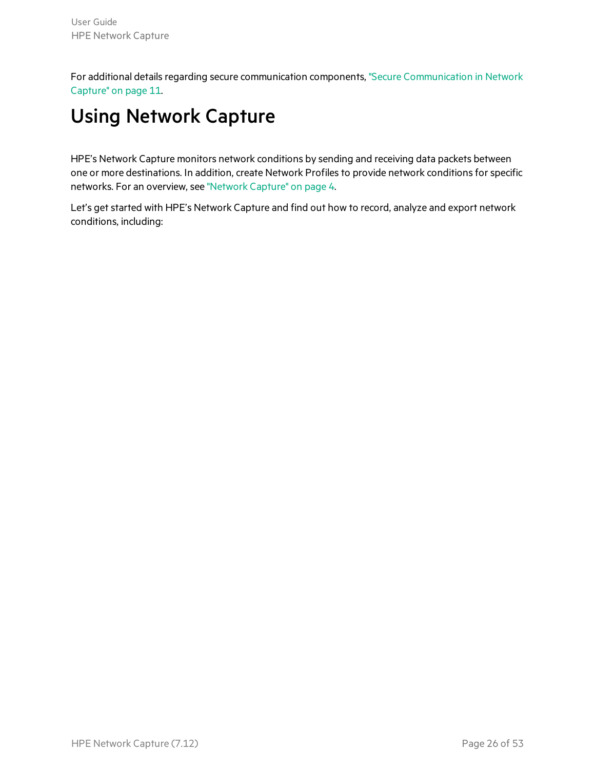For additional details regarding secure communication components, "Secure Communication in Network Capture" on page 11.

# Using Network Capture

HPE's Network Capture monitors network conditions by sending and receiving data packets between one or more destinations. In addition, create Network Profiles to provide network conditions for specific networks. For an overview, see "Network Capture" on page 4.

Let's get started with HPE's Network Capture and find out how to record, analyze and export network conditions, including: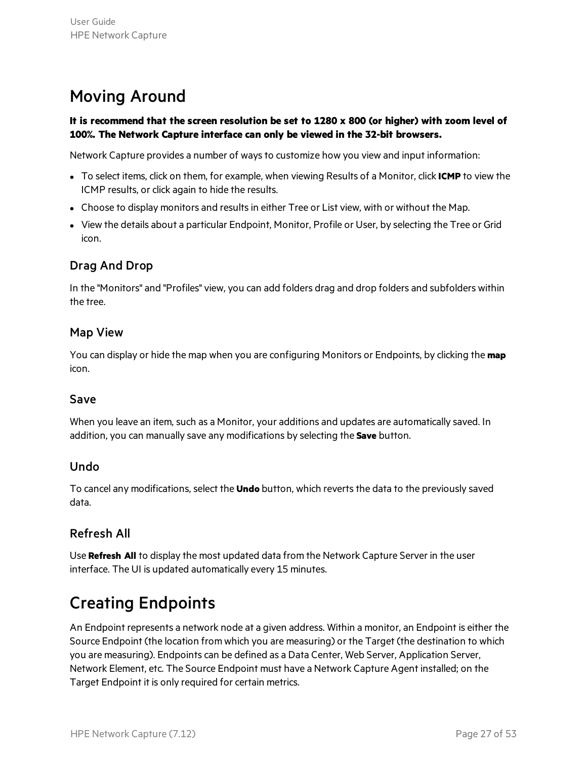# Moving Around

**It is recommend that the screen resolution be set to 1280 x 800 (or higher) with zoom level of 100%. The Network Capture interface can only be viewed in the 32-bit browsers.**

Network Capture provides a number of ways to customize how you view and input information:

- To select items, click on them, for example, when viewing Results of a Monitor, click **ICMP** to view the ICMP results, or click again to hide the results.
- Choose to display monitors and results in either Tree or List view, with or without the Map.
- View the details about a particular Endpoint, Monitor, Profile or User, by selecting the Tree or Grid icon.

## Drag And Drop

In the "Monitors" and "Profiles" view, you can add folders drag and drop folders and subfolders within the tree.

## Map View

You can display or hide the map when you are configuring Monitors or Endpoints, by clicking the **map** icon.

## Save

When you leave an item, such as a Monitor, your additions and updates are automatically saved. In addition, you can manually save any modifications by selecting the **Save** button.

## Undo

To cancel any modifications, select the **Undo** button, which reverts the data to the previously saved data.

## Refresh All

Use **Refresh All** to display the most updated data from the Network Capture Server in the user interface. The UI is updated automatically every 15 minutes.

# Creating Endpoints

An Endpoint represents a network node at a given address. Within a monitor, an Endpoint is either the Source Endpoint (the location from which you are measuring) or the Target (the destination to which you are measuring). Endpoints can be defined as a Data Center, Web Server, Application Server, Network Element, etc. The Source Endpoint must have a Network Capture Agent installed; on the Target Endpoint it is only required for certain metrics.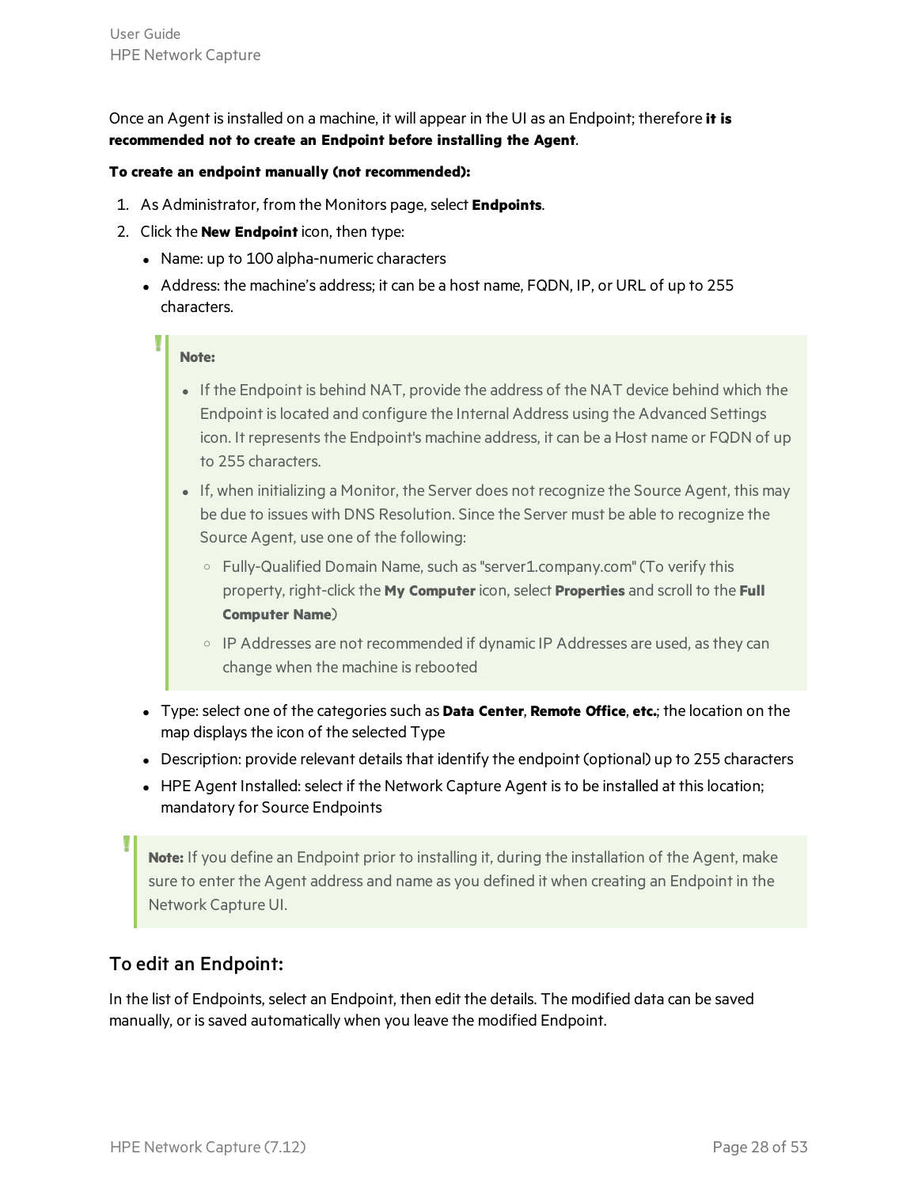Once an Agent is installed on a machine, it will appear in the UI as an Endpoint; therefore **it is recommended not to create an Endpoint before installing the Agent**.

**To create an endpoint manually (not recommended):**

1. As Administrator, from the Monitors page, select **Endpoints**.
2. Click the **New Endpoint** icon, then type:
   - Name: up to 100 alpha-numeric characters
   - Address: the machine's address; it can be a host name, FQDN, IP, or URL of up to 255 characters.

     > **Note:**
     >
     > - If the Endpoint is behind NAT, provide the address of the NAT device behind which the Endpoint is located and configure the Internal Address using the Advanced Settings icon. It represents the Endpoint's machine address, it can be a Host name or FQDN of up to 255 characters.
     > - If, when initializing a Monitor, the Server does not recognize the Source Agent, this may be due to issues with DNS Resolution. Since the Server must be able to recognize the Source Agent, use one of the following:
     >   - Fully-Qualified Domain Name, such as "server1.company.com" (To verify this property, right-click the **My Computer** icon, select **Properties** and scroll to the **Full Computer Name**)
     >   - IP Addresses are not recommended if dynamic IP Addresses are used, as they can change when the machine is rebooted

   - Type: select one of the categories such as **Data Center**, **Remote Office**, **etc.**; the location on the map displays the icon of the selected Type
   - Description: provide relevant details that identify the endpoint (optional) up to 255 characters
   - HPE Agent Installed: select if the Network Capture Agent is to be installed at this location; mandatory for Source Endpoints

> **Note:** If you define an Endpoint prior to installing it, during the installation of the Agent, make sure to enter the Agent address and name as you defined it when creating an Endpoint in the Network Capture UI.

## To edit an Endpoint:

In the list of Endpoints, select an Endpoint, then edit the details. The modified data can be saved manually, or is saved automatically when you leave the modified Endpoint.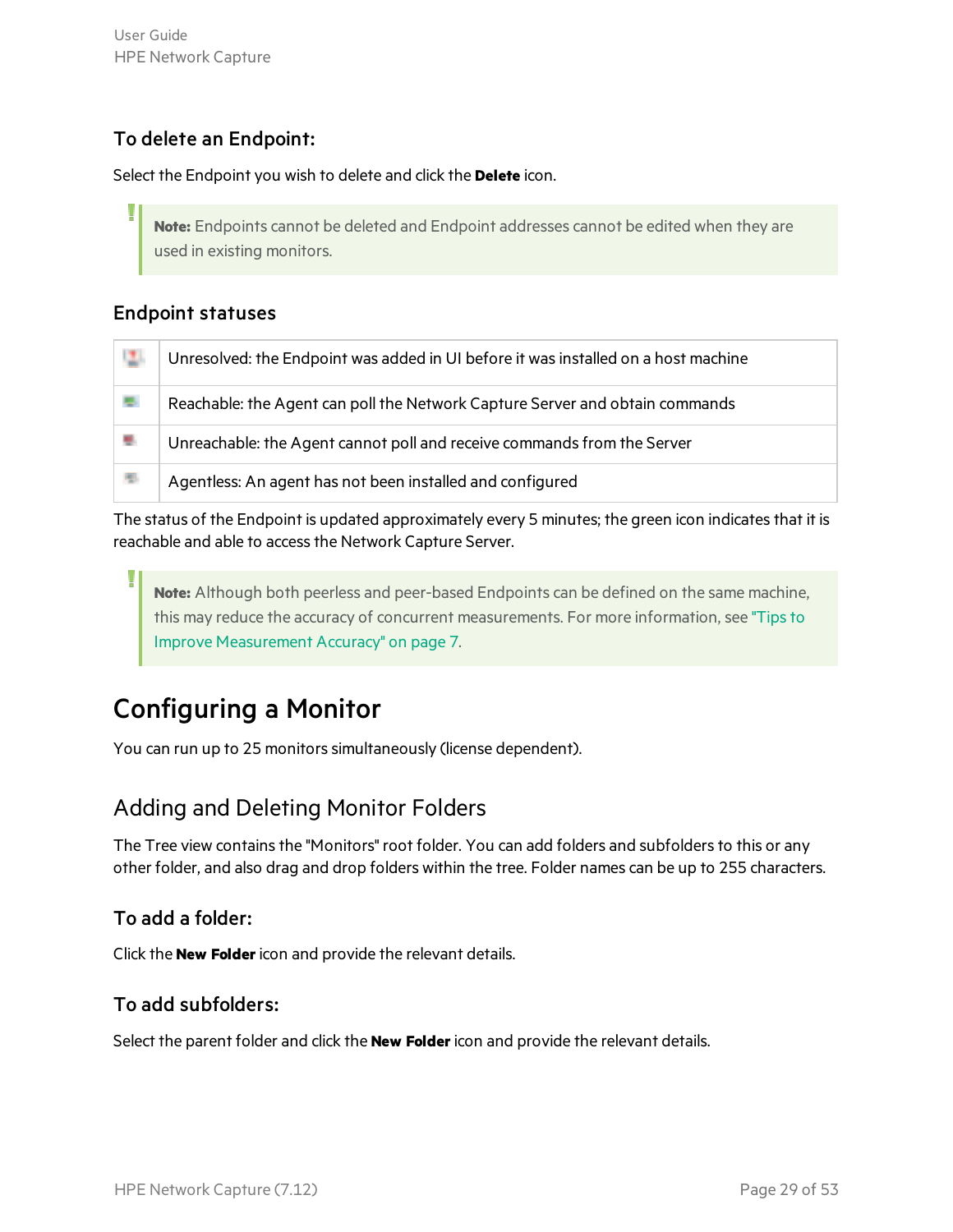### To delete an Endpoint:

Select the Endpoint you wish to delete and click the **Delete** icon.

> **Note:** Endpoints cannot be deleted and Endpoint addresses cannot be edited when they are used in existing monitors.

### Endpoint statuses

| | |
|---|---|
| | Unresolved: the Endpoint was added in UI before it was installed on a host machine |
| | Reachable: the Agent can poll the Network Capture Server and obtain commands |
| | Unreachable: the Agent cannot poll and receive commands from the Server |
| | Agentless: An agent has not been installed and configured |

The status of the Endpoint is updated approximately every 5 minutes; the green icon indicates that it is reachable and able to access the Network Capture Server.

> **Note:** Although both peerless and peer-based Endpoints can be defined on the same machine, this may reduce the accuracy of concurrent measurements. For more information, see "Tips to Improve Measurement Accuracy" on page 7.

# Configuring a Monitor

You can run up to 25 monitors simultaneously (license dependent).

## Adding and Deleting Monitor Folders

The Tree view contains the "Monitors" root folder. You can add folders and subfolders to this or any other folder, and also drag and drop folders within the tree. Folder names can be up to 255 characters.

### To add a folder:

Click the **New Folder** icon and provide the relevant details.

### To add subfolders:

Select the parent folder and click the **New Folder** icon and provide the relevant details.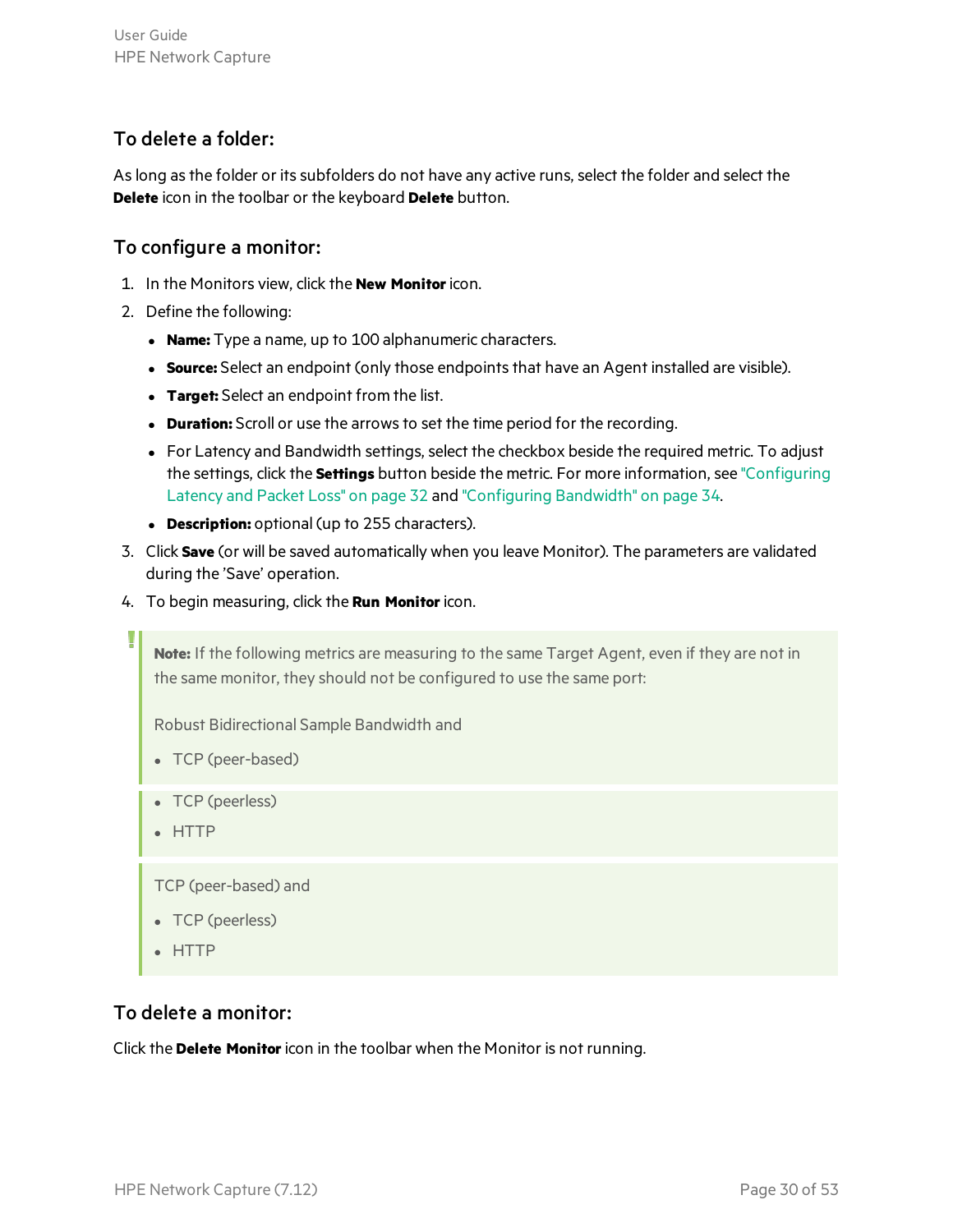### To delete a folder:

As long as the folder or its subfolders do not have any active runs, select the folder and select the **Delete** icon in the toolbar or the keyboard **Delete** button.

### To configure a monitor:

1. In the Monitors view, click the **New Monitor** icon.
2. Define the following:
   - **Name:** Type a name, up to 100 alphanumeric characters.
   - **Source:** Select an endpoint (only those endpoints that have an Agent installed are visible).
   - **Target:** Select an endpoint from the list.
   - **Duration:** Scroll or use the arrows to set the time period for the recording.
   - For Latency and Bandwidth settings, select the checkbox beside the required metric. To adjust the settings, click the **Settings** button beside the metric. For more information, see "Configuring Latency and Packet Loss" on page 32 and "Configuring Bandwidth" on page 34.
   - **Description:** optional (up to 255 characters).
3. Click **Save** (or will be saved automatically when you leave Monitor). The parameters are validated during the 'Save' operation.
4. To begin measuring, click the **Run Monitor** icon.

> **Note:** If the following metrics are measuring to the same Target Agent, even if they are not in the same monitor, they should not be configured to use the same port:
>
> Robust Bidirectional Sample Bandwidth and
>
> - TCP (peer-based)
> - TCP (peerless)
> - HTTP
>
> TCP (peer-based) and
>
> - TCP (peerless)
> - HTTP

### To delete a monitor:

Click the **Delete Monitor** icon in the toolbar when the Monitor is not running.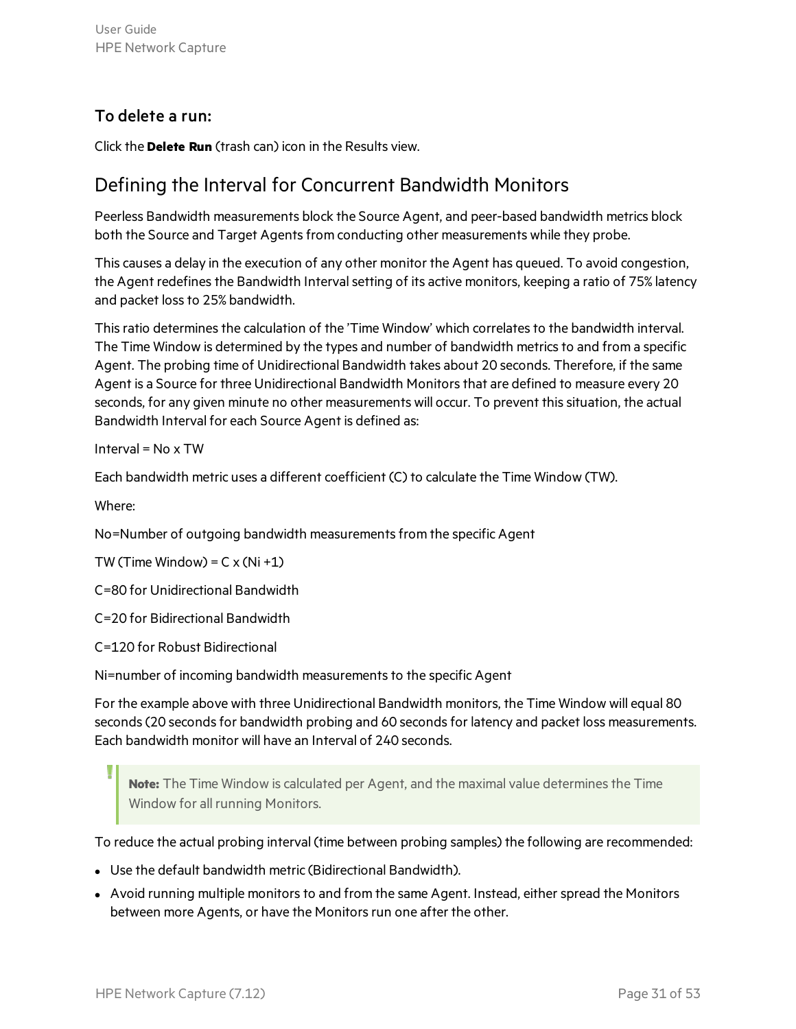### To delete a run:

Click the **Delete Run** (trash can) icon in the Results view.

## Defining the Interval for Concurrent Bandwidth Monitors

Peerless Bandwidth measurements block the Source Agent, and peer-based bandwidth metrics block both the Source and Target Agents from conducting other measurements while they probe.

This causes a delay in the execution of any other monitor the Agent has queued. To avoid congestion, the Agent redefines the Bandwidth Interval setting of its active monitors, keeping a ratio of 75% latency and packet loss to 25% bandwidth.

This ratio determines the calculation of the 'Time Window' which correlates to the bandwidth interval. The Time Window is determined by the types and number of bandwidth metrics to and from a specific Agent. The probing time of Unidirectional Bandwidth takes about 20 seconds. Therefore, if the same Agent is a Source for three Unidirectional Bandwidth Monitors that are defined to measure every 20 seconds, for any given minute no other measurements will occur. To prevent this situation, the actual Bandwidth Interval for each Source Agent is defined as:

Interval = No x TW

Each bandwidth metric uses a different coefficient (C) to calculate the Time Window (TW).

Where:

No=Number of outgoing bandwidth measurements from the specific Agent

TW (Time Window) = C x (Ni +1)

C=80 for Unidirectional Bandwidth

C=20 for Bidirectional Bandwidth

C=120 for Robust Bidirectional

Ni=number of incoming bandwidth measurements to the specific Agent

For the example above with three Unidirectional Bandwidth monitors, the Time Window will equal 80 seconds (20 seconds for bandwidth probing and 60 seconds for latency and packet loss measurements. Each bandwidth monitor will have an Interval of 240 seconds.

> **Note:** The Time Window is calculated per Agent, and the maximal value determines the Time Window for all running Monitors.

To reduce the actual probing interval (time between probing samples) the following are recommended:

- Use the default bandwidth metric (Bidirectional Bandwidth).
- Avoid running multiple monitors to and from the same Agent. Instead, either spread the Monitors between more Agents, or have the Monitors run one after the other.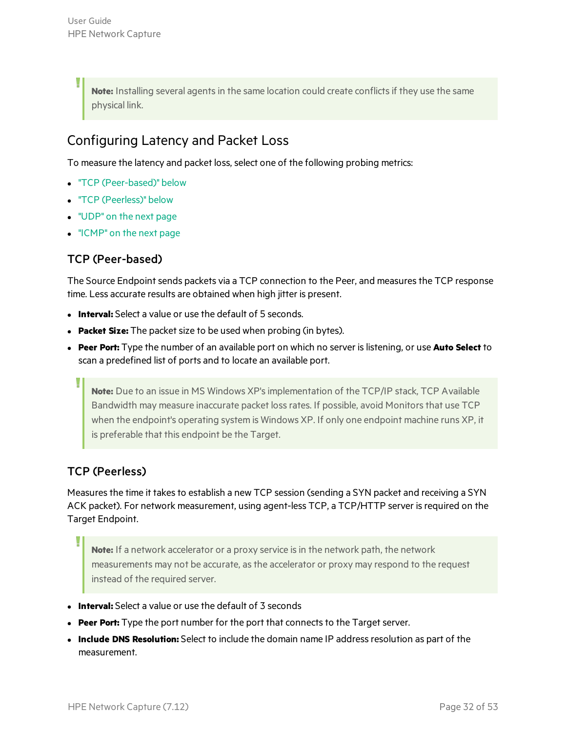> **Note:** Installing several agents in the same location could create conflicts if they use the same physical link.

## Configuring Latency and Packet Loss

To measure the latency and packet loss, select one of the following probing metrics:

- "TCP (Peer-based)" below
- "TCP (Peerless)" below
- "UDP" on the next page
- "ICMP" on the next page

### TCP (Peer-based)

The Source Endpoint sends packets via a TCP connection to the Peer, and measures the TCP response time. Less accurate results are obtained when high jitter is present.

- **Interval:** Select a value or use the default of 5 seconds.
- **Packet Size:** The packet size to be used when probing (in bytes).
- **Peer Port:** Type the number of an available port on which no server is listening, or use **Auto Select** to scan a predefined list of ports and to locate an available port.

> **Note:** Due to an issue in MS Windows XP's implementation of the TCP/IP stack, TCP Available Bandwidth may measure inaccurate packet loss rates. If possible, avoid Monitors that use TCP when the endpoint's operating system is Windows XP. If only one endpoint machine runs XP, it is preferable that this endpoint be the Target.

### TCP (Peerless)

Measures the time it takes to establish a new TCP session (sending a SYN packet and receiving a SYN ACK packet). For network measurement, using agent-less TCP, a TCP/HTTP server is required on the Target Endpoint.

> **Note:** If a network accelerator or a proxy service is in the network path, the network measurements may not be accurate, as the accelerator or proxy may respond to the request instead of the required server.

- **Interval:** Select a value or use the default of 3 seconds
- **Peer Port:** Type the port number for the port that connects to the Target server.
- **Include DNS Resolution:** Select to include the domain name IP address resolution as part of the measurement.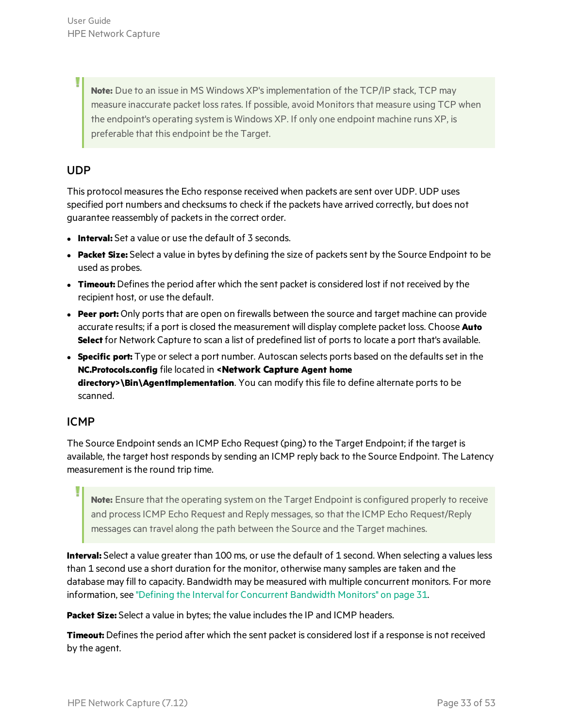> **Note:** Due to an issue in MS Windows XP's implementation of the TCP/IP stack, TCP may measure inaccurate packet loss rates. If possible, avoid Monitors that measure using TCP when the endpoint's operating system is Windows XP. If only one endpoint machine runs XP, is preferable that this endpoint be the Target.

## UDP

This protocol measures the Echo response received when packets are sent over UDP. UDP uses specified port numbers and checksums to check if the packets have arrived correctly, but does not guarantee reassembly of packets in the correct order.

- **Interval:** Set a value or use the default of 3 seconds.
- **Packet Size:** Select a value in bytes by defining the size of packets sent by the Source Endpoint to be used as probes.
- **Timeout:** Defines the period after which the sent packet is considered lost if not received by the recipient host, or use the default.
- **Peer port:** Only ports that are open on firewalls between the source and target machine can provide accurate results; if a port is closed the measurement will display complete packet loss. Choose **Auto Select** for Network Capture to scan a list of predefined list of ports to locate a port that's available.
- **Specific port:** Type or select a port number. Autoscan selects ports based on the defaults set in the **NC.Protocols.config** file located in **<Network Capture Agent home directory>\Bin\AgentImplementation**. You can modify this file to define alternate ports to be scanned.

## ICMP

The Source Endpoint sends an ICMP Echo Request (ping) to the Target Endpoint; if the target is available, the target host responds by sending an ICMP reply back to the Source Endpoint. The Latency measurement is the round trip time.

> **Note:** Ensure that the operating system on the Target Endpoint is configured properly to receive and process ICMP Echo Request and Reply messages, so that the ICMP Echo Request/Reply messages can travel along the path between the Source and the Target machines.

**Interval:** Select a value greater than 100 ms, or use the default of 1 second. When selecting a values less than 1 second use a short duration for the monitor, otherwise many samples are taken and the database may fill to capacity. Bandwidth may be measured with multiple concurrent monitors. For more information, see "Defining the Interval for Concurrent Bandwidth Monitors" on page 31.

**Packet Size:** Select a value in bytes; the value includes the IP and ICMP headers.

**Timeout:** Defines the period after which the sent packet is considered lost if a response is not received by the agent.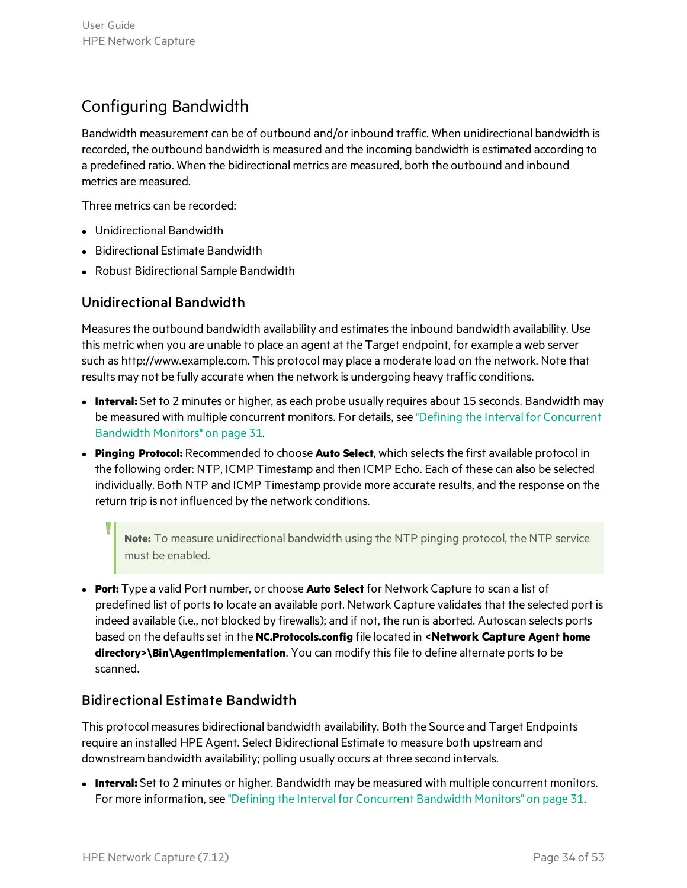## Configuring Bandwidth

Bandwidth measurement can be of outbound and/or inbound traffic. When unidirectional bandwidth is recorded, the outbound bandwidth is measured and the incoming bandwidth is estimated according to a predefined ratio. When the bidirectional metrics are measured, both the outbound and inbound metrics are measured.

Three metrics can be recorded:

- Unidirectional Bandwidth
- Bidirectional Estimate Bandwidth
- Robust Bidirectional Sample Bandwidth

### Unidirectional Bandwidth

Measures the outbound bandwidth availability and estimates the inbound bandwidth availability. Use this metric when you are unable to place an agent at the Target endpoint, for example a web server such as http://www.example.com. This protocol may place a moderate load on the network. Note that results may not be fully accurate when the network is undergoing heavy traffic conditions.

- **Interval:** Set to 2 minutes or higher, as each probe usually requires about 15 seconds. Bandwidth may be measured with multiple concurrent monitors. For details, see "Defining the Interval for Concurrent Bandwidth Monitors" on page 31.
- **Pinging Protocol:** Recommended to choose **Auto Select**, which selects the first available protocol in the following order: NTP, ICMP Timestamp and then ICMP Echo. Each of these can also be selected individually. Both NTP and ICMP Timestamp provide more accurate results, and the response on the return trip is not influenced by the network conditions.

  > **Note:** To measure unidirectional bandwidth using the NTP pinging protocol, the NTP service must be enabled.

- **Port:** Type a valid Port number, or choose **Auto Select** for Network Capture to scan a list of predefined list of ports to locate an available port. Network Capture validates that the selected port is indeed available (i.e., not blocked by firewalls); and if not, the run is aborted. Autoscan selects ports based on the defaults set in the **NC.Protocols.config** file located in **<Network Capture Agent home directory>\Bin\AgentImplementation**. You can modify this file to define alternate ports to be scanned.

### Bidirectional Estimate Bandwidth

This protocol measures bidirectional bandwidth availability. Both the Source and Target Endpoints require an installed HPE Agent. Select Bidirectional Estimate to measure both upstream and downstream bandwidth availability; polling usually occurs at three second intervals.

- **Interval:** Set to 2 minutes or higher. Bandwidth may be measured with multiple concurrent monitors. For more information, see "Defining the Interval for Concurrent Bandwidth Monitors" on page 31.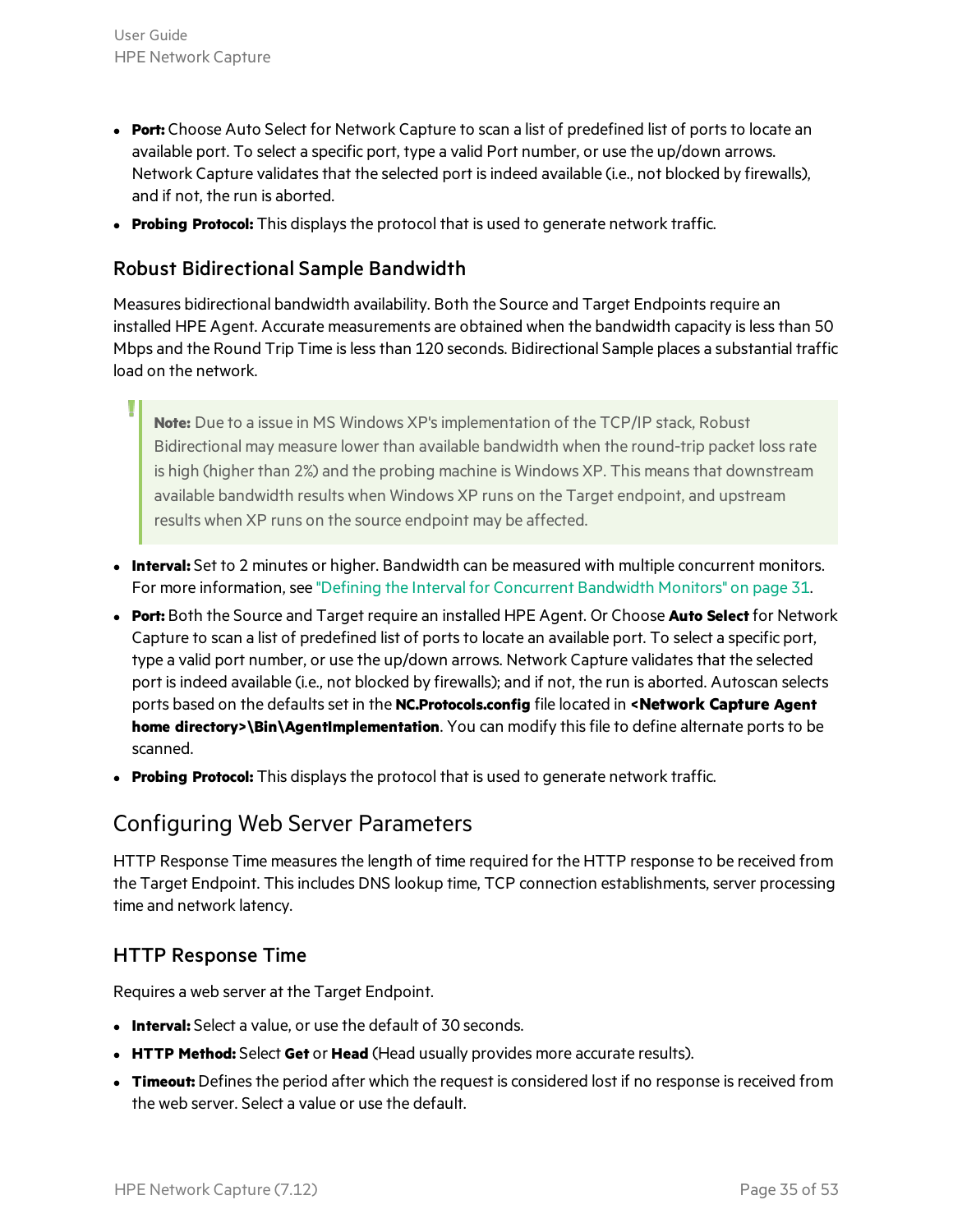- **Port:** Choose Auto Select for Network Capture to scan a list of predefined list of ports to locate an available port. To select a specific port, type a valid Port number, or use the up/down arrows. Network Capture validates that the selected port is indeed available (i.e., not blocked by firewalls), and if not, the run is aborted.
- **Probing Protocol:** This displays the protocol that is used to generate network traffic.

### Robust Bidirectional Sample Bandwidth

Measures bidirectional bandwidth availability. Both the Source and Target Endpoints require an installed HPE Agent. Accurate measurements are obtained when the bandwidth capacity is less than 50 Mbps and the Round Trip Time is less than 120 seconds. Bidirectional Sample places a substantial traffic load on the network.

> **Note:** Due to a issue in MS Windows XP's implementation of the TCP/IP stack, Robust Bidirectional may measure lower than available bandwidth when the round-trip packet loss rate is high (higher than 2%) and the probing machine is Windows XP. This means that downstream available bandwidth results when Windows XP runs on the Target endpoint, and upstream results when XP runs on the source endpoint may be affected.

- **Interval:** Set to 2 minutes or higher. Bandwidth can be measured with multiple concurrent monitors. For more information, see "Defining the Interval for Concurrent Bandwidth Monitors" on page 31.
- **Port:** Both the Source and Target require an installed HPE Agent. Or Choose **Auto Select** for Network Capture to scan a list of predefined list of ports to locate an available port. To select a specific port, type a valid port number, or use the up/down arrows. Network Capture validates that the selected port is indeed available (i.e., not blocked by firewalls); and if not, the run is aborted. Autoscan selects ports based on the defaults set in the **NC.Protocols.config** file located in **<Network Capture Agent home directory>\Bin\AgentImplementation**. You can modify this file to define alternate ports to be scanned.
- **Probing Protocol:** This displays the protocol that is used to generate network traffic.

## Configuring Web Server Parameters

HTTP Response Time measures the length of time required for the HTTP response to be received from the Target Endpoint. This includes DNS lookup time, TCP connection establishments, server processing time and network latency.

### HTTP Response Time

Requires a web server at the Target Endpoint.

- **Interval:** Select a value, or use the default of 30 seconds.
- **HTTP Method:** Select **Get** or **Head** (Head usually provides more accurate results).
- **Timeout:** Defines the period after which the request is considered lost if no response is received from the web server. Select a value or use the default.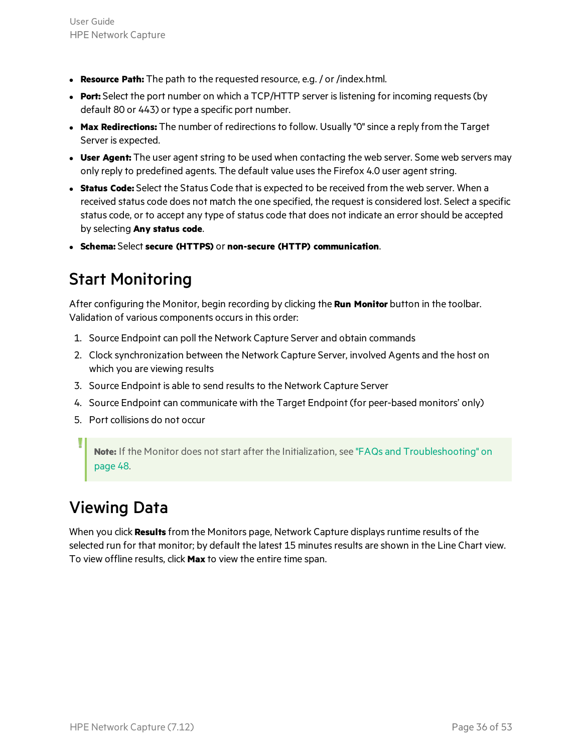- **Resource Path:** The path to the requested resource, e.g. / or /index.html.
- **Port:** Select the port number on which a TCP/HTTP server is listening for incoming requests (by default 80 or 443) or type a specific port number.
- **Max Redirections:** The number of redirections to follow. Usually "0" since a reply from the Target Server is expected.
- **User Agent:** The user agent string to be used when contacting the web server. Some web servers may only reply to predefined agents. The default value uses the Firefox 4.0 user agent string.
- **Status Code:** Select the Status Code that is expected to be received from the web server. When a received status code does not match the one specified, the request is considered lost. Select a specific status code, or to accept any type of status code that does not indicate an error should be accepted by selecting **Any status code**.
- **Schema:** Select **secure (HTTPS)** or **non-secure (HTTP) communication**.

## Start Monitoring

After configuring the Monitor, begin recording by clicking the **Run Monitor** button in the toolbar. Validation of various components occurs in this order:

1. Source Endpoint can poll the Network Capture Server and obtain commands
2. Clock synchronization between the Network Capture Server, involved Agents and the host on which you are viewing results
3. Source Endpoint is able to send results to the Network Capture Server
4. Source Endpoint can communicate with the Target Endpoint (for peer-based monitors' only)
5. Port collisions do not occur

> **Note:** If the Monitor does not start after the Initialization, see "FAQs and Troubleshooting" on page 48.

## Viewing Data

When you click **Results** from the Monitors page, Network Capture displays runtime results of the selected run for that monitor; by default the latest 15 minutes results are shown in the Line Chart view. To view offline results, click **Max** to view the entire time span.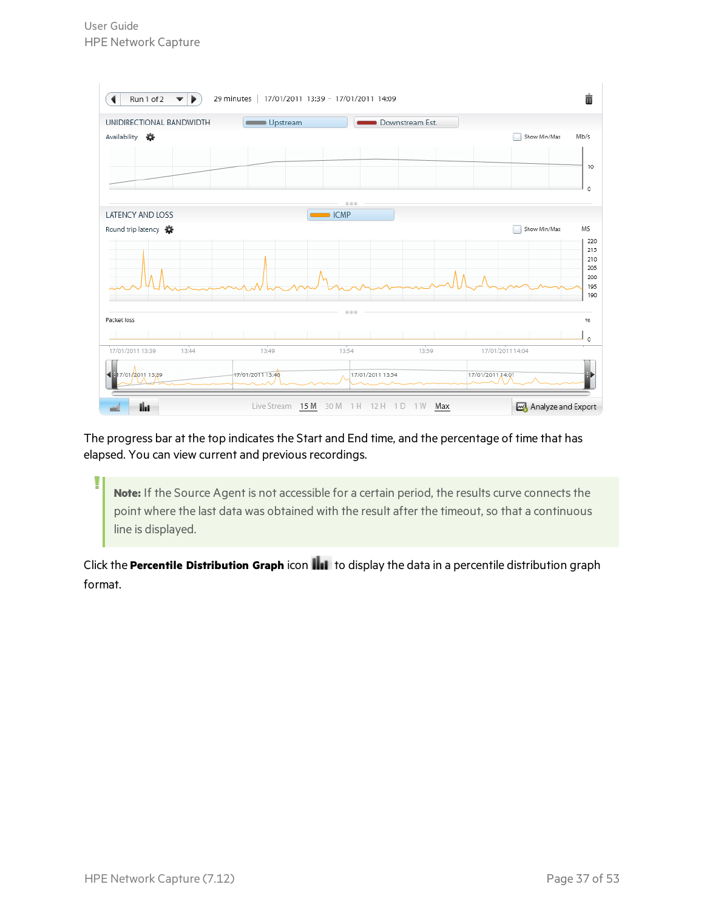The progress bar at the top indicates the Start and End time, and the percentage of time that has elapsed. You can view current and previous recordings.

> **Note:** If the Source Agent is not accessible for a certain period, the results curve connects the point where the last data was obtained with the result after the timeout, so that a continuous line is displayed.

Click the **Percentile Distribution Graph** icon to display the data in a percentile distribution graph format.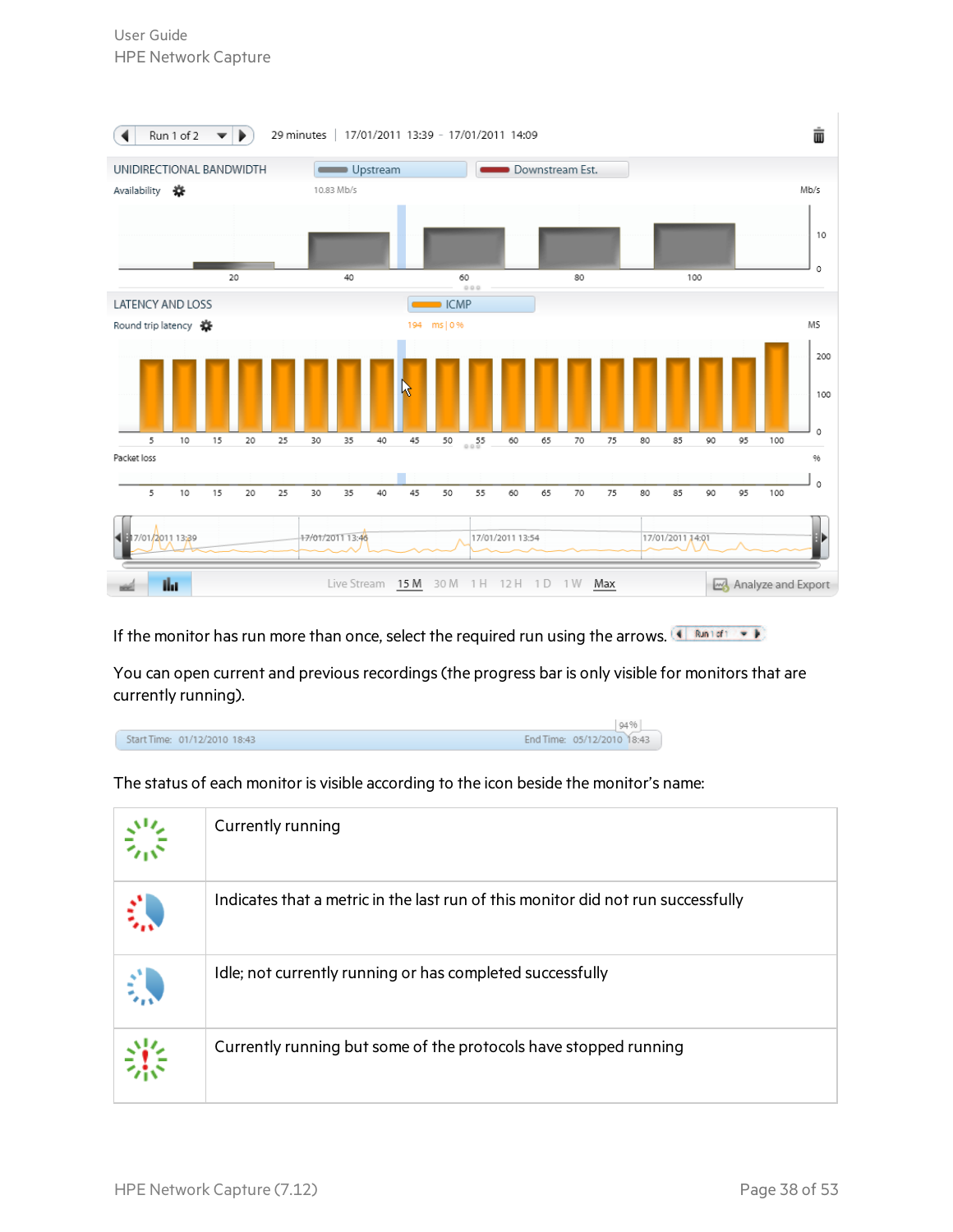If the monitor has run more than once, select the required run using the arrows.

You can open current and previous recordings (the progress bar is only visible for monitors that are currently running).

The status of each monitor is visible according to the icon beside the monitor's name:

| | |
|---|---|
| | Currently running |
| | Indicates that a metric in the last run of this monitor did not run successfully |
| | Idle; not currently running or has completed successfully |
| | Currently running but some of the protocols have stopped running |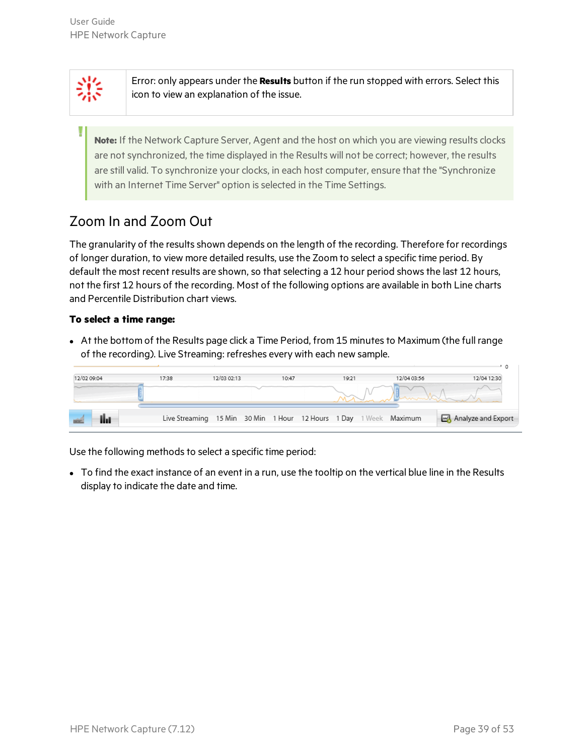| | |
|---|---|
| | Error: only appears under the **Results** button if the run stopped with errors. Select this icon to view an explanation of the issue. |

**Note:** If the Network Capture Server, Agent and the host on which you are viewing results clocks are not synchronized, the time displayed in the Results will not be correct; however, the results are still valid. To synchronize your clocks, in each host computer, ensure that the "Synchronize with an Internet Time Server" option is selected in the Time Settings.

## Zoom In and Zoom Out

The granularity of the results shown depends on the length of the recording. Therefore for recordings of longer duration, to view more detailed results, use the Zoom to select a specific time period. By default the most recent results are shown, so that selecting a 12 hour period shows the last 12 hours, not the first 12 hours of the recording. Most of the following options are available in both Line charts and Percentile Distribution chart views.

**To select a time range:**

- At the bottom of the Results page click a Time Period, from 15 minutes to Maximum (the full range of the recording). Live Streaming: refreshes every with each new sample.

Use the following methods to select a specific time period:

- To find the exact instance of an event in a run, use the tooltip on the vertical blue line in the Results display to indicate the date and time.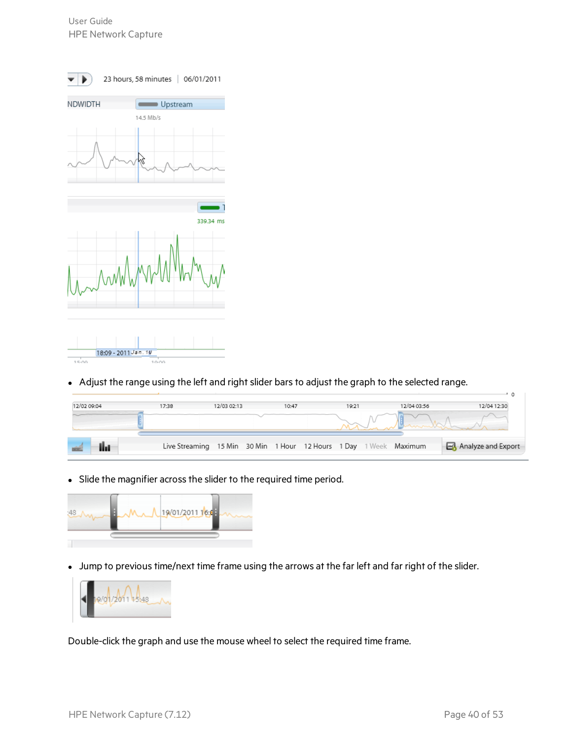- Adjust the range using the left and right slider bars to adjust the graph to the selected range.

- Slide the magnifier across the slider to the required time period.

- Jump to previous time/next time frame using the arrows at the far left and far right of the slider.

Double-click the graph and use the mouse wheel to select the required time frame.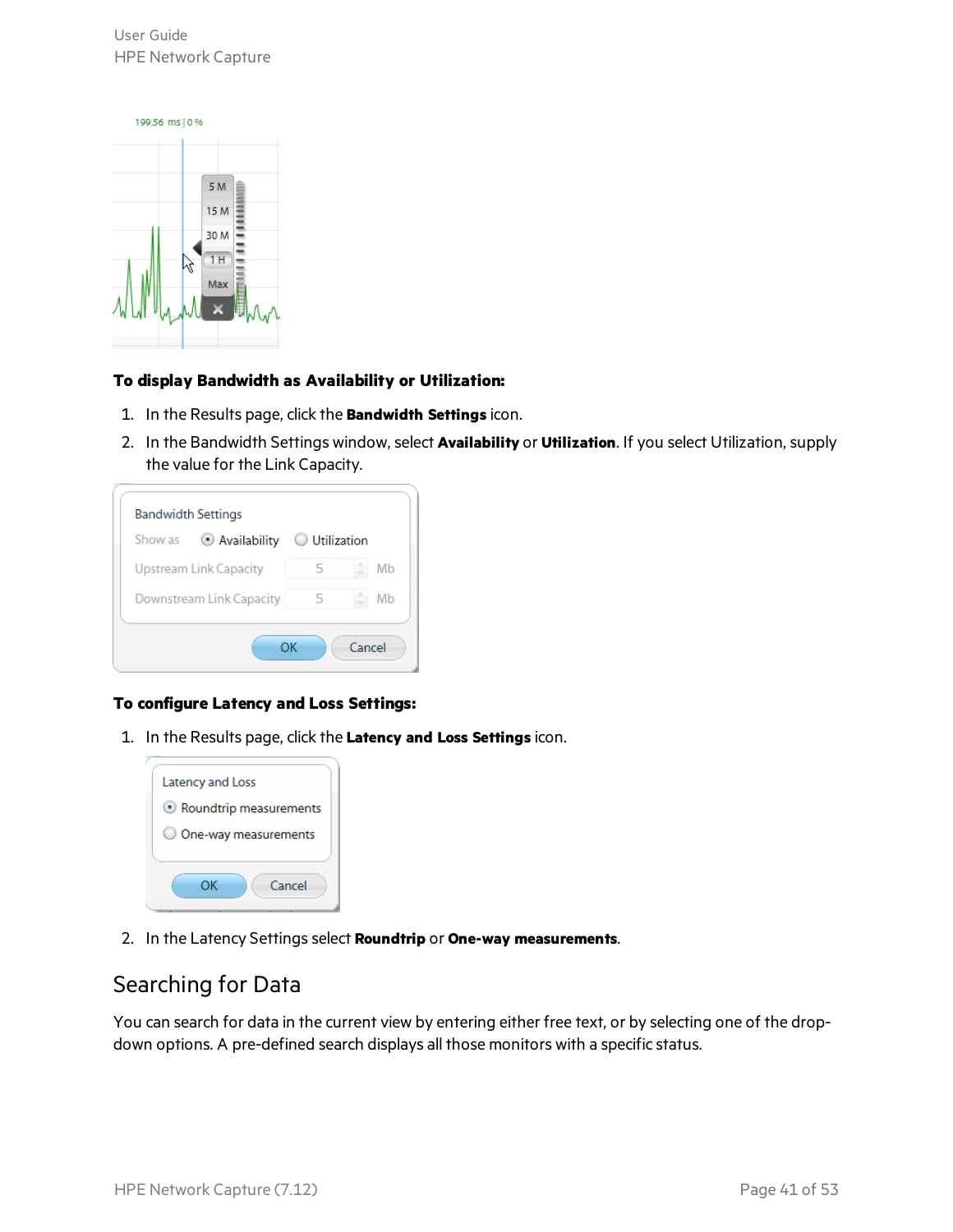**To display Bandwidth as Availability or Utilization:**

1. In the Results page, click the **Bandwidth Settings** icon.
2. In the Bandwidth Settings window, select **Availability** or **Utilization**. If you select Utilization, supply the value for the Link Capacity.

**To configure Latency and Loss Settings:**

1. In the Results page, click the **Latency and Loss Settings** icon.
2. In the Latency Settings select **Roundtrip** or **One-way measurements**.

## Searching for Data

You can search for data in the current view by entering either free text, or by selecting one of the drop-down options. A pre-defined search displays all those monitors with a specific status.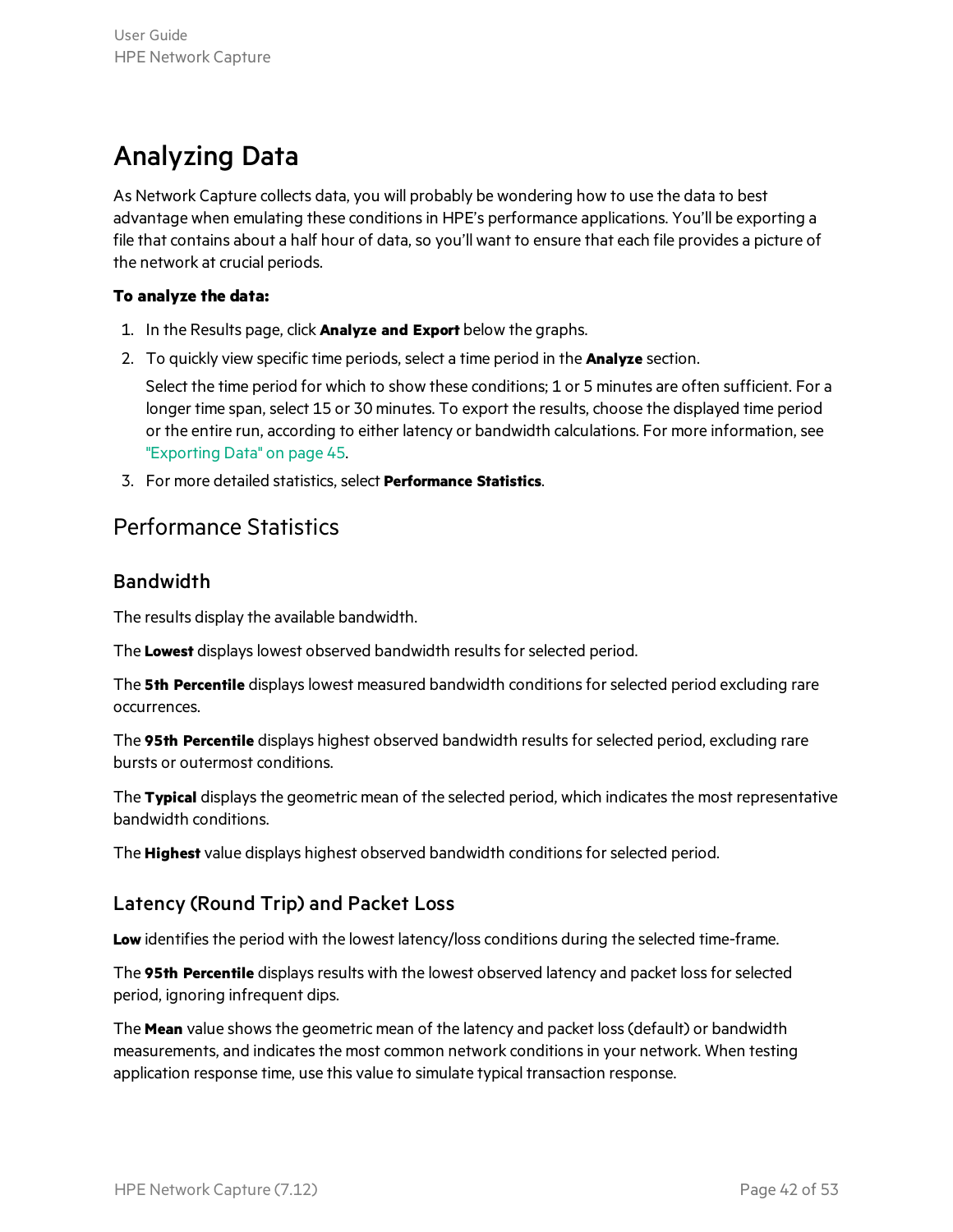# Analyzing Data

As Network Capture collects data, you will probably be wondering how to use the data to best advantage when emulating these conditions in HPE's performance applications. You'll be exporting a file that contains about a half hour of data, so you'll want to ensure that each file provides a picture of the network at crucial periods.

**To analyze the data:**

1. In the Results page, click **Analyze and Export** below the graphs.
2. To quickly view specific time periods, select a time period in the **Analyze** section.

   Select the time period for which to show these conditions; 1 or 5 minutes are often sufficient. For a longer time span, select 15 or 30 minutes. To export the results, choose the displayed time period or the entire run, according to either latency or bandwidth calculations. For more information, see "Exporting Data" on page 45.
3. For more detailed statistics, select **Performance Statistics**.

## Performance Statistics

### Bandwidth

The results display the available bandwidth.

The **Lowest** displays lowest observed bandwidth results for selected period.

The **5th Percentile** displays lowest measured bandwidth conditions for selected period excluding rare occurrences.

The **95th Percentile** displays highest observed bandwidth results for selected period, excluding rare bursts or outermost conditions.

The **Typical** displays the geometric mean of the selected period, which indicates the most representative bandwidth conditions.

The **Highest** value displays highest observed bandwidth conditions for selected period.

### Latency (Round Trip) and Packet Loss

**Low** identifies the period with the lowest latency/loss conditions during the selected time-frame.

The **95th Percentile** displays results with the lowest observed latency and packet loss for selected period, ignoring infrequent dips.

The **Mean** value shows the geometric mean of the latency and packet loss (default) or bandwidth measurements, and indicates the most common network conditions in your network. When testing application response time, use this value to simulate typical transaction response.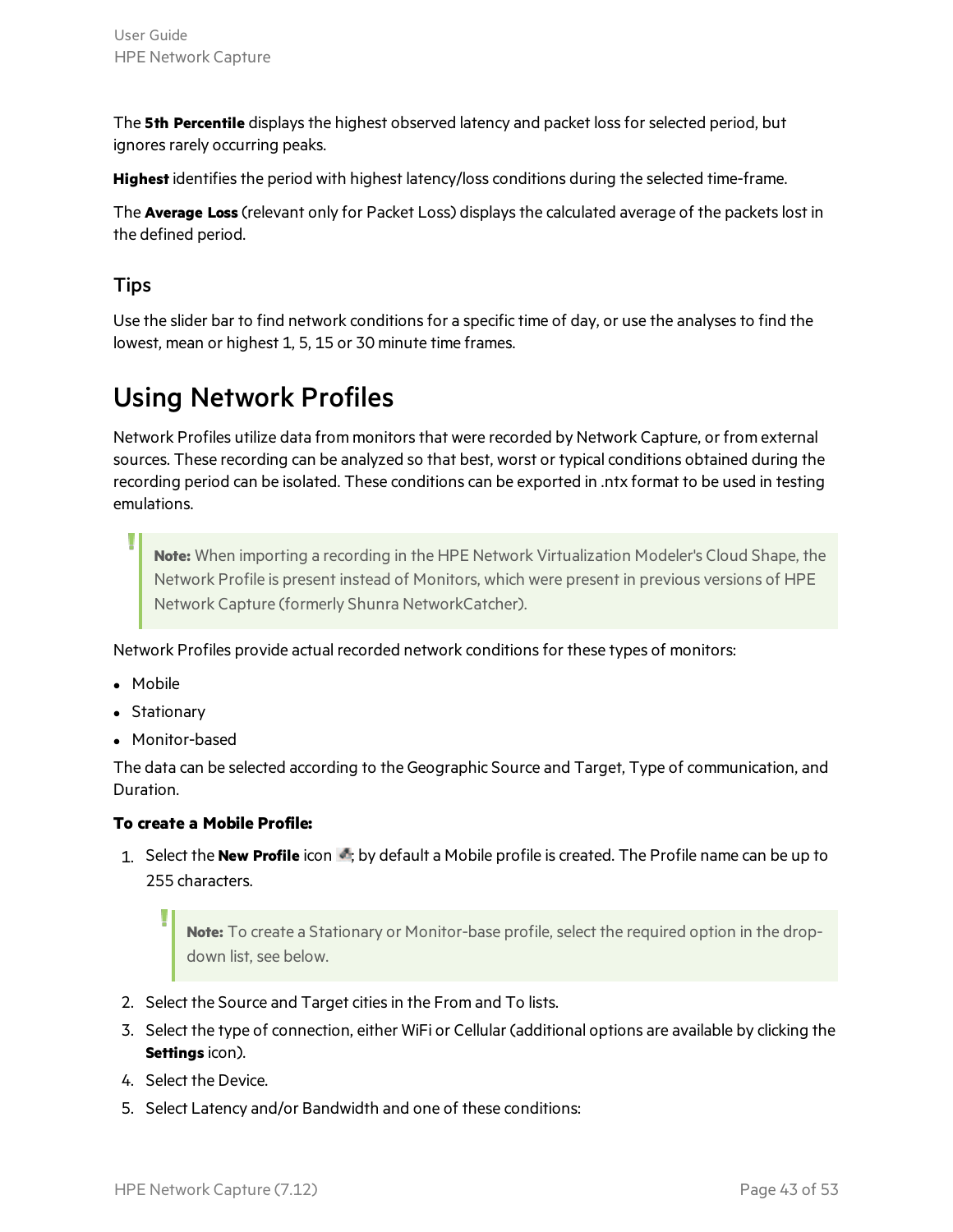The **5th Percentile** displays the highest observed latency and packet loss for selected period, but ignores rarely occurring peaks.

**Highest** identifies the period with highest latency/loss conditions during the selected time-frame.

The **Average Loss** (relevant only for Packet Loss) displays the calculated average of the packets lost in the defined period.

### Tips

Use the slider bar to find network conditions for a specific time of day, or use the analyses to find the lowest, mean or highest 1, 5, 15 or 30 minute time frames.

## Using Network Profiles

Network Profiles utilize data from monitors that were recorded by Network Capture, or from external sources. These recording can be analyzed so that best, worst or typical conditions obtained during the recording period can be isolated. These conditions can be exported in .ntx format to be used in testing emulations.

> **Note:** When importing a recording in the HPE Network Virtualization Modeler's Cloud Shape, the Network Profile is present instead of Monitors, which were present in previous versions of HPE Network Capture (formerly Shunra NetworkCatcher).

Network Profiles provide actual recorded network conditions for these types of monitors:

- Mobile
- Stationary
- Monitor-based

The data can be selected according to the Geographic Source and Target, Type of communication, and Duration.

**To create a Mobile Profile:**

1. Select the **New Profile** icon ; by default a Mobile profile is created. The Profile name can be up to 255 characters.

   > **Note:** To create a Stationary or Monitor-base profile, select the required option in the drop-down list, see below.

2. Select the Source and Target cities in the From and To lists.
3. Select the type of connection, either WiFi or Cellular (additional options are available by clicking the **Settings** icon).
4. Select the Device.
5. Select Latency and/or Bandwidth and one of these conditions: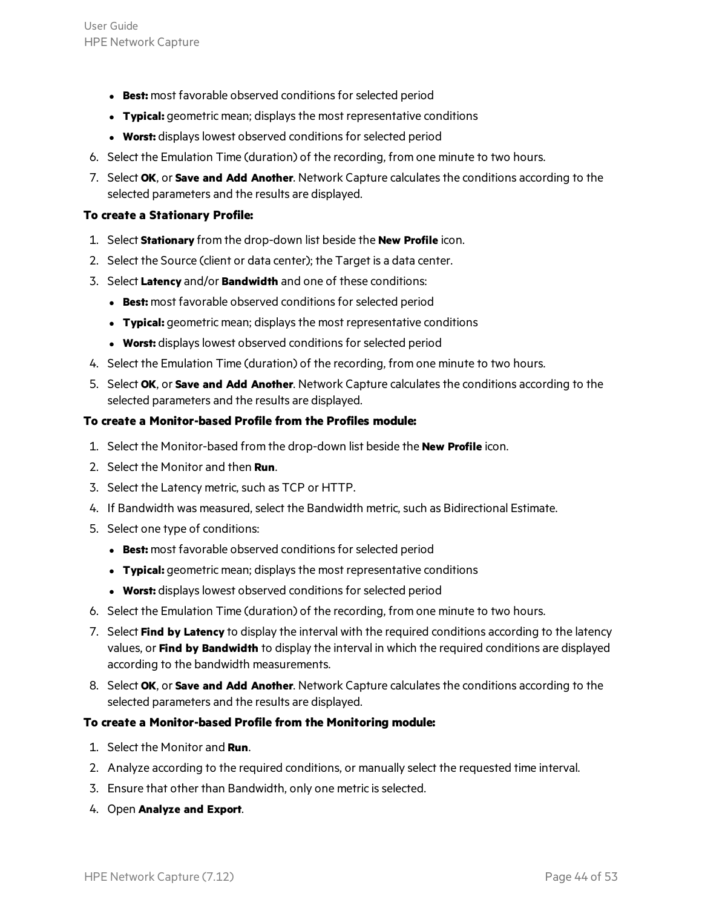- **Best:** most favorable observed conditions for selected period
- **Typical:** geometric mean; displays the most representative conditions
- **Worst:** displays lowest observed conditions for selected period

6. Select the Emulation Time (duration) of the recording, from one minute to two hours.
7. Select **OK**, or **Save and Add Another**. Network Capture calculates the conditions according to the selected parameters and the results are displayed.

**To create a Stationary Profile:**

1. Select **Stationary** from the drop-down list beside the **New Profile** icon.
2. Select the Source (client or data center); the Target is a data center.
3. Select **Latency** and/or **Bandwidth** and one of these conditions:
   - **Best:** most favorable observed conditions for selected period
   - **Typical:** geometric mean; displays the most representative conditions
   - **Worst:** displays lowest observed conditions for selected period
4. Select the Emulation Time (duration) of the recording, from one minute to two hours.
5. Select **OK**, or **Save and Add Another**. Network Capture calculates the conditions according to the selected parameters and the results are displayed.

**To create a Monitor-based Profile from the Profiles module:**

1. Select the Monitor-based from the drop-down list beside the **New Profile** icon.
2. Select the Monitor and then **Run**.
3. Select the Latency metric, such as TCP or HTTP.
4. If Bandwidth was measured, select the Bandwidth metric, such as Bidirectional Estimate.
5. Select one type of conditions:
   - **Best:** most favorable observed conditions for selected period
   - **Typical:** geometric mean; displays the most representative conditions
   - **Worst:** displays lowest observed conditions for selected period
6. Select the Emulation Time (duration) of the recording, from one minute to two hours.
7. Select **Find by Latency** to display the interval with the required conditions according to the latency values, or **Find by Bandwidth** to display the interval in which the required conditions are displayed according to the bandwidth measurements.
8. Select **OK**, or **Save and Add Another**. Network Capture calculates the conditions according to the selected parameters and the results are displayed.

**To create a Monitor-based Profile from the Monitoring module:**

1. Select the Monitor and **Run**.
2. Analyze according to the required conditions, or manually select the requested time interval.
3. Ensure that other than Bandwidth, only one metric is selected.
4. Open **Analyze and Export**.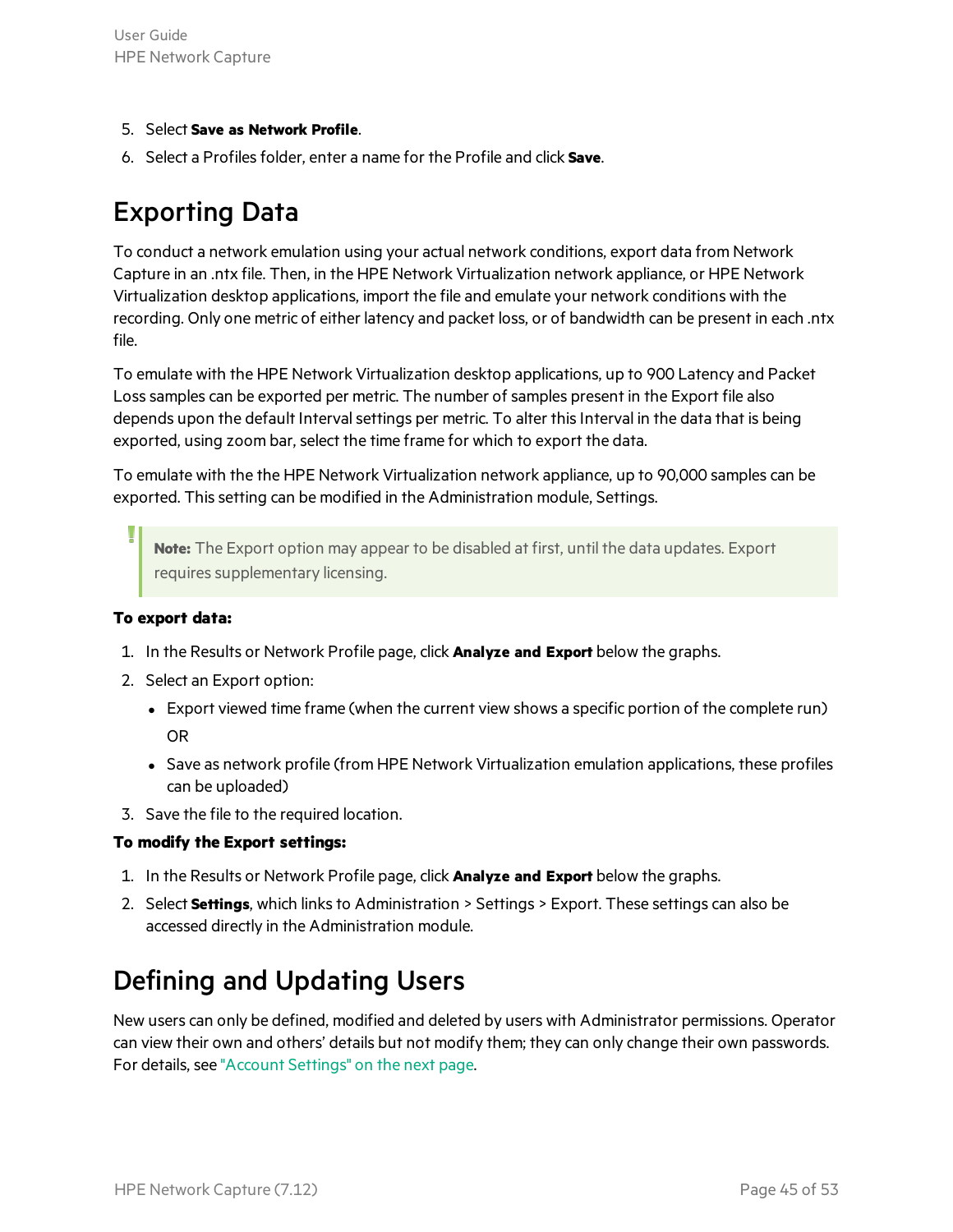5. Select **Save as Network Profile**.
6. Select a Profiles folder, enter a name for the Profile and click **Save**.

# Exporting Data

To conduct a network emulation using your actual network conditions, export data from Network Capture in an .ntx file. Then, in the HPE Network Virtualization network appliance, or HPE Network Virtualization desktop applications, import the file and emulate your network conditions with the recording. Only one metric of either latency and packet loss, or of bandwidth can be present in each .ntx file.

To emulate with the HPE Network Virtualization desktop applications, up to 900 Latency and Packet Loss samples can be exported per metric. The number of samples present in the Export file also depends upon the default Interval settings per metric. To alter this Interval in the data that is being exported, using zoom bar, select the time frame for which to export the data.

To emulate with the the HPE Network Virtualization network appliance, up to 90,000 samples can be exported. This setting can be modified in the Administration module, Settings.

> **Note:** The Export option may appear to be disabled at first, until the data updates. Export requires supplementary licensing.

**To export data:**

1. In the Results or Network Profile page, click **Analyze and Export** below the graphs.
2. Select an Export option:
   - Export viewed time frame (when the current view shows a specific portion of the complete run)
     
     OR
   - Save as network profile (from HPE Network Virtualization emulation applications, these profiles can be uploaded)
3. Save the file to the required location.

**To modify the Export settings:**

1. In the Results or Network Profile page, click **Analyze and Export** below the graphs.
2. Select **Settings**, which links to Administration > Settings > Export. These settings can also be accessed directly in the Administration module.

# Defining and Updating Users

New users can only be defined, modified and deleted by users with Administrator permissions. Operator can view their own and others' details but not modify them; they can only change their own passwords. For details, see "Account Settings" on the next page.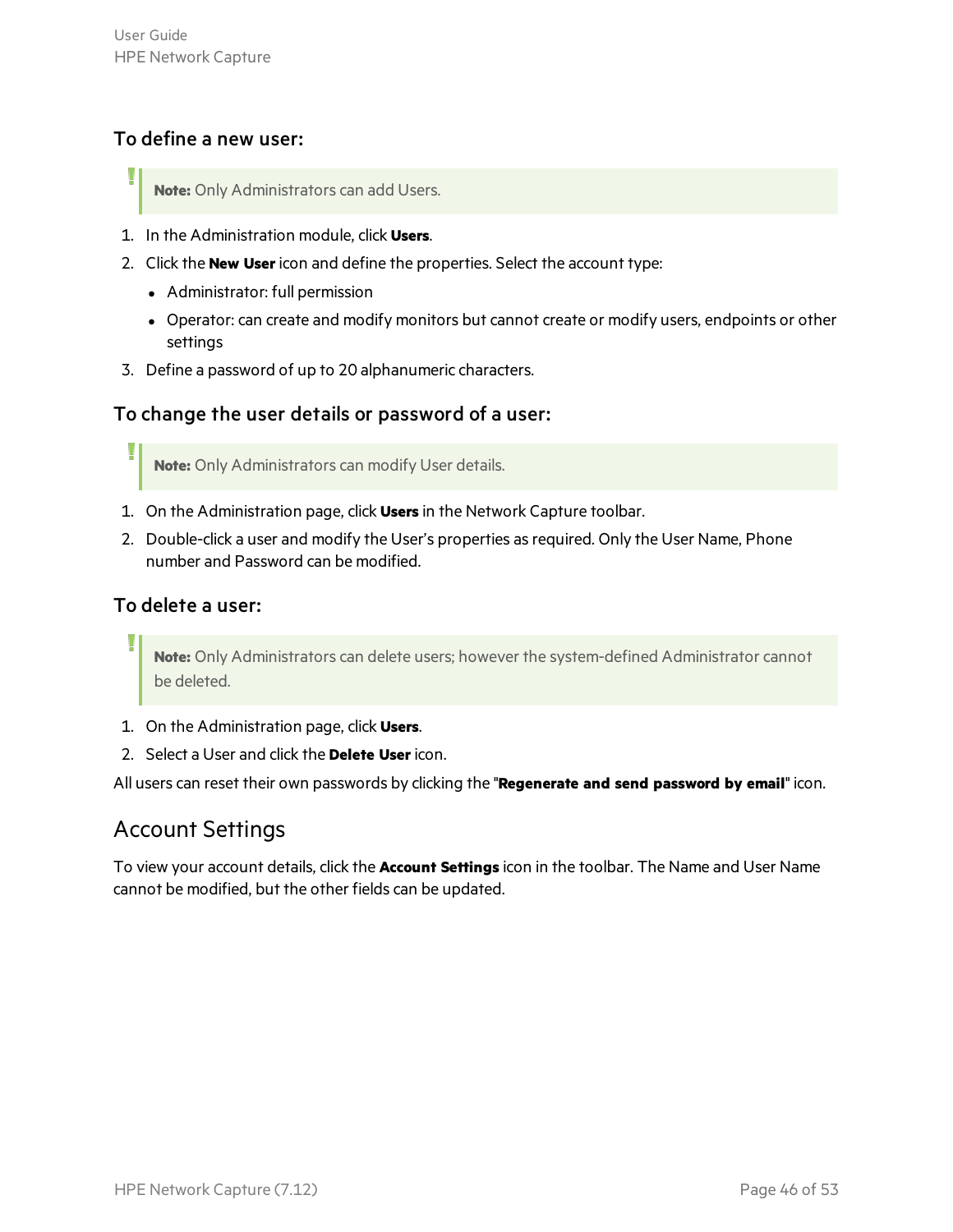### To define a new user:

> **Note:** Only Administrators can add Users.

1. In the Administration module, click **Users**.
2. Click the **New User** icon and define the properties. Select the account type:
   - Administrator: full permission
   - Operator: can create and modify monitors but cannot create or modify users, endpoints or other settings
3. Define a password of up to 20 alphanumeric characters.

### To change the user details or password of a user:

> **Note:** Only Administrators can modify User details.

1. On the Administration page, click **Users** in the Network Capture toolbar.
2. Double-click a user and modify the User's properties as required. Only the User Name, Phone number and Password can be modified.

### To delete a user:

> **Note:** Only Administrators can delete users; however the system-defined Administrator cannot be deleted.

1. On the Administration page, click **Users**.
2. Select a User and click the **Delete User** icon.

All users can reset their own passwords by clicking the "**Regenerate and send password by email**" icon.

## Account Settings

To view your account details, click the **Account Settings** icon in the toolbar. The Name and User Name cannot be modified, but the other fields can be updated.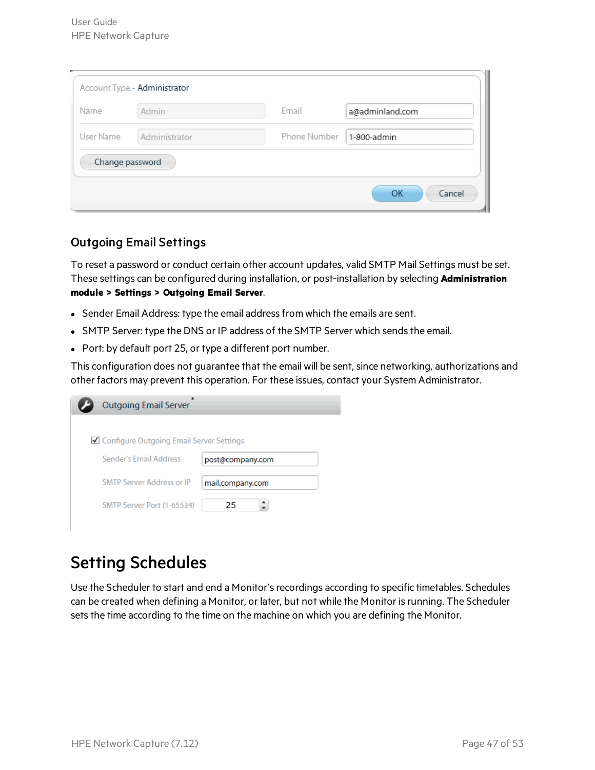## Outgoing Email Settings

To reset a password or conduct certain other account updates, valid SMTP Mail Settings must be set. These settings can be configured during installation, or post-installation by selecting **Administration module > Settings > Outgoing Email Server**.

- Sender Email Address: type the email address from which the emails are sent.
- SMTP Server: type the DNS or IP address of the SMTP Server which sends the email.
- Port: by default port 25, or type a different port number.

This configuration does not guarantee that the email will be sent, since networking, authorizations and other factors may prevent this operation. For these issues, contact your System Administrator.

# Setting Schedules

Use the Scheduler to start and end a Monitor's recordings according to specific timetables. Schedules can be created when defining a Monitor, or later, but not while the Monitor is running. The Scheduler sets the time according to the time on the machine on which you are defining the Monitor.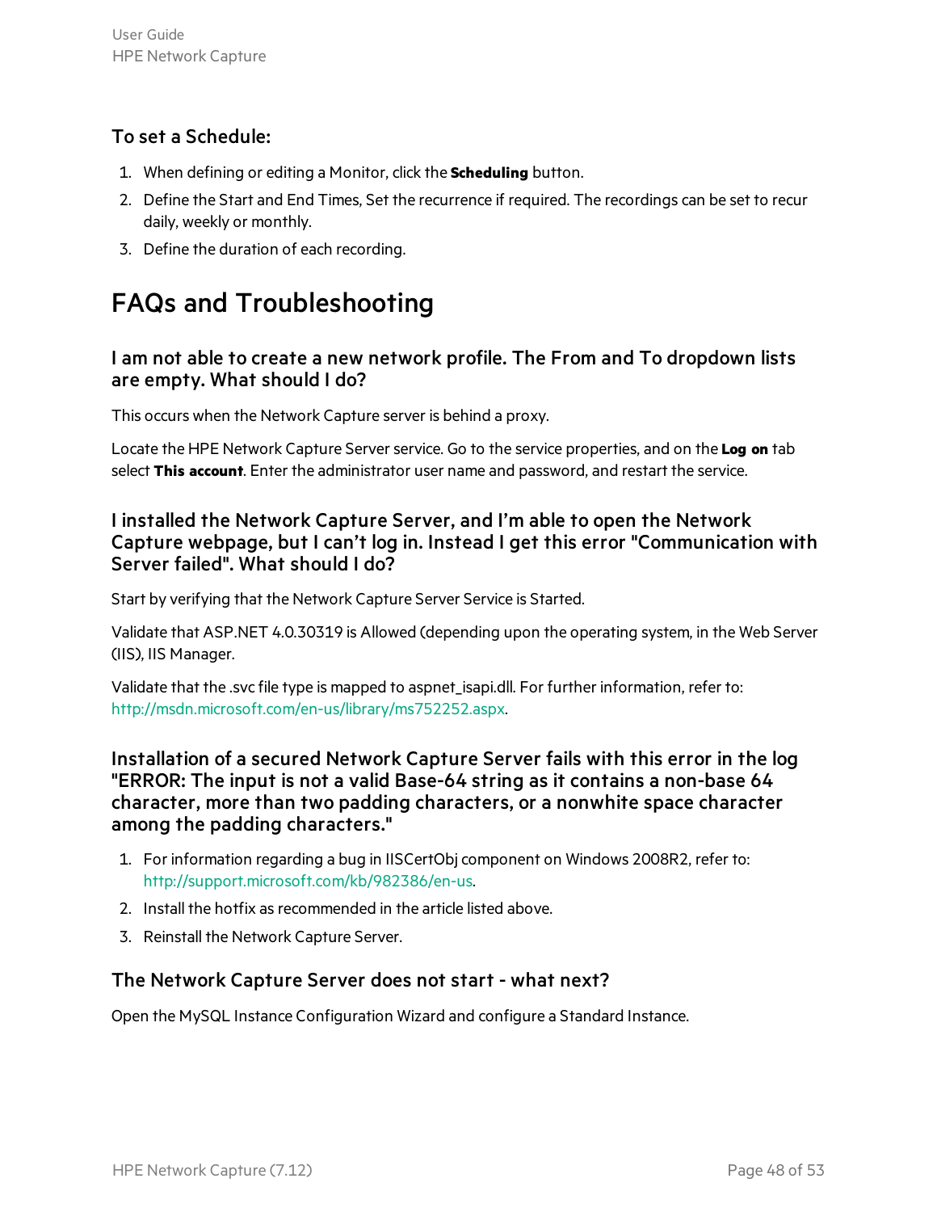### To set a Schedule:

1. When defining or editing a Monitor, click the **Scheduling** button.
2. Define the Start and End Times, Set the recurrence if required. The recordings can be set to recur daily, weekly or monthly.
3. Define the duration of each recording.

# FAQs and Troubleshooting

### I am not able to create a new network profile. The From and To dropdown lists are empty. What should I do?

This occurs when the Network Capture server is behind a proxy.

Locate the HPE Network Capture Server service. Go to the service properties, and on the **Log on** tab select **This account**. Enter the administrator user name and password, and restart the service.

### I installed the Network Capture Server, and I'm able to open the Network Capture webpage, but I can't log in. Instead I get this error "Communication with Server failed". What should I do?

Start by verifying that the Network Capture Server Service is Started.

Validate that ASP.NET 4.0.30319 is Allowed (depending upon the operating system, in the Web Server (IIS), IIS Manager.

Validate that the .svc file type is mapped to aspnet_isapi.dll. For further information, refer to: http://msdn.microsoft.com/en-us/library/ms752252.aspx.

### Installation of a secured Network Capture Server fails with this error in the log "ERROR: The input is not a valid Base-64 string as it contains a non-base 64 character, more than two padding characters, or a nonwhite space character among the padding characters."

1. For information regarding a bug in IISCertObj component on Windows 2008R2, refer to: http://support.microsoft.com/kb/982386/en-us.
2. Install the hotfix as recommended in the article listed above.
3. Reinstall the Network Capture Server.

### The Network Capture Server does not start - what next?

Open the MySQL Instance Configuration Wizard and configure a Standard Instance.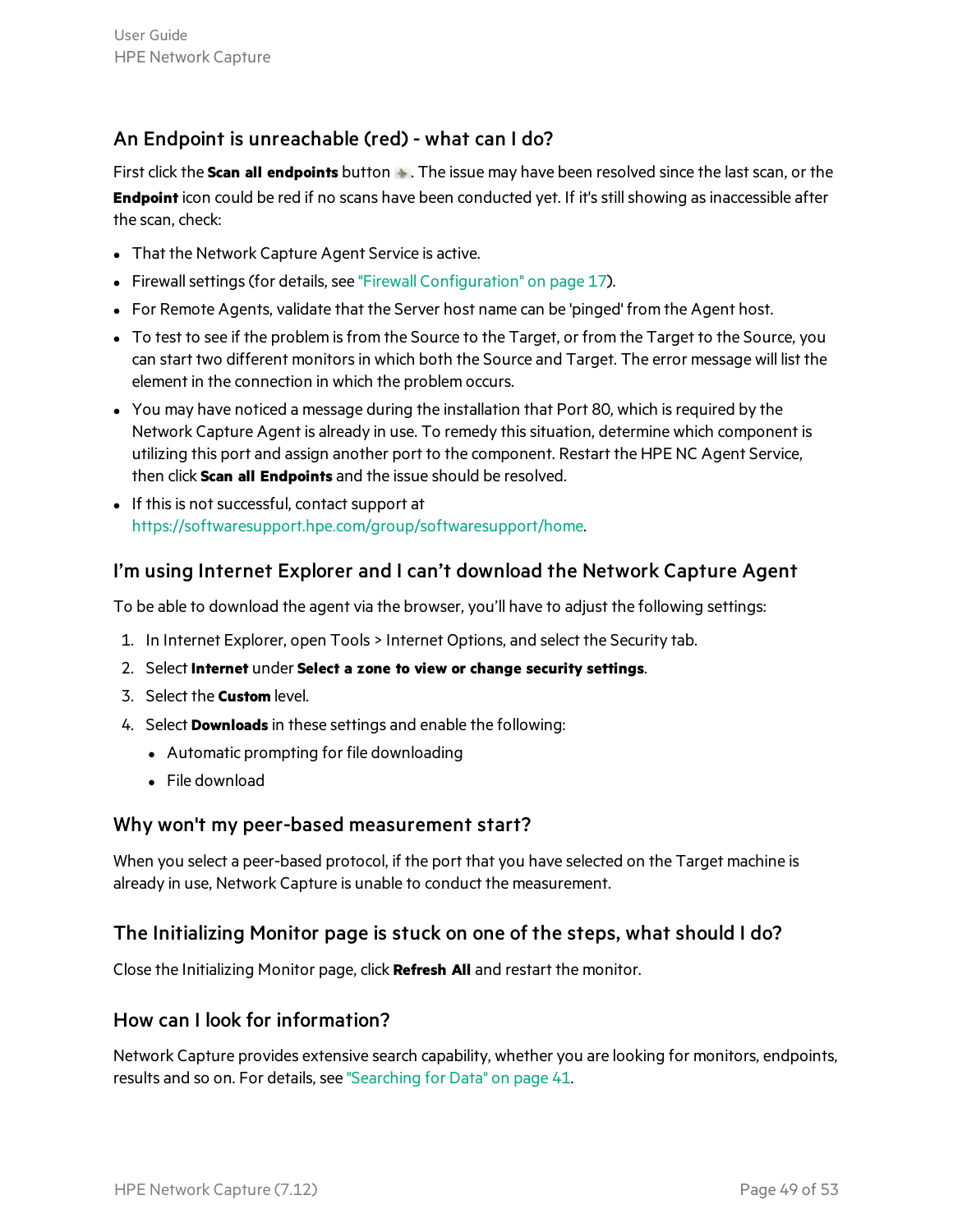### An Endpoint is unreachable (red) - what can I do?

First click the **Scan all endpoints** button . The issue may have been resolved since the last scan, or the **Endpoint** icon could be red if no scans have been conducted yet. If it's still showing as inaccessible after the scan, check:

- That the Network Capture Agent Service is active.
- Firewall settings (for details, see "Firewall Configuration" on page 17).
- For Remote Agents, validate that the Server host name can be 'pinged' from the Agent host.
- To test to see if the problem is from the Source to the Target, or from the Target to the Source, you can start two different monitors in which both the Source and Target. The error message will list the element in the connection in which the problem occurs.
- You may have noticed a message during the installation that Port 80, which is required by the Network Capture Agent is already in use. To remedy this situation, determine which component is utilizing this port and assign another port to the component. Restart the HPE NC Agent Service, then click **Scan all Endpoints** and the issue should be resolved.
- If this is not successful, contact support at https://softwaresupport.hpe.com/group/softwaresupport/home.

### I'm using Internet Explorer and I can't download the Network Capture Agent

To be able to download the agent via the browser, you'll have to adjust the following settings:

1. In Internet Explorer, open Tools > Internet Options, and select the Security tab.
2. Select **Internet** under **Select a zone to view or change security settings**.
3. Select the **Custom** level.
4. Select **Downloads** in these settings and enable the following:
   - Automatic prompting for file downloading
   - File download

### Why won't my peer-based measurement start?

When you select a peer-based protocol, if the port that you have selected on the Target machine is already in use, Network Capture is unable to conduct the measurement.

### The Initializing Monitor page is stuck on one of the steps, what should I do?

Close the Initializing Monitor page, click **Refresh All** and restart the monitor.

### How can I look for information?

Network Capture provides extensive search capability, whether you are looking for monitors, endpoints, results and so on. For details, see "Searching for Data" on page 41.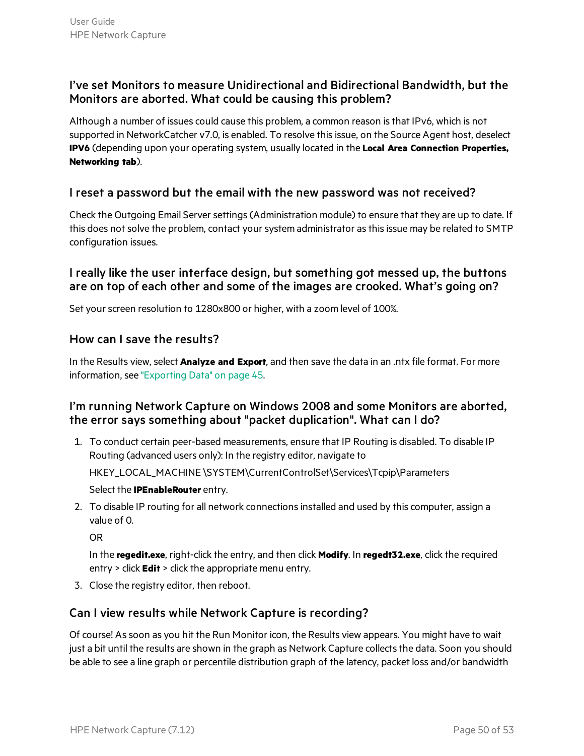### I've set Monitors to measure Unidirectional and Bidirectional Bandwidth, but the Monitors are aborted. What could be causing this problem?

Although a number of issues could cause this problem, a common reason is that IPv6, which is not supported in NetworkCatcher v7.0, is enabled. To resolve this issue, on the Source Agent host, deselect **IPV6** (depending upon your operating system, usually located in the **Local Area Connection Properties, Networking tab**).

### I reset a password but the email with the new password was not received?

Check the Outgoing Email Server settings (Administration module) to ensure that they are up to date. If this does not solve the problem, contact your system administrator as this issue may be related to SMTP configuration issues.

### I really like the user interface design, but something got messed up, the buttons are on top of each other and some of the images are crooked. What's going on?

Set your screen resolution to 1280x800 or higher, with a zoom level of 100%.

### How can I save the results?

In the Results view, select **Analyze and Export**, and then save the data in an .ntx file format. For more information, see "Exporting Data" on page 45.

### I'm running Network Capture on Windows 2008 and some Monitors are aborted, the error says something about "packet duplication". What can I do?

1. To conduct certain peer-based measurements, ensure that IP Routing is disabled. To disable IP Routing (advanced users only): In the registry editor, navigate to

   HKEY_LOCAL_MACHINE \SYSTEM\CurrentControlSet\Services\Tcpip\Parameters

   Select the **IPEnableRouter** entry.

2. To disable IP routing for all network connections installed and used by this computer, assign a value of 0.

   OR

   In the **regedit.exe**, right-click the entry, and then click **Modify**. In **regedt32.exe**, click the required entry > click **Edit** > click the appropriate menu entry.

3. Close the registry editor, then reboot.

### Can I view results while Network Capture is recording?

Of course! As soon as you hit the Run Monitor icon, the Results view appears. You might have to wait just a bit until the results are shown in the graph as Network Capture collects the data. Soon you should be able to see a line graph or percentile distribution graph of the latency, packet loss and/or bandwidth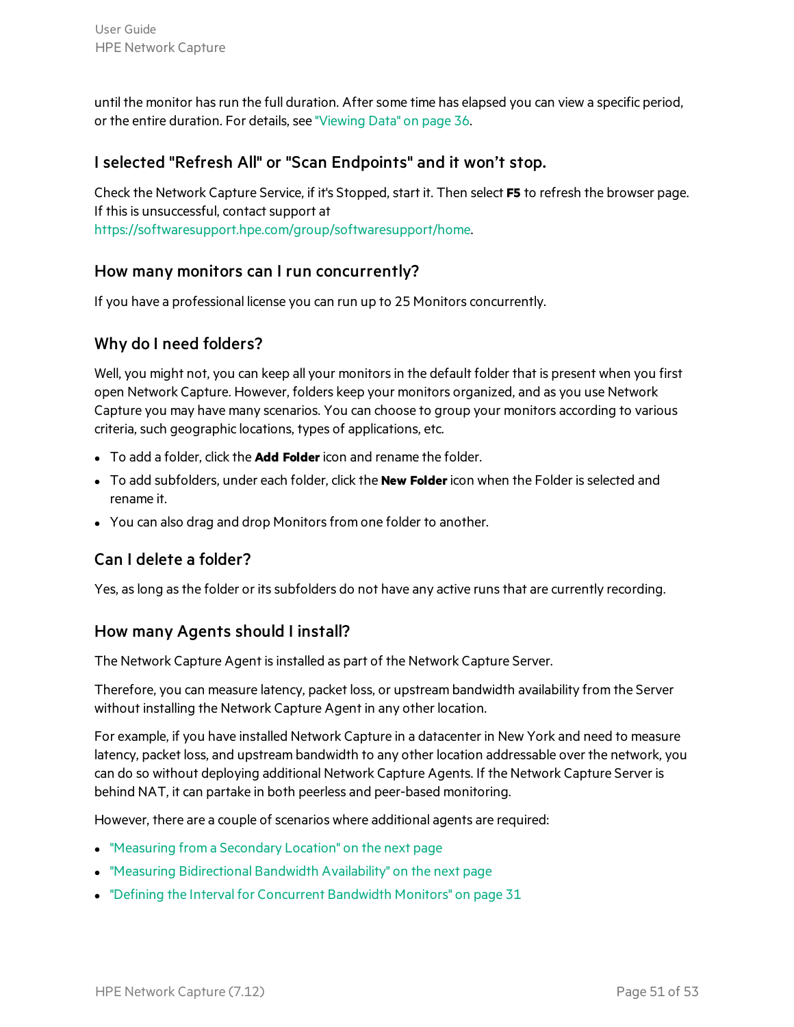until the monitor has run the full duration. After some time has elapsed you can view a specific period, or the entire duration. For details, see "Viewing Data" on page 36.

### I selected "Refresh All" or "Scan Endpoints" and it won't stop.

Check the Network Capture Service, if it's Stopped, start it. Then select **F5** to refresh the browser page. If this is unsuccessful, contact support at https://softwaresupport.hpe.com/group/softwaresupport/home.

### How many monitors can I run concurrently?

If you have a professional license you can run up to 25 Monitors concurrently.

### Why do I need folders?

Well, you might not, you can keep all your monitors in the default folder that is present when you first open Network Capture. However, folders keep your monitors organized, and as you use Network Capture you may have many scenarios. You can choose to group your monitors according to various criteria, such geographic locations, types of applications, etc.

- To add a folder, click the **Add Folder** icon and rename the folder.
- To add subfolders, under each folder, click the **New Folder** icon when the Folder is selected and rename it.
- You can also drag and drop Monitors from one folder to another.

### Can I delete a folder?

Yes, as long as the folder or its subfolders do not have any active runs that are currently recording.

### How many Agents should I install?

The Network Capture Agent is installed as part of the Network Capture Server.

Therefore, you can measure latency, packet loss, or upstream bandwidth availability from the Server without installing the Network Capture Agent in any other location.

For example, if you have installed Network Capture in a datacenter in New York and need to measure latency, packet loss, and upstream bandwidth to any other location addressable over the network, you can do so without deploying additional Network Capture Agents. If the Network Capture Server is behind NAT, it can partake in both peerless and peer-based monitoring.

However, there are a couple of scenarios where additional agents are required:

- "Measuring from a Secondary Location" on the next page
- "Measuring Bidirectional Bandwidth Availability" on the next page
- "Defining the Interval for Concurrent Bandwidth Monitors" on page 31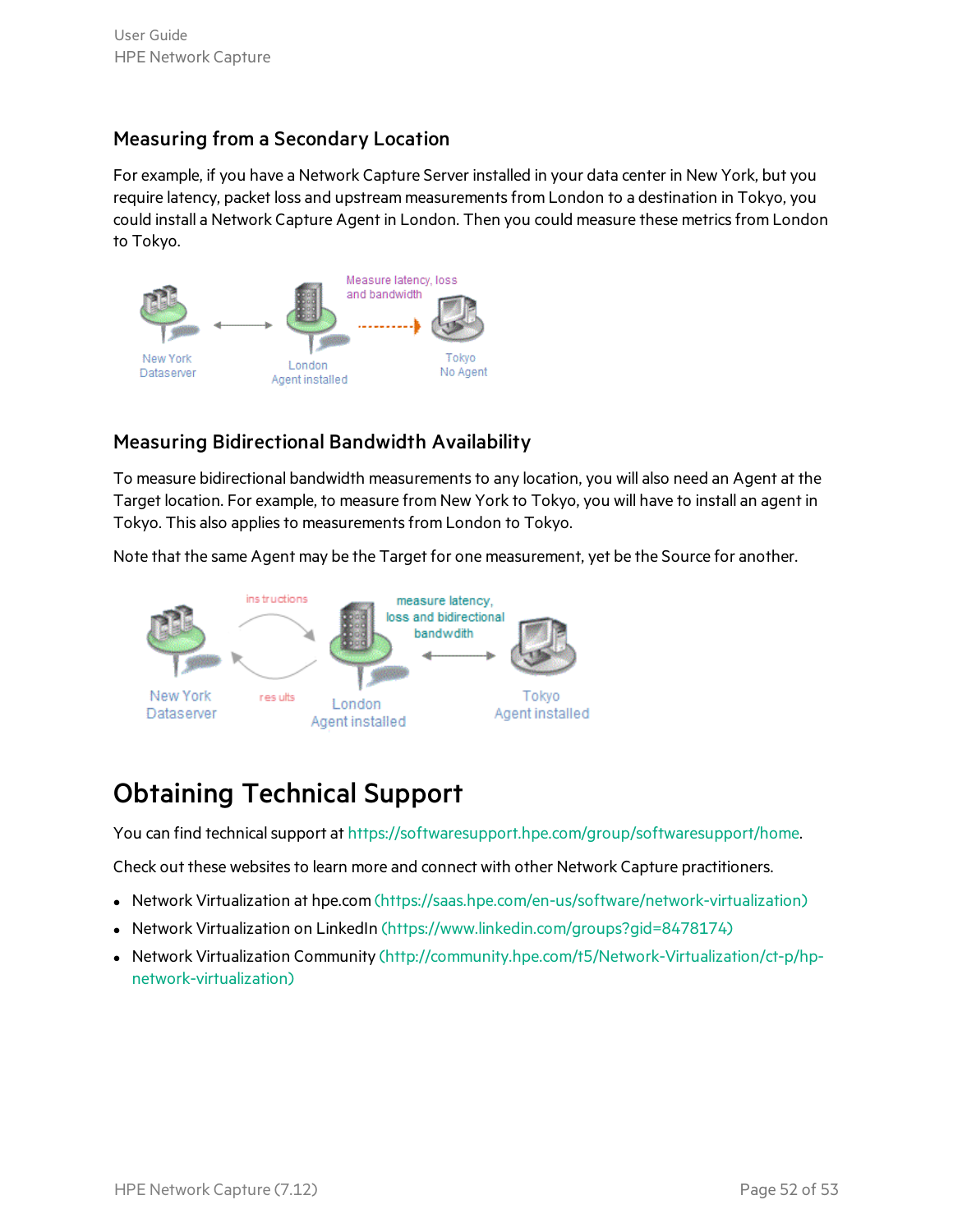### Measuring from a Secondary Location

For example, if you have a Network Capture Server installed in your data center in New York, but you require latency, packet loss and upstream measurements from London to a destination in Tokyo, you could install a Network Capture Agent in London. Then you could measure these metrics from London to Tokyo.

### Measuring Bidirectional Bandwidth Availability

To measure bidirectional bandwidth measurements to any location, you will also need an Agent at the Target location. For example, to measure from New York to Tokyo, you will have to install an agent in Tokyo. This also applies to measurements from London to Tokyo.

Note that the same Agent may be the Target for one measurement, yet be the Source for another.

# Obtaining Technical Support

You can find technical support at https://softwaresupport.hpe.com/group/softwaresupport/home.

Check out these websites to learn more and connect with other Network Capture practitioners.

- Network Virtualization at hpe.com (https://saas.hpe.com/en-us/software/network-virtualization)
- Network Virtualization on LinkedIn (https://www.linkedin.com/groups?gid=8478174)
- Network Virtualization Community (http://community.hpe.com/t5/Network-Virtualization/ct-p/hp-network-virtualization)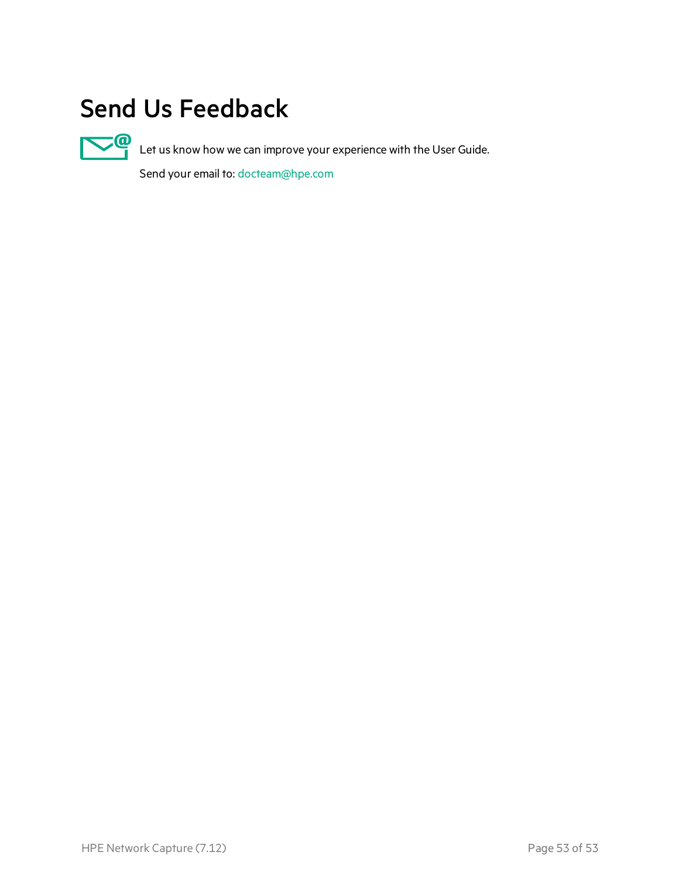# Send Us Feedback

Let us know how we can improve your experience with the User Guide.

Send your email to: docteam@hpe.com